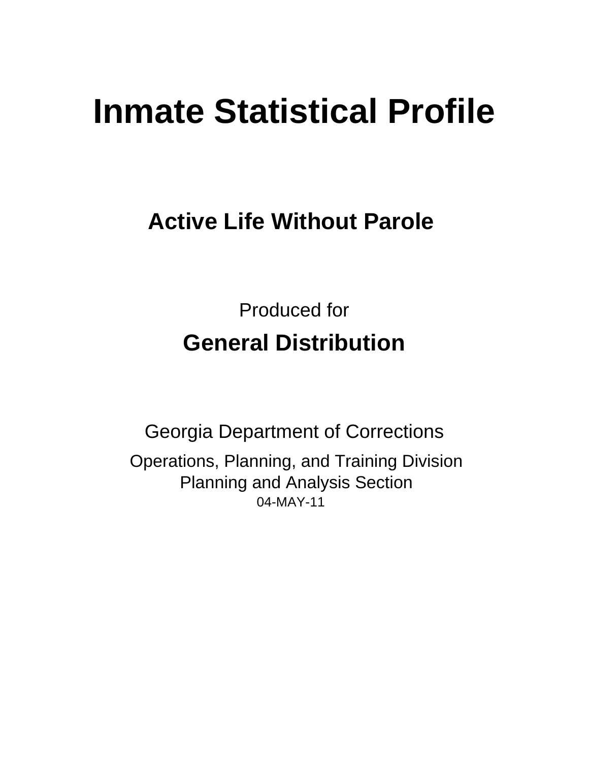# Inmate Statistical Profile

## Active Life Without Parole

Produced for

**General Distribution**

Georgia Department of Corrections

Operations, Planning, and Training Division
Planning and Analysis Section
04-MAY-11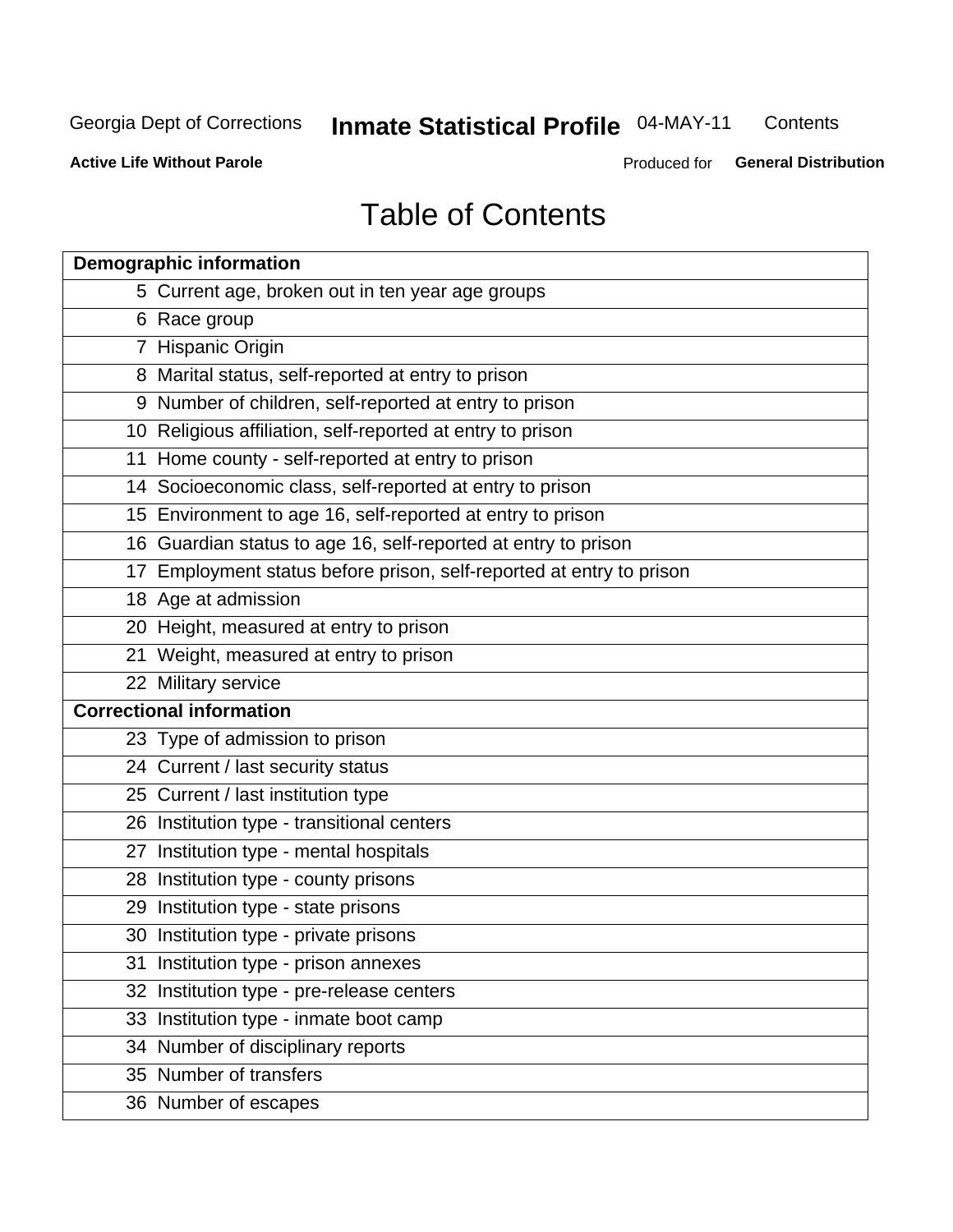# Table of Contents

| Demographic information | |
|---|---|
| 5 | Current age, broken out in ten year age groups |
| 6 | Race group |
| 7 | Hispanic Origin |
| 8 | Marital status, self-reported at entry to prison |
| 9 | Number of children, self-reported at entry to prison |
| 10 | Religious affiliation, self-reported at entry to prison |
| 11 | Home county - self-reported at entry to prison |
| 14 | Socioeconomic class, self-reported at entry to prison |
| 15 | Environment to age 16, self-reported at entry to prison |
| 16 | Guardian status to age 16, self-reported at entry to prison |
| 17 | Employment status before prison, self-reported at entry to prison |
| 18 | Age at admission |
| 20 | Height, measured at entry to prison |
| 21 | Weight, measured at entry to prison |
| 22 | Military service |
| **Correctional information** | |
| 23 | Type of admission to prison |
| 24 | Current / last security status |
| 25 | Current / last institution type |
| 26 | Institution type - transitional centers |
| 27 | Institution type - mental hospitals |
| 28 | Institution type - county prisons |
| 29 | Institution type - state prisons |
| 30 | Institution type - private prisons |
| 31 | Institution type - prison annexes |
| 32 | Institution type - pre-release centers |
| 33 | Institution type - inmate boot camp |
| 34 | Number of disciplinary reports |
| 35 | Number of transfers |
| 36 | Number of escapes |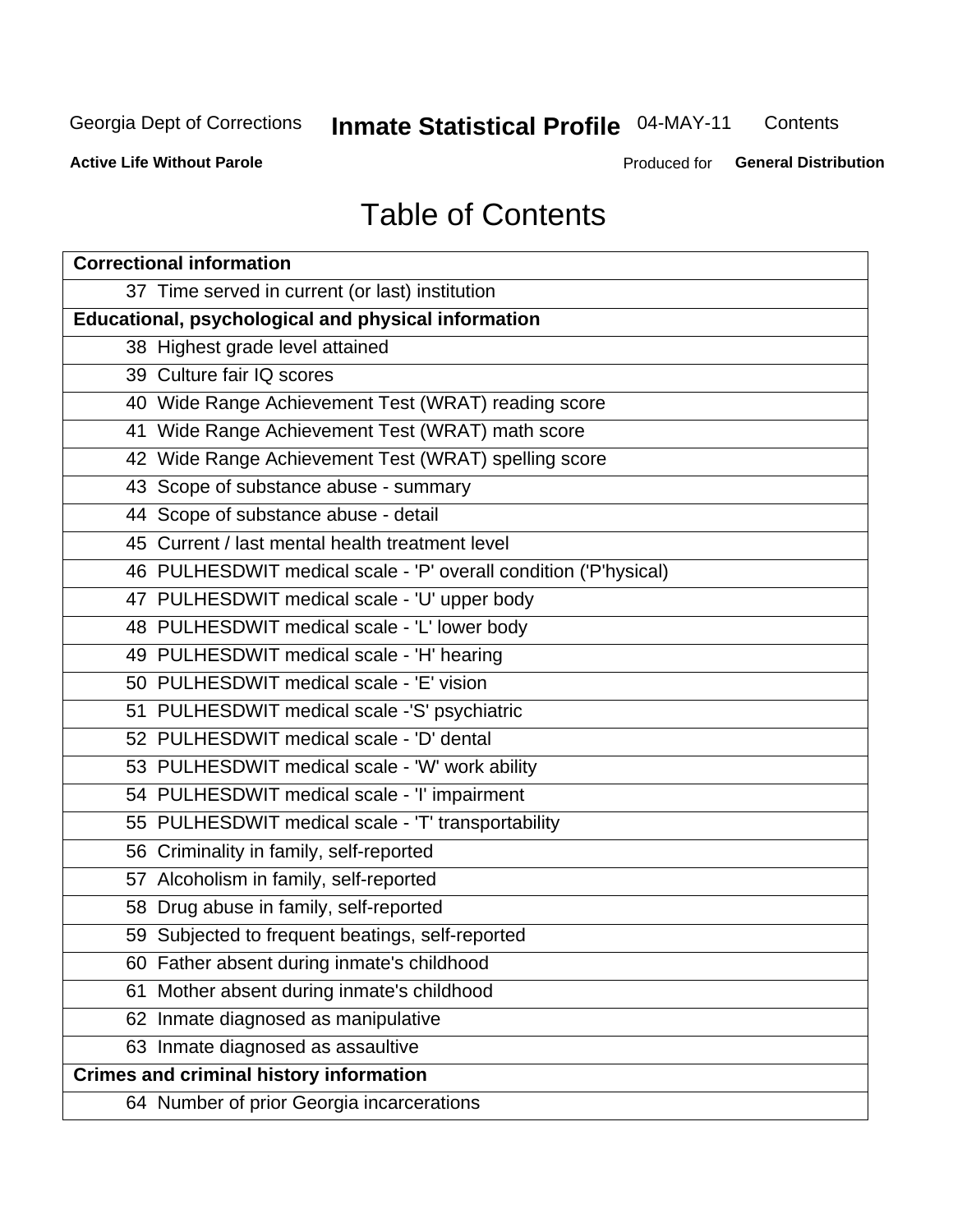Georgia Dept of Corrections **Inmate Statistical Profile** 04-MAY-11 Contents

**Active Life Without Parole** Produced for **General Distribution**

# Table of Contents

| **Correctional information** |
|---|
| 37 Time served in current (or last) institution |
| **Educational, psychological and physical information** |
| 38 Highest grade level attained |
| 39 Culture fair IQ scores |
| 40 Wide Range Achievement Test (WRAT) reading score |
| 41 Wide Range Achievement Test (WRAT) math score |
| 42 Wide Range Achievement Test (WRAT) spelling score |
| 43 Scope of substance abuse - summary |
| 44 Scope of substance abuse - detail |
| 45 Current / last mental health treatment level |
| 46 PULHESDWIT medical scale - 'P' overall condition ('P'hysical) |
| 47 PULHESDWIT medical scale - 'U' upper body |
| 48 PULHESDWIT medical scale - 'L' lower body |
| 49 PULHESDWIT medical scale - 'H' hearing |
| 50 PULHESDWIT medical scale - 'E' vision |
| 51 PULHESDWIT medical scale -'S' psychiatric |
| 52 PULHESDWIT medical scale - 'D' dental |
| 53 PULHESDWIT medical scale - 'W' work ability |
| 54 PULHESDWIT medical scale - 'I' impairment |
| 55 PULHESDWIT medical scale - 'T' transportability |
| 56 Criminality in family, self-reported |
| 57 Alcoholism in family, self-reported |
| 58 Drug abuse in family, self-reported |
| 59 Subjected to frequent beatings, self-reported |
| 60 Father absent during inmate's childhood |
| 61 Mother absent during inmate's childhood |
| 62 Inmate diagnosed as manipulative |
| 63 Inmate diagnosed as assaultive |
| **Crimes and criminal history information** |
| 64 Number of prior Georgia incarcerations |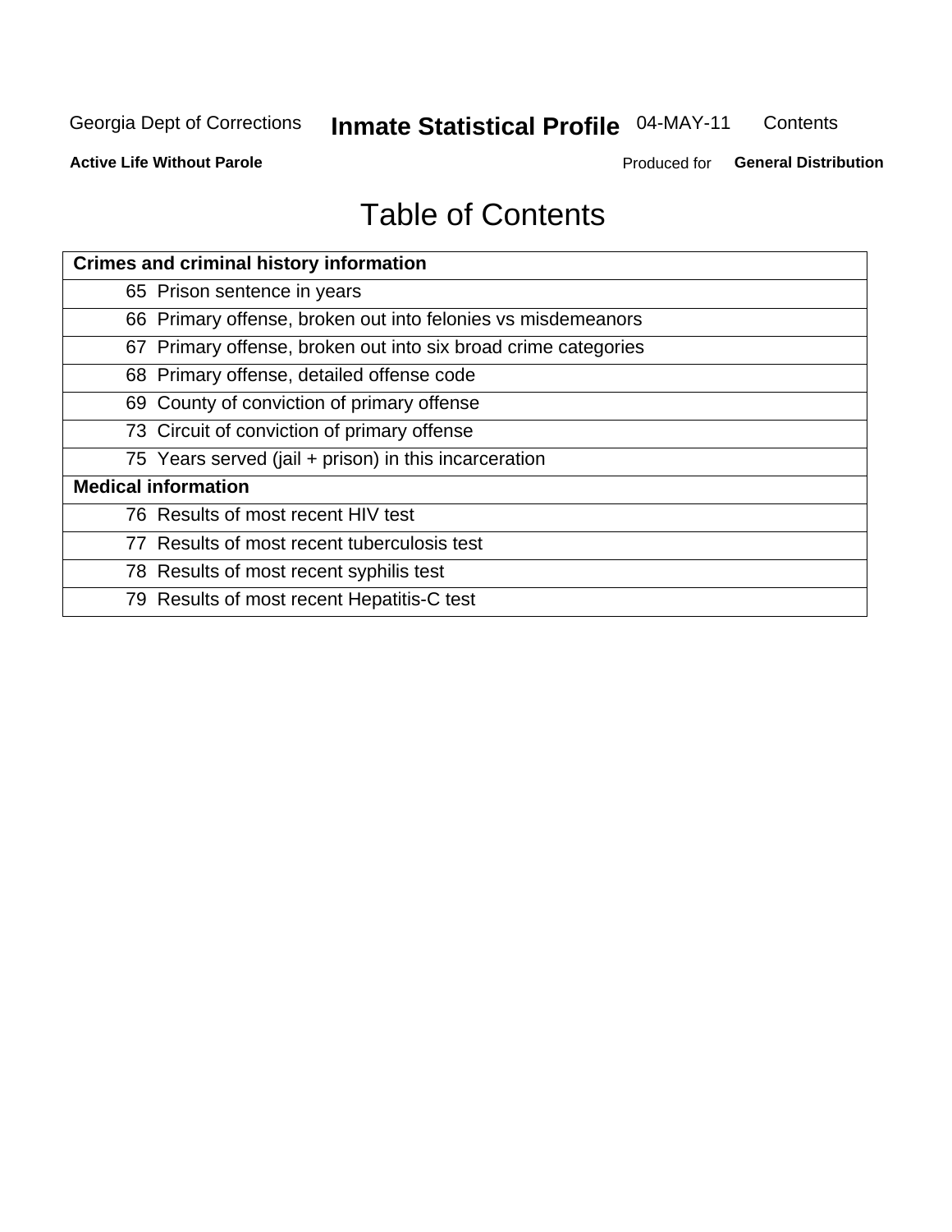# Table of Contents

| Crimes and criminal history information | |
|---|---|
| 65 | Prison sentence in years |
| 66 | Primary offense, broken out into felonies vs misdemeanors |
| 67 | Primary offense, broken out into six broad crime categories |
| 68 | Primary offense, detailed offense code |
| 69 | County of conviction of primary offense |
| 73 | Circuit of conviction of primary offense |
| 75 | Years served (jail + prison) in this incarceration |
| **Medical information** | |
| 76 | Results of most recent HIV test |
| 77 | Results of most recent tuberculosis test |
| 78 | Results of most recent syphilis test |
| 79 | Results of most recent Hepatitis-C test |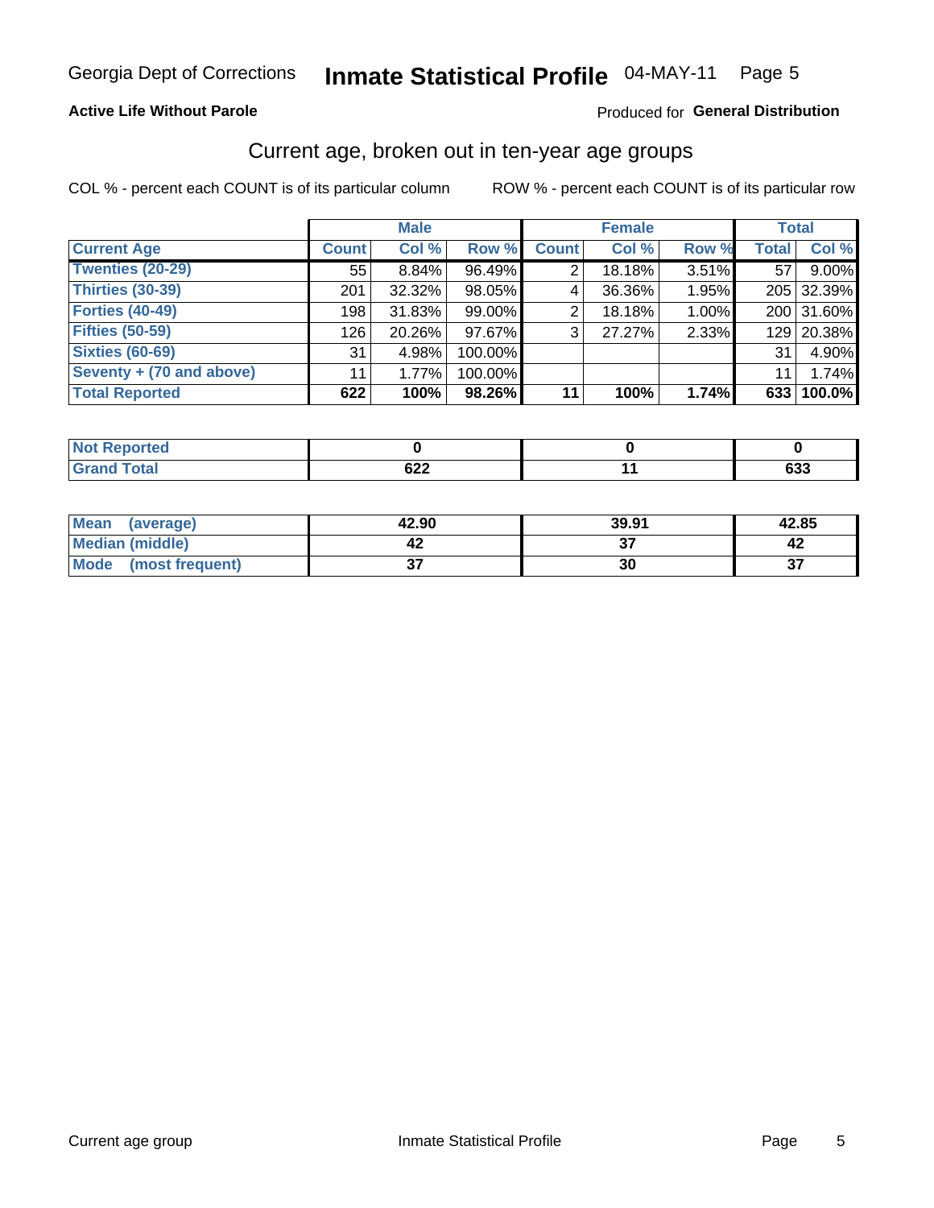Georgia Dept of Corrections **Inmate Statistical Profile** 04-MAY-11 Page 5

**Active Life Without Parole**

Produced for **General Distribution**

## Current age, broken out in ten-year age groups

COL % - percent each COUNT is of its particular column

ROW % - percent each COUNT is of its particular row

| | Male | | | Female | | | Total | |
|---|---|---|---|---|---|---|---|---|
| **Current Age** | **Count** | **Col %** | **Row %** | **Count** | **Col %** | **Row %** | **Total** | **Col %** |
| **Twenties (20-29)** | 55 | 8.84% | 96.49% | 2 | 18.18% | 3.51% | 57 | 9.00% |
| **Thirties (30-39)** | 201 | 32.32% | 98.05% | 4 | 36.36% | 1.95% | 205 | 32.39% |
| **Forties (40-49)** | 198 | 31.83% | 99.00% | 2 | 18.18% | 1.00% | 200 | 31.60% |
| **Fifties (50-59)** | 126 | 20.26% | 97.67% | 3 | 27.27% | 2.33% | 129 | 20.38% |
| **Sixties (60-69)** | 31 | 4.98% | 100.00% | | | | 31 | 4.90% |
| **Seventy + (70 and above)** | 11 | 1.77% | 100.00% | | | | 11 | 1.74% |
| **Total Reported** | **622** | **100%** | **98.26%** | **11** | **100%** | **1.74%** | **633** | **100.0%** |

| | Male | Female | Total |
|---|---|---|---|
| **Not Reported** | **0** | **0** | **0** |
| **Grand Total** | **622** | **11** | **633** |

| | Male | Female | Total |
|---|---|---|---|
| **Mean (average)** | **42.90** | **39.91** | **42.85** |
| **Median (middle)** | **42** | **37** | **42** |
| **Mode (most frequent)** | **37** | **30** | **37** |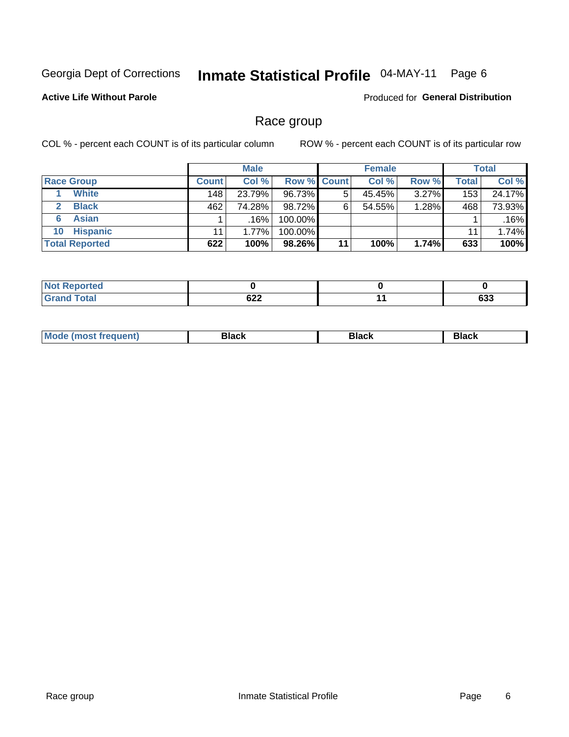Georgia Dept of Corrections **Inmate Statistical Profile** 04-MAY-11 Page 6

**Active Life Without Parole**

Produced for **General Distribution**

## Race group

COL % - percent each COUNT is of its particular column

ROW % - percent each COUNT is of its particular row

| | Male | | | Female | | | Total | |
|---|---|---|---|---|---|---|---|---|
| **Race Group** | **Count** | **Col %** | **Row %** | **Count** | **Col %** | **Row %** | **Total** | **Col %** |
| 1 **White** | 148 | 23.79% | 96.73% | 5 | 45.45% | 3.27% | 153 | 24.17% |
| 2 **Black** | 462 | 74.28% | 98.72% | 6 | 54.55% | 1.28% | 468 | 73.93% |
| 6 **Asian** | 1 | .16% | 100.00% | | | | 1 | .16% |
| 10 **Hispanic** | 11 | 1.77% | 100.00% | | | | 11 | 1.74% |
| **Total Reported** | **622** | **100%** | **98.26%** | **11** | **100%** | **1.74%** | **633** | **100%** |

| | Male | Female | Total |
|---|---|---|---|
| **Not Reported** | **0** | **0** | **0** |
| **Grand Total** | **622** | **11** | **633** |

| | Male | Female | Total |
|---|---|---|---|
| **Mode (most frequent)** | **Black** | **Black** | **Black** |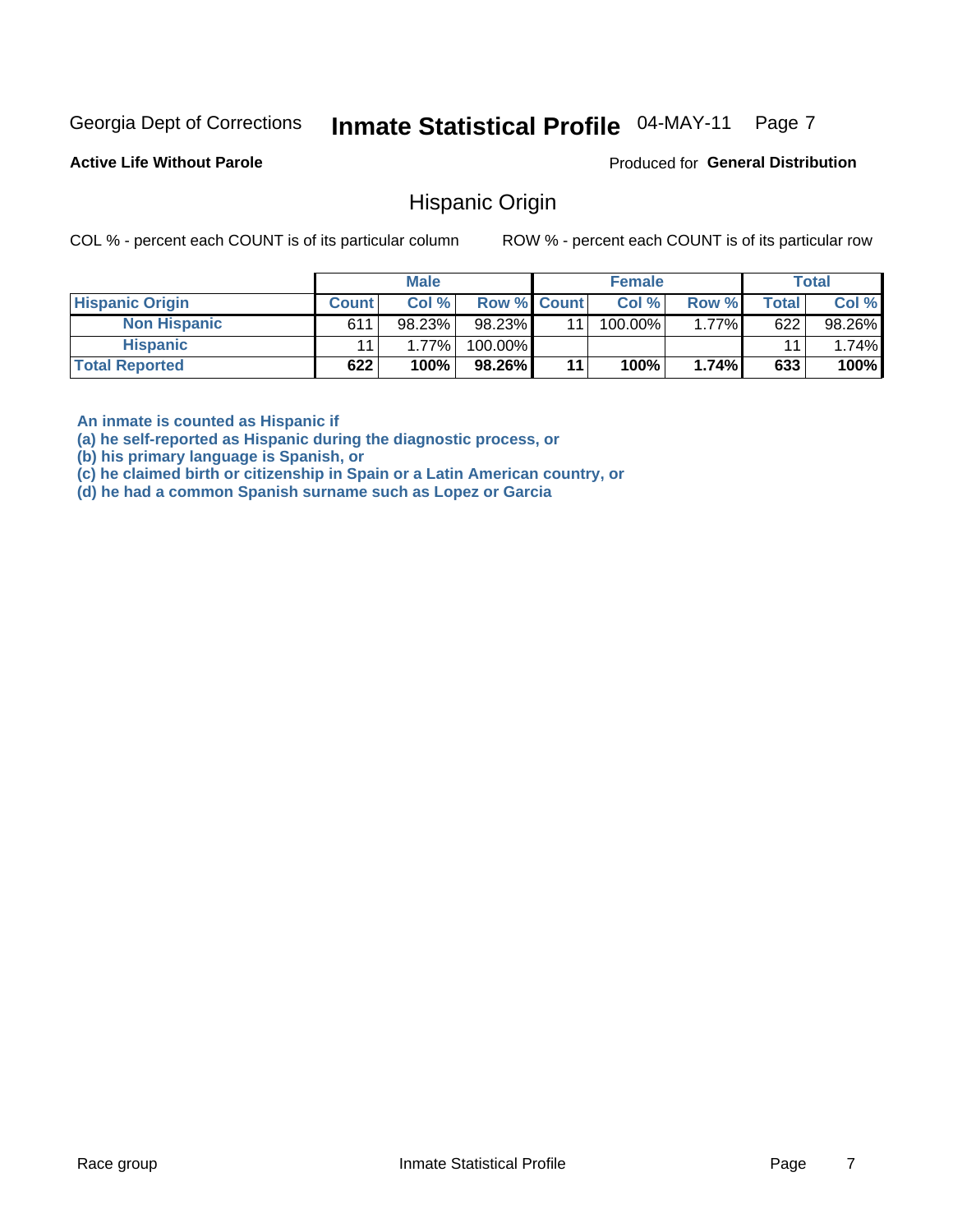Georgia Dept of Corrections **Inmate Statistical Profile** 04-MAY-11

**Active Life Without Parole**

Produced for **General Distribution**

## Hispanic Origin

COL % - percent each COUNT is of its particular column

ROW % - percent each COUNT is of its particular row

| | Male | | | Female | | | Total | |
|---|---|---|---|---|---|---|---|---|
| **Hispanic Origin** | **Count** | **Col %** | **Row %** | **Count** | **Col %** | **Row %** | **Total** | **Col %** |
| **Non Hispanic** | 611 | 98.23% | 98.23% | 11 | 100.00% | 1.77% | 622 | 98.26% |
| **Hispanic** | 11 | 1.77% | 100.00% | | | | 11 | 1.74% |
| **Total Reported** | **622** | **100%** | **98.26%** | **11** | **100%** | **1.74%** | **633** | **100%** |

**An inmate is counted as Hispanic if**
**(a) he self-reported as Hispanic during the diagnostic process, or**
**(b) his primary language is Spanish, or**
**(c) he claimed birth or citizenship in Spain or a Latin American country, or**
**(d) he had a common Spanish surname such as Lopez or Garcia**

Race group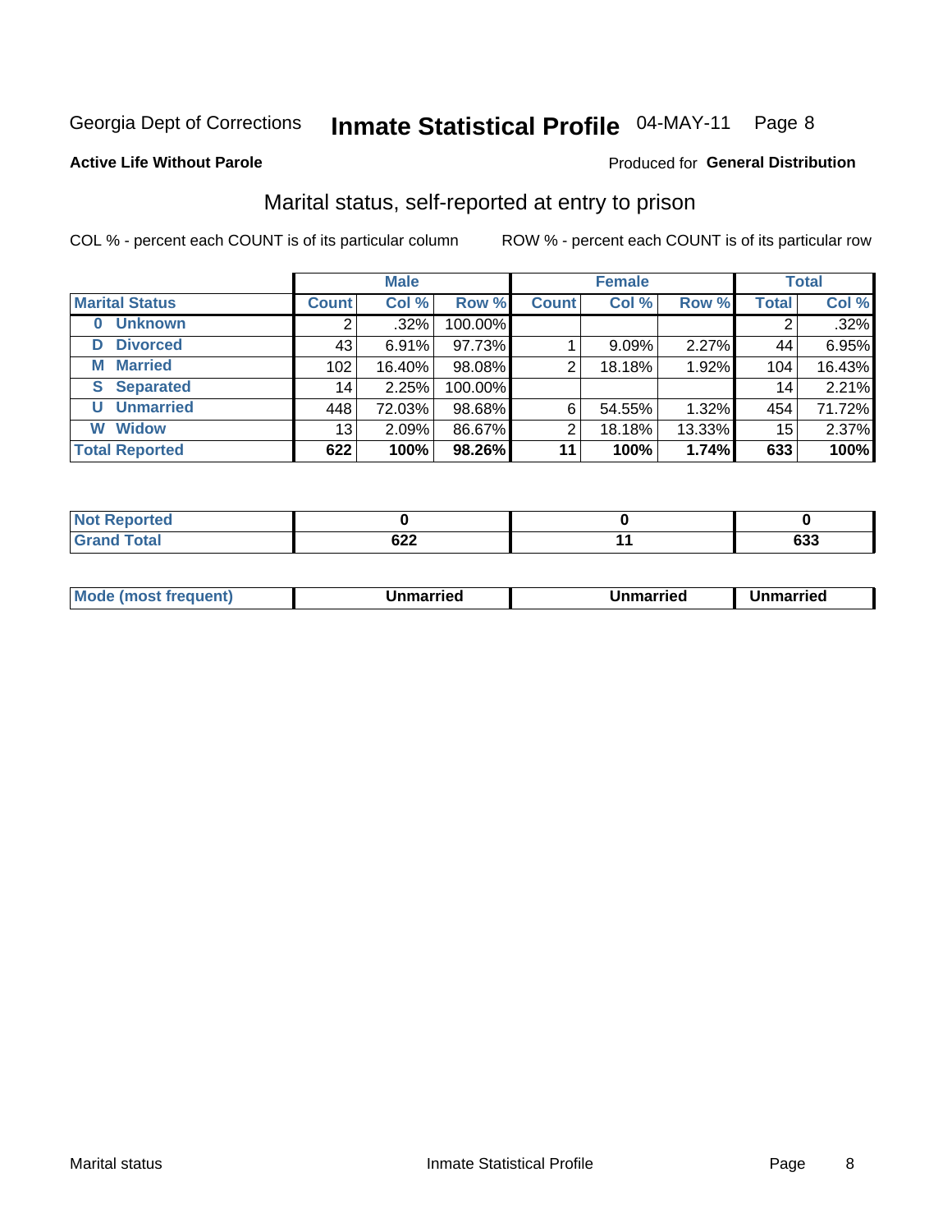Georgia Dept of Corrections **Inmate Statistical Profile** 04-MAY-11 Page 8

**Active Life Without Parole**

Produced for **General Distribution**

## Marital status, self-reported at entry to prison

COL % - percent each COUNT is of its particular column

ROW % - percent each COUNT is of its particular row

| | Male | | | Female | | | Total | |
|---|---|---|---|---|---|---|---|---|
| **Marital Status** | **Count** | **Col %** | **Row %** | **Count** | **Col %** | **Row %** | **Total** | **Col %** |
| **0 Unknown** | 2 | .32% | 100.00% | | | | 2 | .32% |
| **D Divorced** | 43 | 6.91% | 97.73% | 1 | 9.09% | 2.27% | 44 | 6.95% |
| **M Married** | 102 | 16.40% | 98.08% | 2 | 18.18% | 1.92% | 104 | 16.43% |
| **S Separated** | 14 | 2.25% | 100.00% | | | | 14 | 2.21% |
| **U Unmarried** | 448 | 72.03% | 98.68% | 6 | 54.55% | 1.32% | 454 | 71.72% |
| **W Widow** | 13 | 2.09% | 86.67% | 2 | 18.18% | 13.33% | 15 | 2.37% |
| **Total Reported** | **622** | **100%** | **98.26%** | **11** | **100%** | **1.74%** | **633** | **100%** |

| | Male | Female | Total |
|---|---|---|---|
| **Not Reported** | **0** | **0** | **0** |
| **Grand Total** | **622** | **11** | **633** |

| | Male | Female | Total |
|---|---|---|---|
| **Mode (most frequent)** | **Unmarried** | **Unmarried** | **Unmarried** |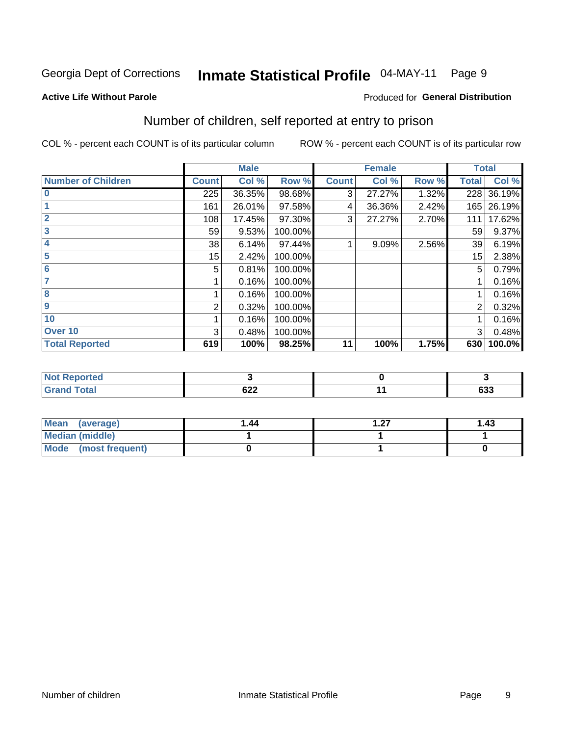Georgia Dept of Corrections **Inmate Statistical Profile** 04-MAY-11

**Active Life Without Parole**

Produced for **General Distribution**

## Number of children, self reported at entry to prison

COL % - percent each COUNT is of its particular column

ROW % - percent each COUNT is of its particular row

| | Male | | | Female | | | Total | |
|---|---|---|---|---|---|---|---|---|
| **Number of Children** | **Count** | **Col %** | **Row %** | **Count** | **Col %** | **Row %** | **Total** | **Col %** |
| 0 | 225 | 36.35% | 98.68% | 3 | 27.27% | 1.32% | 228 | 36.19% |
| 1 | 161 | 26.01% | 97.58% | 4 | 36.36% | 2.42% | 165 | 26.19% |
| 2 | 108 | 17.45% | 97.30% | 3 | 27.27% | 2.70% | 111 | 17.62% |
| 3 | 59 | 9.53% | 100.00% | | | | 59 | 9.37% |
| 4 | 38 | 6.14% | 97.44% | 1 | 9.09% | 2.56% | 39 | 6.19% |
| 5 | 15 | 2.42% | 100.00% | | | | 15 | 2.38% |
| 6 | 5 | 0.81% | 100.00% | | | | 5 | 0.79% |
| 7 | 1 | 0.16% | 100.00% | | | | 1 | 0.16% |
| 8 | 1 | 0.16% | 100.00% | | | | 1 | 0.16% |
| 9 | 2 | 0.32% | 100.00% | | | | 2 | 0.32% |
| 10 | 1 | 0.16% | 100.00% | | | | 1 | 0.16% |
| Over 10 | 3 | 0.48% | 100.00% | | | | 3 | 0.48% |
| **Total Reported** | **619** | **100%** | **98.25%** | **11** | **100%** | **1.75%** | **630** | **100.0%** |

| | Male | Female | Total |
|---|---|---|---|
| **Not Reported** | **3** | **0** | **3** |
| **Grand Total** | **622** | **11** | **633** |

| | Male | Female | Total |
|---|---|---|---|
| **Mean (average)** | **1.44** | **1.27** | **1.43** |
| **Median (middle)** | **1** | **1** | **1** |
| **Mode (most frequent)** | **0** | **1** | **0** |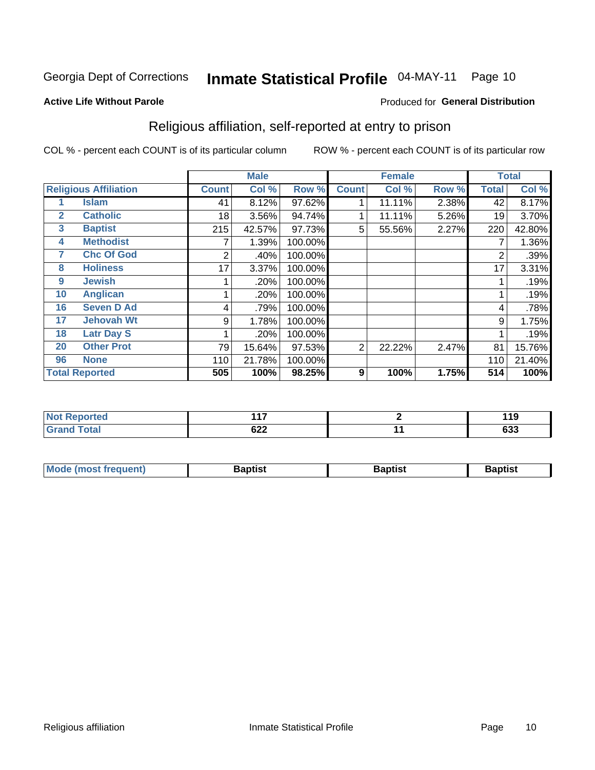Georgia Dept of Corrections **Inmate Statistical Profile** 04-MAY-11

**Active Life Without Parole**

Produced for **General Distribution**

## Religious affiliation, self-reported at entry to prison

COL % - percent each COUNT is of its particular column     ROW % - percent each COUNT is of its particular row

| Religious Affiliation | | Male | | | Female | | | Total | |
|---|---|---|---|---|---|---|---|---|---|
| | | Count | Col % | Row % | Count | Col % | Row % | Total | Col % |
| 1 | Islam | 41 | 8.12% | 97.62% | 1 | 11.11% | 2.38% | 42 | 8.17% |
| 2 | Catholic | 18 | 3.56% | 94.74% | 1 | 11.11% | 5.26% | 19 | 3.70% |
| 3 | Baptist | 215 | 42.57% | 97.73% | 5 | 55.56% | 2.27% | 220 | 42.80% |
| 4 | Methodist | 7 | 1.39% | 100.00% | | | | 7 | 1.36% |
| 7 | Chc Of God | 2 | .40% | 100.00% | | | | 2 | .39% |
| 8 | Holiness | 17 | 3.37% | 100.00% | | | | 17 | 3.31% |
| 9 | Jewish | 1 | .20% | 100.00% | | | | 1 | .19% |
| 10 | Anglican | 1 | .20% | 100.00% | | | | 1 | .19% |
| 16 | Seven D Ad | 4 | .79% | 100.00% | | | | 4 | .78% |
| 17 | Jehovah Wt | 9 | 1.78% | 100.00% | | | | 9 | 1.75% |
| 18 | Latr Day S | 1 | .20% | 100.00% | | | | 1 | .19% |
| 20 | Other Prot | 79 | 15.64% | 97.53% | 2 | 22.22% | 2.47% | 81 | 15.76% |
| 96 | None | 110 | 21.78% | 100.00% | | | | 110 | 21.40% |
| **Total Reported** | | **505** | **100%** | **98.25%** | **9** | **100%** | **1.75%** | **514** | **100%** |

| | Male | Female | Total |
|---|---|---|---|
| Not Reported | 117 | 2 | 119 |
| Grand Total | 622 | 11 | 633 |

| | Male | Female | Total |
|---|---|---|---|
| Mode (most frequent) | Baptist | Baptist | Baptist |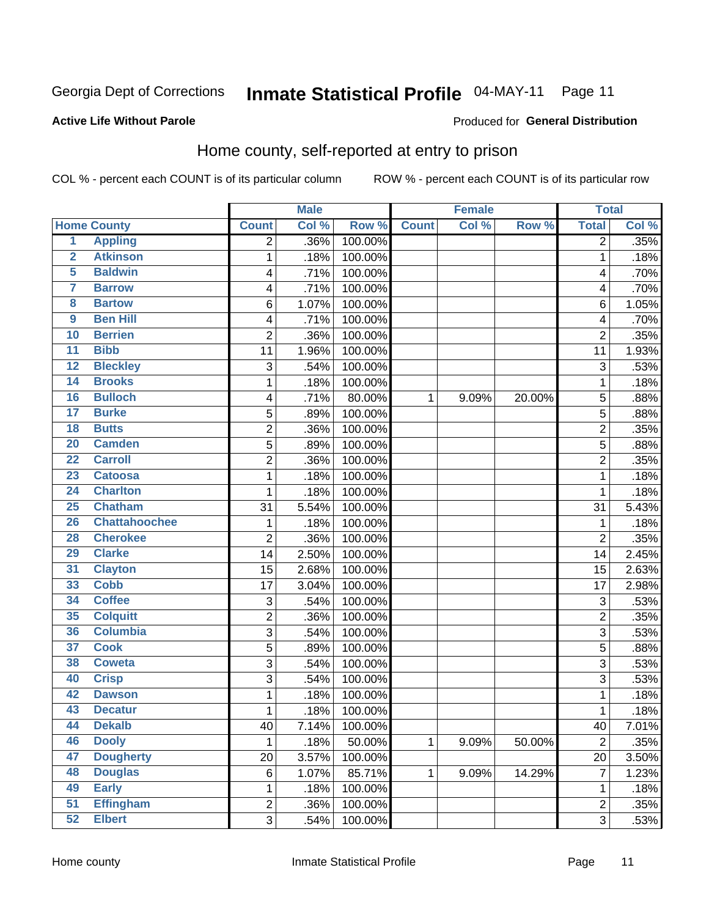Georgia Dept of Corrections **Inmate Statistical Profile** 04-MAY-11

**Active Life Without Parole**

Produced for **General Distribution**

## Home county, self-reported at entry to prison

COL % - percent each COUNT is of its particular column ROW % - percent each COUNT is of its particular row

| Home County | | Male | | | Female | | | Total | |
|---|---|---|---|---|---|---|---|---|---|
| | | Count | Col % | Row % | Count | Col % | Row % | Total | Col % |
| 1 | Appling | 2 | .36% | 100.00% | | | | 2 | .35% |
| 2 | Atkinson | 1 | .18% | 100.00% | | | | 1 | .18% |
| 5 | Baldwin | 4 | .71% | 100.00% | | | | 4 | .70% |
| 7 | Barrow | 4 | .71% | 100.00% | | | | 4 | .70% |
| 8 | Bartow | 6 | 1.07% | 100.00% | | | | 6 | 1.05% |
| 9 | Ben Hill | 4 | .71% | 100.00% | | | | 4 | .70% |
| 10 | Berrien | 2 | .36% | 100.00% | | | | 2 | .35% |
| 11 | Bibb | 11 | 1.96% | 100.00% | | | | 11 | 1.93% |
| 12 | Bleckley | 3 | .54% | 100.00% | | | | 3 | .53% |
| 14 | Brooks | 1 | .18% | 100.00% | | | | 1 | .18% |
| 16 | Bulloch | 4 | .71% | 80.00% | 1 | 9.09% | 20.00% | 5 | .88% |
| 17 | Burke | 5 | .89% | 100.00% | | | | 5 | .88% |
| 18 | Butts | 2 | .36% | 100.00% | | | | 2 | .35% |
| 20 | Camden | 5 | .89% | 100.00% | | | | 5 | .88% |
| 22 | Carroll | 2 | .36% | 100.00% | | | | 2 | .35% |
| 23 | Catoosa | 1 | .18% | 100.00% | | | | 1 | .18% |
| 24 | Charlton | 1 | .18% | 100.00% | | | | 1 | .18% |
| 25 | Chatham | 31 | 5.54% | 100.00% | | | | 31 | 5.43% |
| 26 | Chattahoochee | 1 | .18% | 100.00% | | | | 1 | .18% |
| 28 | Cherokee | 2 | .36% | 100.00% | | | | 2 | .35% |
| 29 | Clarke | 14 | 2.50% | 100.00% | | | | 14 | 2.45% |
| 31 | Clayton | 15 | 2.68% | 100.00% | | | | 15 | 2.63% |
| 33 | Cobb | 17 | 3.04% | 100.00% | | | | 17 | 2.98% |
| 34 | Coffee | 3 | .54% | 100.00% | | | | 3 | .53% |
| 35 | Colquitt | 2 | .36% | 100.00% | | | | 2 | .35% |
| 36 | Columbia | 3 | .54% | 100.00% | | | | 3 | .53% |
| 37 | Cook | 5 | .89% | 100.00% | | | | 5 | .88% |
| 38 | Coweta | 3 | .54% | 100.00% | | | | 3 | .53% |
| 40 | Crisp | 3 | .54% | 100.00% | | | | 3 | .53% |
| 42 | Dawson | 1 | .18% | 100.00% | | | | 1 | .18% |
| 43 | Decatur | 1 | .18% | 100.00% | | | | 1 | .18% |
| 44 | Dekalb | 40 | 7.14% | 100.00% | | | | 40 | 7.01% |
| 46 | Dooly | 1 | .18% | 50.00% | 1 | 9.09% | 50.00% | 2 | .35% |
| 47 | Dougherty | 20 | 3.57% | 100.00% | | | | 20 | 3.50% |
| 48 | Douglas | 6 | 1.07% | 85.71% | 1 | 9.09% | 14.29% | 7 | 1.23% |
| 49 | Early | 1 | .18% | 100.00% | | | | 1 | .18% |
| 51 | Effingham | 2 | .36% | 100.00% | | | | 2 | .35% |
| 52 | Elbert | 3 | .54% | 100.00% | | | | 3 | .53% |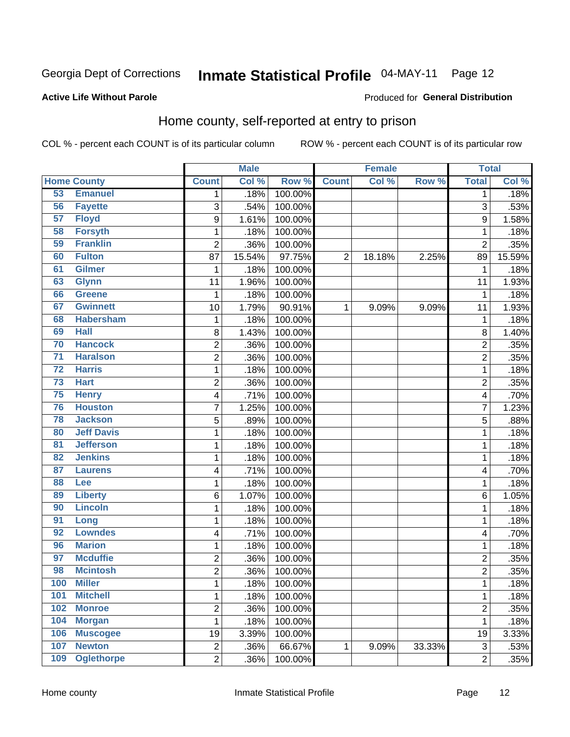Georgia Dept of Corrections **Inmate Statistical Profile** 04-MAY-11 Page 12

**Active Life Without Parole**

Produced for **General Distribution**

## Home county, self-reported at entry to prison

COL % - percent each COUNT is of its particular column ROW % - percent each COUNT is of its particular row

| | | Male | | | Female | | | Total | |
|---|---|---|---|---|---|---|---|---|---|
| Home County | | Count | Col % | Row % | Count | Col % | Row % | Total | Col % |
| 53 | Emanuel | 1 | .18% | 100.00% | | | | 1 | .18% |
| 56 | Fayette | 3 | .54% | 100.00% | | | | 3 | .53% |
| 57 | Floyd | 9 | 1.61% | 100.00% | | | | 9 | 1.58% |
| 58 | Forsyth | 1 | .18% | 100.00% | | | | 1 | .18% |
| 59 | Franklin | 2 | .36% | 100.00% | | | | 2 | .35% |
| 60 | Fulton | 87 | 15.54% | 97.75% | 2 | 18.18% | 2.25% | 89 | 15.59% |
| 61 | Gilmer | 1 | .18% | 100.00% | | | | 1 | .18% |
| 63 | Glynn | 11 | 1.96% | 100.00% | | | | 11 | 1.93% |
| 66 | Greene | 1 | .18% | 100.00% | | | | 1 | .18% |
| 67 | Gwinnett | 10 | 1.79% | 90.91% | 1 | 9.09% | 9.09% | 11 | 1.93% |
| 68 | Habersham | 1 | .18% | 100.00% | | | | 1 | .18% |
| 69 | Hall | 8 | 1.43% | 100.00% | | | | 8 | 1.40% |
| 70 | Hancock | 2 | .36% | 100.00% | | | | 2 | .35% |
| 71 | Haralson | 2 | .36% | 100.00% | | | | 2 | .35% |
| 72 | Harris | 1 | .18% | 100.00% | | | | 1 | .18% |
| 73 | Hart | 2 | .36% | 100.00% | | | | 2 | .35% |
| 75 | Henry | 4 | .71% | 100.00% | | | | 4 | .70% |
| 76 | Houston | 7 | 1.25% | 100.00% | | | | 7 | 1.23% |
| 78 | Jackson | 5 | .89% | 100.00% | | | | 5 | .88% |
| 80 | Jeff Davis | 1 | .18% | 100.00% | | | | 1 | .18% |
| 81 | Jefferson | 1 | .18% | 100.00% | | | | 1 | .18% |
| 82 | Jenkins | 1 | .18% | 100.00% | | | | 1 | .18% |
| 87 | Laurens | 4 | .71% | 100.00% | | | | 4 | .70% |
| 88 | Lee | 1 | .18% | 100.00% | | | | 1 | .18% |
| 89 | Liberty | 6 | 1.07% | 100.00% | | | | 6 | 1.05% |
| 90 | Lincoln | 1 | .18% | 100.00% | | | | 1 | .18% |
| 91 | Long | 1 | .18% | 100.00% | | | | 1 | .18% |
| 92 | Lowndes | 4 | .71% | 100.00% | | | | 4 | .70% |
| 96 | Marion | 1 | .18% | 100.00% | | | | 1 | .18% |
| 97 | Mcduffie | 2 | .36% | 100.00% | | | | 2 | .35% |
| 98 | Mcintosh | 2 | .36% | 100.00% | | | | 2 | .35% |
| 100 | Miller | 1 | .18% | 100.00% | | | | 1 | .18% |
| 101 | Mitchell | 1 | .18% | 100.00% | | | | 1 | .18% |
| 102 | Monroe | 2 | .36% | 100.00% | | | | 2 | .35% |
| 104 | Morgan | 1 | .18% | 100.00% | | | | 1 | .18% |
| 106 | Muscogee | 19 | 3.39% | 100.00% | | | | 19 | 3.33% |
| 107 | Newton | 2 | .36% | 66.67% | 1 | 9.09% | 33.33% | 3 | .53% |
| 109 | Oglethorpe | 2 | .36% | 100.00% | | | | 2 | .35% |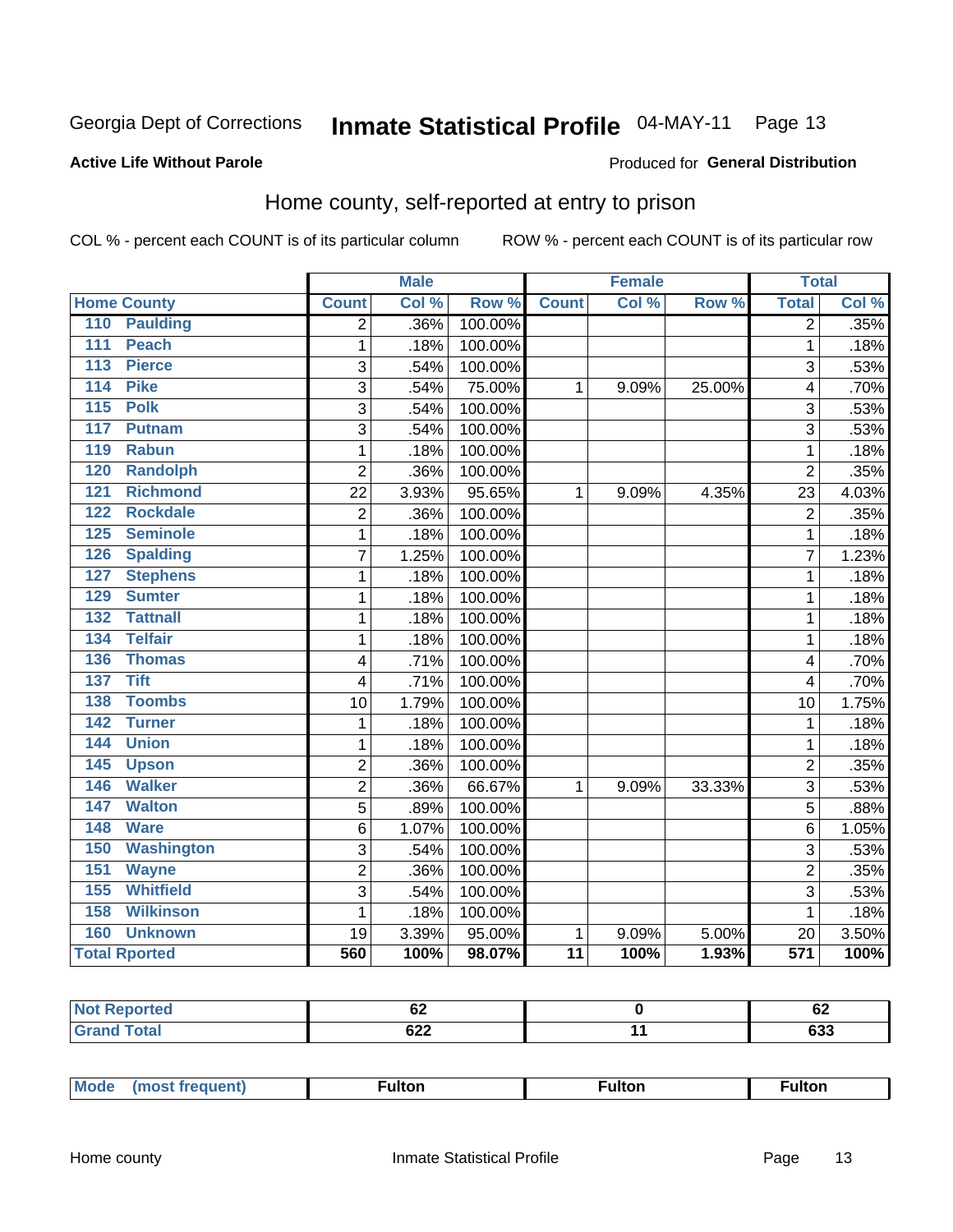Georgia Dept of Corrections **Inmate Statistical Profile** 04-MAY-11 Page 13

**Active Life Without Parole**

Produced for **General Distribution**

## Home county, self-reported at entry to prison

COL % - percent each COUNT is of its particular column ROW % - percent each COUNT is of its particular row

| Home County | Male | | | Female | | | Total | |
|---|---|---|---|---|---|---|---|---|
| | Count | Col % | Row % | Count | Col % | Row % | Total | Col % |
| 110 Paulding | 2 | .36% | 100.00% | | | | 2 | .35% |
| 111 Peach | 1 | .18% | 100.00% | | | | 1 | .18% |
| 113 Pierce | 3 | .54% | 100.00% | | | | 3 | .53% |
| 114 Pike | 3 | .54% | 75.00% | 1 | 9.09% | 25.00% | 4 | .70% |
| 115 Polk | 3 | .54% | 100.00% | | | | 3 | .53% |
| 117 Putnam | 3 | .54% | 100.00% | | | | 3 | .53% |
| 119 Rabun | 1 | .18% | 100.00% | | | | 1 | .18% |
| 120 Randolph | 2 | .36% | 100.00% | | | | 2 | .35% |
| 121 Richmond | 22 | 3.93% | 95.65% | 1 | 9.09% | 4.35% | 23 | 4.03% |
| 122 Rockdale | 2 | .36% | 100.00% | | | | 2 | .35% |
| 125 Seminole | 1 | .18% | 100.00% | | | | 1 | .18% |
| 126 Spalding | 7 | 1.25% | 100.00% | | | | 7 | 1.23% |
| 127 Stephens | 1 | .18% | 100.00% | | | | 1 | .18% |
| 129 Sumter | 1 | .18% | 100.00% | | | | 1 | .18% |
| 132 Tattnall | 1 | .18% | 100.00% | | | | 1 | .18% |
| 134 Telfair | 1 | .18% | 100.00% | | | | 1 | .18% |
| 136 Thomas | 4 | .71% | 100.00% | | | | 4 | .70% |
| 137 Tift | 4 | .71% | 100.00% | | | | 4 | .70% |
| 138 Toombs | 10 | 1.79% | 100.00% | | | | 10 | 1.75% |
| 142 Turner | 1 | .18% | 100.00% | | | | 1 | .18% |
| 144 Union | 1 | .18% | 100.00% | | | | 1 | .18% |
| 145 Upson | 2 | .36% | 100.00% | | | | 2 | .35% |
| 146 Walker | 2 | .36% | 66.67% | 1 | 9.09% | 33.33% | 3 | .53% |
| 147 Walton | 5 | .89% | 100.00% | | | | 5 | .88% |
| 148 Ware | 6 | 1.07% | 100.00% | | | | 6 | 1.05% |
| 150 Washington | 3 | .54% | 100.00% | | | | 3 | .53% |
| 151 Wayne | 2 | .36% | 100.00% | | | | 2 | .35% |
| 155 Whitfield | 3 | .54% | 100.00% | | | | 3 | .53% |
| 158 Wilkinson | 1 | .18% | 100.00% | | | | 1 | .18% |
| 160 Unknown | 19 | 3.39% | 95.00% | 1 | 9.09% | 5.00% | 20 | 3.50% |
| **Total Rported** | **560** | **100%** | **98.07%** | **11** | **100%** | **1.93%** | **571** | **100%** |

| | Male | Female | Total |
|---|---|---|---|
| Not Reported | 62 | 0 | 62 |
| Grand Total | 622 | 11 | 633 |

| | Male | Female | Total |
|---|---|---|---|
| Mode (most frequent) | Fulton | Fulton | Fulton |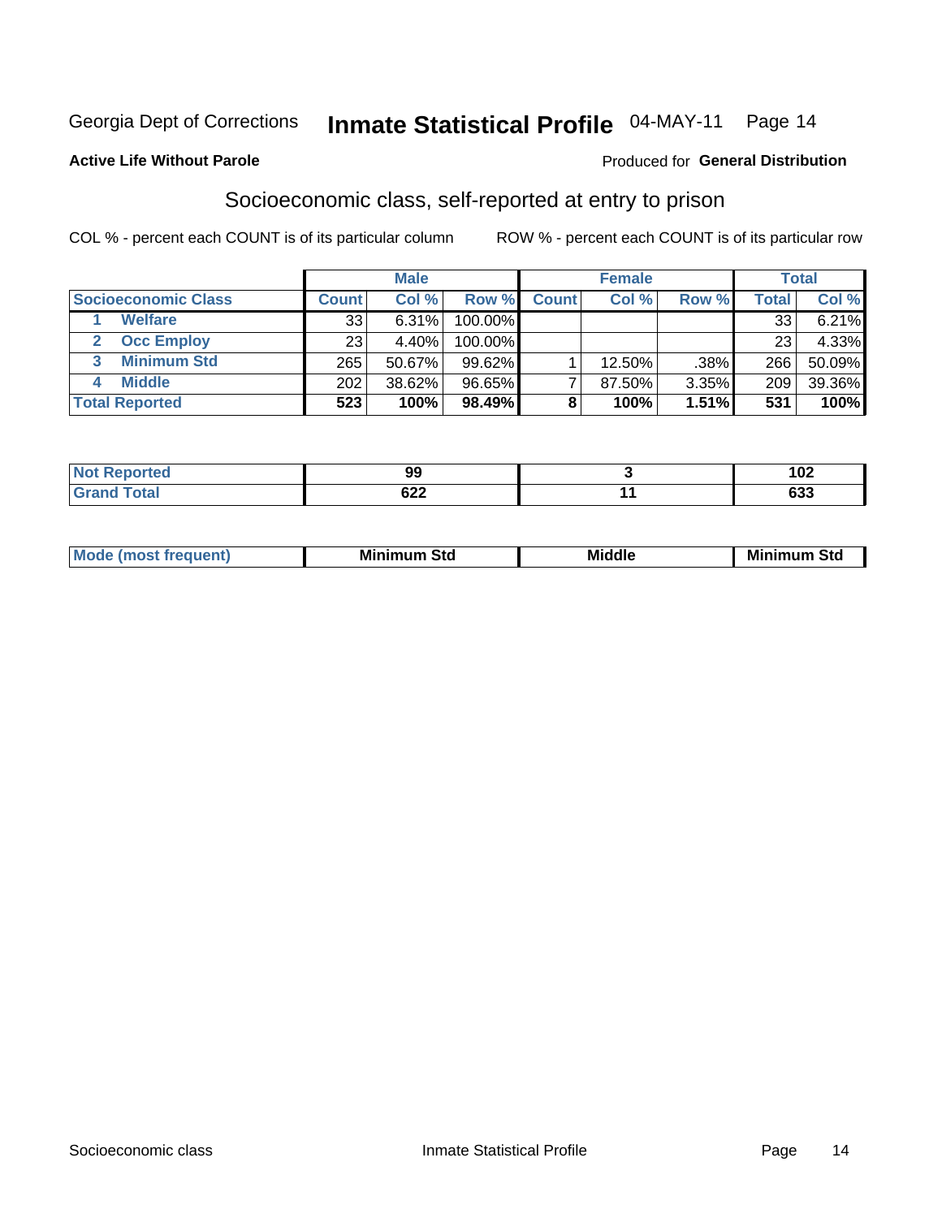Georgia Dept of Corrections **Inmate Statistical Profile** 04-MAY-11

**Active Life Without Parole**

Produced for **General Distribution**

## Socioeconomic class, self-reported at entry to prison

COL % - percent each COUNT is of its particular column

ROW % - percent each COUNT is of its particular row

| | Male | | | Female | | | Total | |
|---|---|---|---|---|---|---|---|---|
| **Socioeconomic Class** | **Count** | **Col %** | **Row %** | **Count** | **Col %** | **Row %** | **Total** | **Col %** |
| 1 Welfare | 33 | 6.31% | 100.00% | | | | 33 | 6.21% |
| 2 Occ Employ | 23 | 4.40% | 100.00% | | | | 23 | 4.33% |
| 3 Minimum Std | 265 | 50.67% | 99.62% | 1 | 12.50% | .38% | 266 | 50.09% |
| 4 Middle | 202 | 38.62% | 96.65% | 7 | 87.50% | 3.35% | 209 | 39.36% |
| **Total Reported** | **523** | **100%** | **98.49%** | **8** | **100%** | **1.51%** | **531** | **100%** |

| | Male | Female | Total |
|---|---|---|---|
| **Not Reported** | **99** | **3** | **102** |
| **Grand Total** | **622** | **11** | **633** |

| | Male | Female | Total |
|---|---|---|---|
| **Mode (most frequent)** | **Minimum Std** | **Middle** | **Minimum Std** |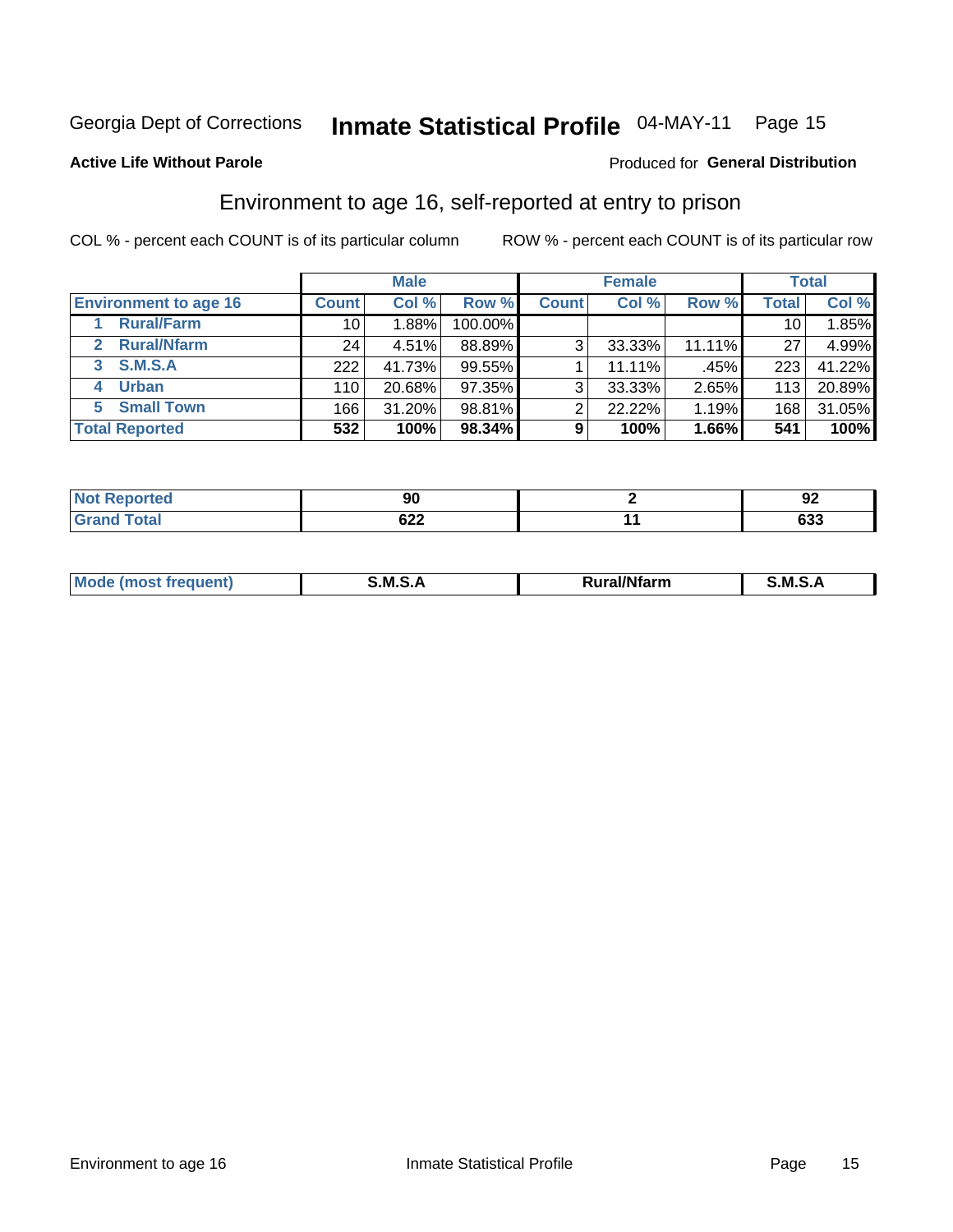Georgia Dept of Corrections **Inmate Statistical Profile** 04-MAY-11

**Active Life Without Parole**

Produced for **General Distribution**

## Environment to age 16, self-reported at entry to prison

COL % - percent each COUNT is of its particular column

ROW % - percent each COUNT is of its particular row

| | Male | | | Female | | | Total | |
|---|---|---|---|---|---|---|---|---|
| **Environment to age 16** | **Count** | **Col %** | **Row %** | **Count** | **Col %** | **Row %** | **Total** | **Col %** |
| 1 **Rural/Farm** | 10 | 1.88% | 100.00% | | | | 10 | 1.85% |
| 2 **Rural/Nfarm** | 24 | 4.51% | 88.89% | 3 | 33.33% | 11.11% | 27 | 4.99% |
| 3 **S.M.S.A** | 222 | 41.73% | 99.55% | 1 | 11.11% | .45% | 223 | 41.22% |
| 4 **Urban** | 110 | 20.68% | 97.35% | 3 | 33.33% | 2.65% | 113 | 20.89% |
| 5 **Small Town** | 166 | 31.20% | 98.81% | 2 | 22.22% | 1.19% | 168 | 31.05% |
| **Total Reported** | **532** | **100%** | **98.34%** | **9** | **100%** | **1.66%** | **541** | **100%** |

| | Male | Female | Total |
|---|---|---|---|
| **Not Reported** | **90** | **2** | **92** |
| **Grand Total** | **622** | **11** | **633** |

| | Male | Female | Total |
|---|---|---|---|
| **Mode (most frequent)** | **S.M.S.A** | **Rural/Nfarm** | **S.M.S.A** |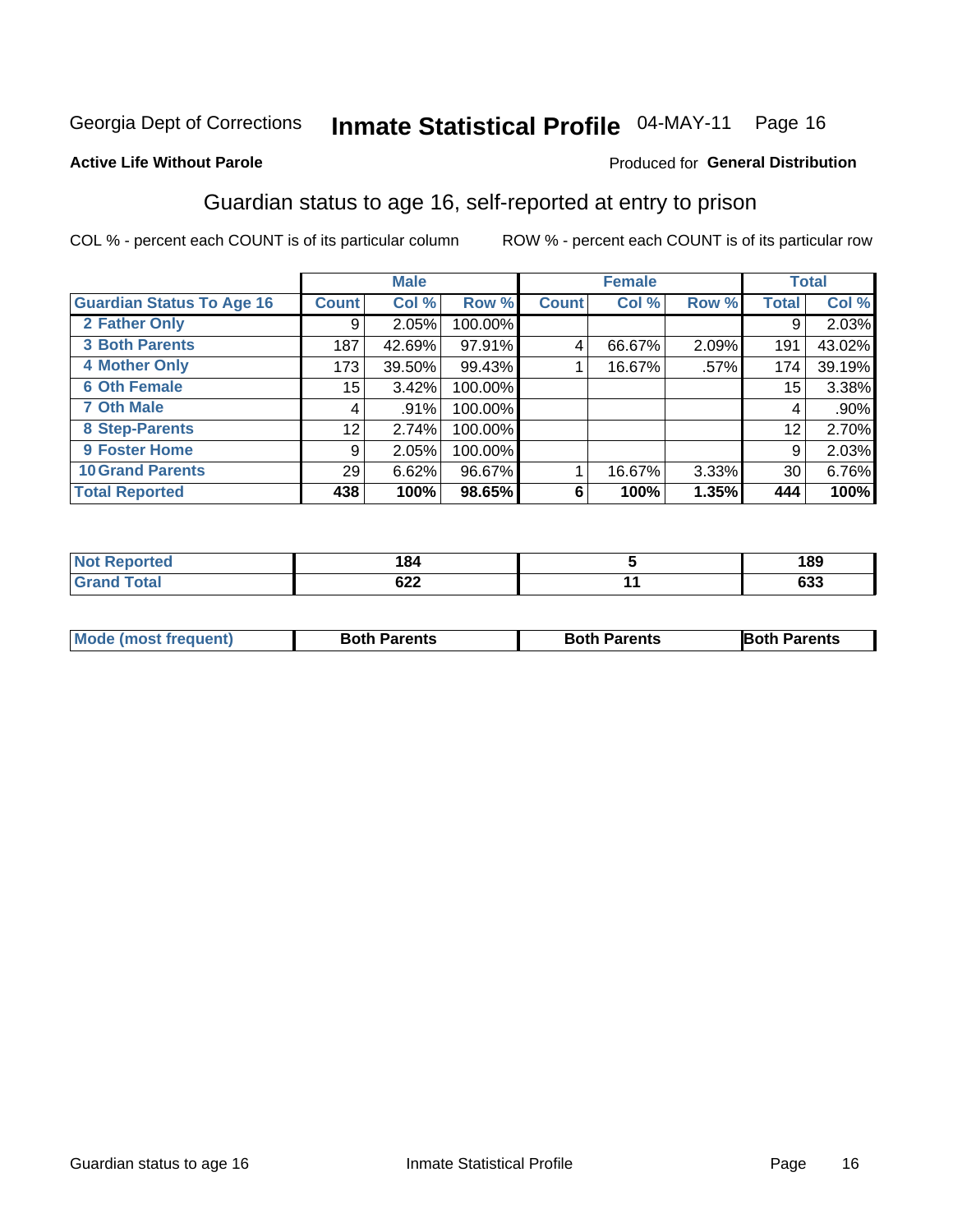Georgia Dept of Corrections **Inmate Statistical Profile** 04-MAY-11 Page 16

**Active Life Without Parole**

Produced for **General Distribution**

## Guardian status to age 16, self-reported at entry to prison

COL % - percent each COUNT is of its particular column ROW % - percent each COUNT is of its particular row

| | Male | | | Female | | | Total | |
|---|---|---|---|---|---|---|---|---|
| **Guardian Status To Age 16** | **Count** | **Col %** | **Row %** | **Count** | **Col %** | **Row %** | **Total** | **Col %** |
| 2 Father Only | 9 | 2.05% | 100.00% | | | | 9 | 2.03% |
| 3 Both Parents | 187 | 42.69% | 97.91% | 4 | 66.67% | 2.09% | 191 | 43.02% |
| 4 Mother Only | 173 | 39.50% | 99.43% | 1 | 16.67% | .57% | 174 | 39.19% |
| 6 Oth Female | 15 | 3.42% | 100.00% | | | | 15 | 3.38% |
| 7 Oth Male | 4 | .91% | 100.00% | | | | 4 | .90% |
| 8 Step-Parents | 12 | 2.74% | 100.00% | | | | 12 | 2.70% |
| 9 Foster Home | 9 | 2.05% | 100.00% | | | | 9 | 2.03% |
| 10 Grand Parents | 29 | 6.62% | 96.67% | 1 | 16.67% | 3.33% | 30 | 6.76% |
| **Total Reported** | **438** | **100%** | **98.65%** | **6** | **100%** | **1.35%** | **444** | **100%** |

| | Male | Female | Total |
|---|---|---|---|
| Not Reported | 184 | 5 | 189 |
| Grand Total | 622 | 11 | 633 |

| | Male | Female | Total |
|---|---|---|---|
| Mode (most frequent) | Both Parents | Both Parents | Both Parents |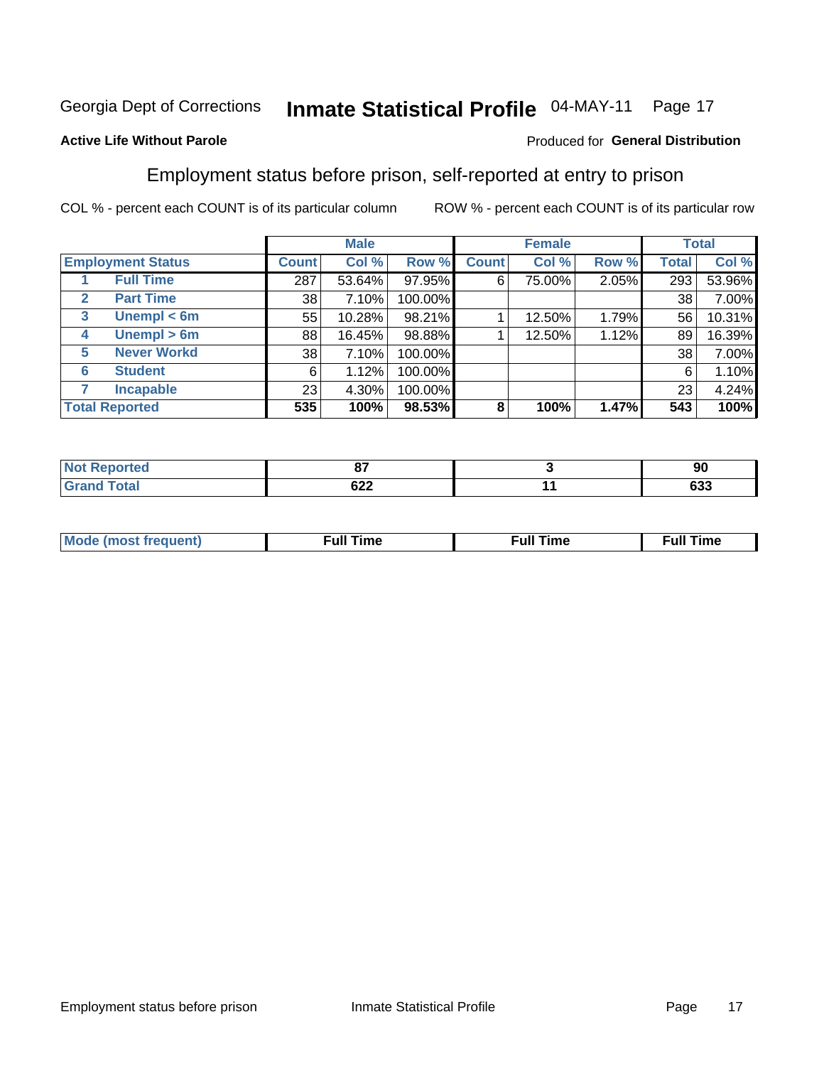Georgia Dept of Corrections **Inmate Statistical Profile** 04-MAY-11 Page 17

**Active Life Without Parole**

Produced for **General Distribution**

## Employment status before prison, self-reported at entry to prison

COL % - percent each COUNT is of its particular column ROW % - percent each COUNT is of its particular row

| Employment Status | | Male | | | Female | | | Total | |
|---|---|---|---|---|---|---|---|---|---|
| | | Count | Col % | Row % | Count | Col % | Row % | Total | Col % |
| 1 | Full Time | 287 | 53.64% | 97.95% | 6 | 75.00% | 2.05% | 293 | 53.96% |
| 2 | Part Time | 38 | 7.10% | 100.00% | | | | 38 | 7.00% |
| 3 | Unempl < 6m | 55 | 10.28% | 98.21% | 1 | 12.50% | 1.79% | 56 | 10.31% |
| 4 | Unempl > 6m | 88 | 16.45% | 98.88% | 1 | 12.50% | 1.12% | 89 | 16.39% |
| 5 | Never Workd | 38 | 7.10% | 100.00% | | | | 38 | 7.00% |
| 6 | Student | 6 | 1.12% | 100.00% | | | | 6 | 1.10% |
| 7 | Incapable | 23 | 4.30% | 100.00% | | | | 23 | 4.24% |
| **Total Reported** | | **535** | **100%** | **98.53%** | **8** | **100%** | **1.47%** | **543** | **100%** |

| | Male | Female | Total |
|---|---|---|---|
| Not Reported | 87 | 3 | 90 |
| Grand Total | 622 | 11 | 633 |

| | Male | Female | Total |
|---|---|---|---|
| Mode (most frequent) | Full Time | Full Time | Full Time |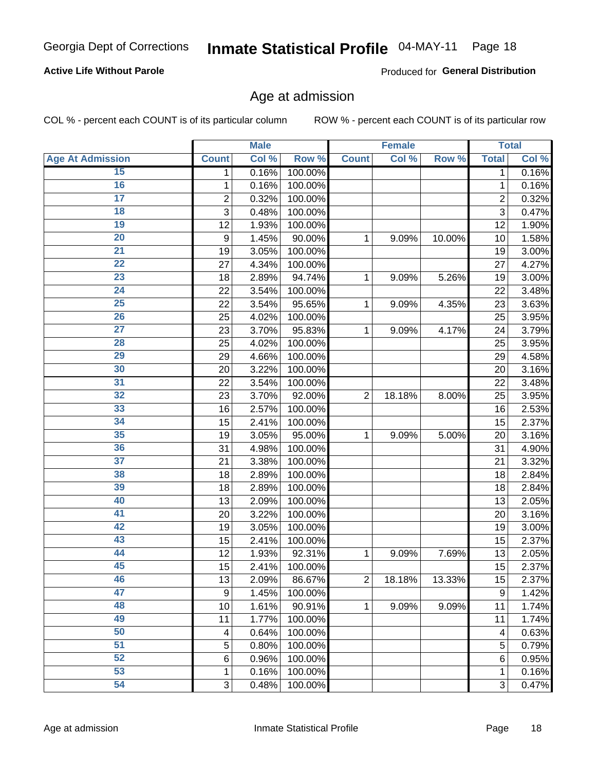Georgia Dept of Corrections **Inmate Statistical Profile** 04-MAY-11

**Active Life Without Parole** Produced for **General Distribution**

## Age at admission

COL % - percent each COUNT is of its particular column ROW % - percent each COUNT is of its particular row

| | Male | | | Female | | | Total | |
|---|---|---|---|---|---|---|---|---|
| Age At Admission | Count | Col % | Row % | Count | Col % | Row % | Total | Col % |
| 15 | 1 | 0.16% | 100.00% | | | | 1 | 0.16% |
| 16 | 1 | 0.16% | 100.00% | | | | 1 | 0.16% |
| 17 | 2 | 0.32% | 100.00% | | | | 2 | 0.32% |
| 18 | 3 | 0.48% | 100.00% | | | | 3 | 0.47% |
| 19 | 12 | 1.93% | 100.00% | | | | 12 | 1.90% |
| 20 | 9 | 1.45% | 90.00% | 1 | 9.09% | 10.00% | 10 | 1.58% |
| 21 | 19 | 3.05% | 100.00% | | | | 19 | 3.00% |
| 22 | 27 | 4.34% | 100.00% | | | | 27 | 4.27% |
| 23 | 18 | 2.89% | 94.74% | 1 | 9.09% | 5.26% | 19 | 3.00% |
| 24 | 22 | 3.54% | 100.00% | | | | 22 | 3.48% |
| 25 | 22 | 3.54% | 95.65% | 1 | 9.09% | 4.35% | 23 | 3.63% |
| 26 | 25 | 4.02% | 100.00% | | | | 25 | 3.95% |
| 27 | 23 | 3.70% | 95.83% | 1 | 9.09% | 4.17% | 24 | 3.79% |
| 28 | 25 | 4.02% | 100.00% | | | | 25 | 3.95% |
| 29 | 29 | 4.66% | 100.00% | | | | 29 | 4.58% |
| 30 | 20 | 3.22% | 100.00% | | | | 20 | 3.16% |
| 31 | 22 | 3.54% | 100.00% | | | | 22 | 3.48% |
| 32 | 23 | 3.70% | 92.00% | 2 | 18.18% | 8.00% | 25 | 3.95% |
| 33 | 16 | 2.57% | 100.00% | | | | 16 | 2.53% |
| 34 | 15 | 2.41% | 100.00% | | | | 15 | 2.37% |
| 35 | 19 | 3.05% | 95.00% | 1 | 9.09% | 5.00% | 20 | 3.16% |
| 36 | 31 | 4.98% | 100.00% | | | | 31 | 4.90% |
| 37 | 21 | 3.38% | 100.00% | | | | 21 | 3.32% |
| 38 | 18 | 2.89% | 100.00% | | | | 18 | 2.84% |
| 39 | 18 | 2.89% | 100.00% | | | | 18 | 2.84% |
| 40 | 13 | 2.09% | 100.00% | | | | 13 | 2.05% |
| 41 | 20 | 3.22% | 100.00% | | | | 20 | 3.16% |
| 42 | 19 | 3.05% | 100.00% | | | | 19 | 3.00% |
| 43 | 15 | 2.41% | 100.00% | | | | 15 | 2.37% |
| 44 | 12 | 1.93% | 92.31% | 1 | 9.09% | 7.69% | 13 | 2.05% |
| 45 | 15 | 2.41% | 100.00% | | | | 15 | 2.37% |
| 46 | 13 | 2.09% | 86.67% | 2 | 18.18% | 13.33% | 15 | 2.37% |
| 47 | 9 | 1.45% | 100.00% | | | | 9 | 1.42% |
| 48 | 10 | 1.61% | 90.91% | 1 | 9.09% | 9.09% | 11 | 1.74% |
| 49 | 11 | 1.77% | 100.00% | | | | 11 | 1.74% |
| 50 | 4 | 0.64% | 100.00% | | | | 4 | 0.63% |
| 51 | 5 | 0.80% | 100.00% | | | | 5 | 0.79% |
| 52 | 6 | 0.96% | 100.00% | | | | 6 | 0.95% |
| 53 | 1 | 0.16% | 100.00% | | | | 1 | 0.16% |
| 54 | 3 | 0.48% | 100.00% | | | | 3 | 0.47% |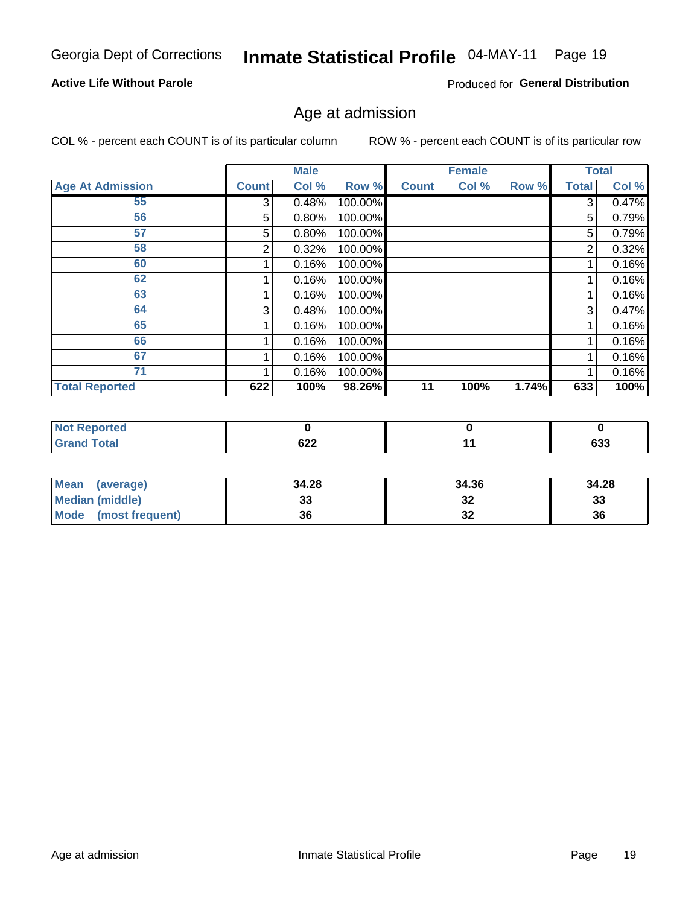Georgia Dept of Corrections **Inmate Statistical Profile** 04-MAY-11

**Active Life Without Parole**

Produced for **General Distribution**

## Age at admission

COL % - percent each COUNT is of its particular column

ROW % - percent each COUNT is of its particular row

| | Male | | | Female | | | Total | |
|---|---|---|---|---|---|---|---|---|
| **Age At Admission** | **Count** | **Col %** | **Row %** | **Count** | **Col %** | **Row %** | **Total** | **Col %** |
| 55 | 3 | 0.48% | 100.00% | | | | 3 | 0.47% |
| 56 | 5 | 0.80% | 100.00% | | | | 5 | 0.79% |
| 57 | 5 | 0.80% | 100.00% | | | | 5 | 0.79% |
| 58 | 2 | 0.32% | 100.00% | | | | 2 | 0.32% |
| 60 | 1 | 0.16% | 100.00% | | | | 1 | 0.16% |
| 62 | 1 | 0.16% | 100.00% | | | | 1 | 0.16% |
| 63 | 1 | 0.16% | 100.00% | | | | 1 | 0.16% |
| 64 | 3 | 0.48% | 100.00% | | | | 3 | 0.47% |
| 65 | 1 | 0.16% | 100.00% | | | | 1 | 0.16% |
| 66 | 1 | 0.16% | 100.00% | | | | 1 | 0.16% |
| 67 | 1 | 0.16% | 100.00% | | | | 1 | 0.16% |
| 71 | 1 | 0.16% | 100.00% | | | | 1 | 0.16% |
| **Total Reported** | **622** | **100%** | **98.26%** | **11** | **100%** | **1.74%** | **633** | **100%** |

| | Male | Female | Total |
|---|---|---|---|
| **Not Reported** | **0** | **0** | **0** |
| **Grand Total** | **622** | **11** | **633** |

| | Male | Female | Total |
|---|---|---|---|
| **Mean (average)** | **34.28** | **34.36** | **34.28** |
| **Median (middle)** | **33** | **32** | **33** |
| **Mode (most frequent)** | **36** | **32** | **36** |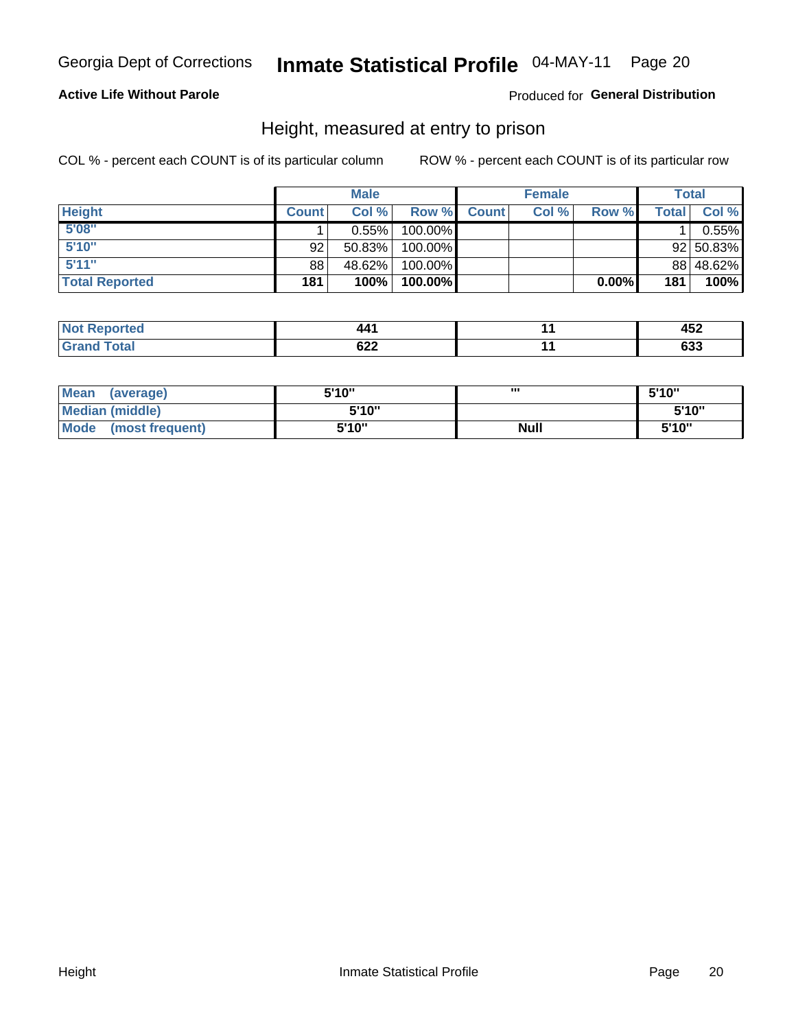Georgia Dept of Corrections **Inmate Statistical Profile** 04-MAY-11 Page 20

**Active Life Without Parole**

Produced for **General Distribution**

## Height, measured at entry to prison

COL % - percent each COUNT is of its particular column

ROW % - percent each COUNT is of its particular row

| | Male | | | Female | | | Total | |
|---|---|---|---|---|---|---|---|---|
| **Height** | **Count** | **Col %** | **Row %** | **Count** | **Col %** | **Row %** | **Total** | **Col %** |
| **5'08"** | 1 | 0.55% | 100.00% | | | | 1 | 0.55% |
| **5'10"** | 92 | 50.83% | 100.00% | | | | 92 | 50.83% |
| **5'11"** | 88 | 48.62% | 100.00% | | | | 88 | 48.62% |
| **Total Reported** | **181** | **100%** | **100.00%** | | | **0.00%** | **181** | **100%** |

| | Male | Female | Total |
|---|---|---|---|
| **Not Reported** | **441** | **11** | **452** |
| **Grand Total** | **622** | **11** | **633** |

| | Male | Female | Total |
|---|---|---|---|
| **Mean (average)** | **5'10"** | **'''** | **5'10"** |
| **Median (middle)** | **5'10"** | | **5'10"** |
| **Mode (most frequent)** | **5'10"** | **Null** | **5'10"** |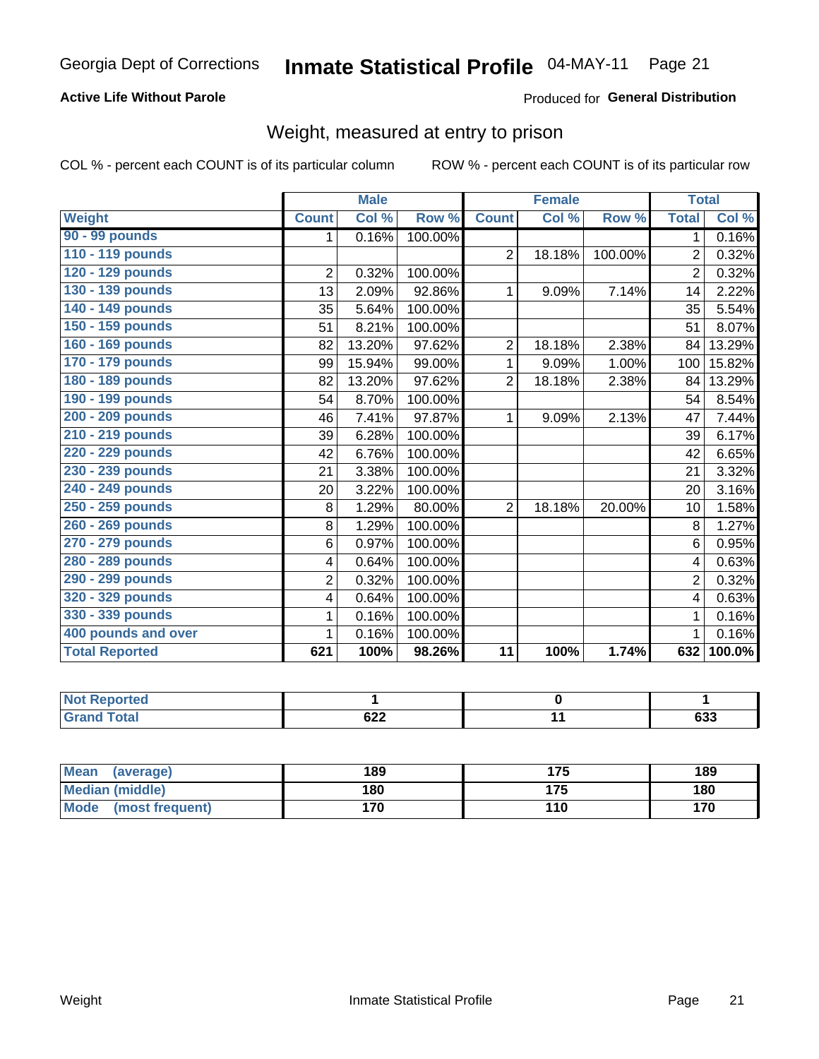Georgia Dept of Corrections **Inmate Statistical Profile** 04-MAY-11 Page 21

**Active Life Without Parole**

Produced for **General Distribution**

## Weight, measured at entry to prison

COL % - percent each COUNT is of its particular column ROW % - percent each COUNT is of its particular row

| | Male | | | Female | | | Total | |
|---|---|---|---|---|---|---|---|---|
| **Weight** | **Count** | **Col %** | **Row %** | **Count** | **Col %** | **Row %** | **Total** | **Col %** |
| **90 - 99 pounds** | 1 | 0.16% | 100.00% | | | | 1 | 0.16% |
| **110 - 119 pounds** | | | | 2 | 18.18% | 100.00% | 2 | 0.32% |
| **120 - 129 pounds** | 2 | 0.32% | 100.00% | | | | 2 | 0.32% |
| **130 - 139 pounds** | 13 | 2.09% | 92.86% | 1 | 9.09% | 7.14% | 14 | 2.22% |
| **140 - 149 pounds** | 35 | 5.64% | 100.00% | | | | 35 | 5.54% |
| **150 - 159 pounds** | 51 | 8.21% | 100.00% | | | | 51 | 8.07% |
| **160 - 169 pounds** | 82 | 13.20% | 97.62% | 2 | 18.18% | 2.38% | 84 | 13.29% |
| **170 - 179 pounds** | 99 | 15.94% | 99.00% | 1 | 9.09% | 1.00% | 100 | 15.82% |
| **180 - 189 pounds** | 82 | 13.20% | 97.62% | 2 | 18.18% | 2.38% | 84 | 13.29% |
| **190 - 199 pounds** | 54 | 8.70% | 100.00% | | | | 54 | 8.54% |
| **200 - 209 pounds** | 46 | 7.41% | 97.87% | 1 | 9.09% | 2.13% | 47 | 7.44% |
| **210 - 219 pounds** | 39 | 6.28% | 100.00% | | | | 39 | 6.17% |
| **220 - 229 pounds** | 42 | 6.76% | 100.00% | | | | 42 | 6.65% |
| **230 - 239 pounds** | 21 | 3.38% | 100.00% | | | | 21 | 3.32% |
| **240 - 249 pounds** | 20 | 3.22% | 100.00% | | | | 20 | 3.16% |
| **250 - 259 pounds** | 8 | 1.29% | 80.00% | 2 | 18.18% | 20.00% | 10 | 1.58% |
| **260 - 269 pounds** | 8 | 1.29% | 100.00% | | | | 8 | 1.27% |
| **270 - 279 pounds** | 6 | 0.97% | 100.00% | | | | 6 | 0.95% |
| **280 - 289 pounds** | 4 | 0.64% | 100.00% | | | | 4 | 0.63% |
| **290 - 299 pounds** | 2 | 0.32% | 100.00% | | | | 2 | 0.32% |
| **320 - 329 pounds** | 4 | 0.64% | 100.00% | | | | 4 | 0.63% |
| **330 - 339 pounds** | 1 | 0.16% | 100.00% | | | | 1 | 0.16% |
| **400 pounds and over** | 1 | 0.16% | 100.00% | | | | 1 | 0.16% |
| **Total Reported** | **621** | **100%** | **98.26%** | **11** | **100%** | **1.74%** | **632** | **100.0%** |

| | Male | Female | Total |
|---|---|---|---|
| **Not Reported** | **1** | **0** | **1** |
| **Grand Total** | **622** | **11** | **633** |

| | Male | Female | Total |
|---|---|---|---|
| **Mean (average)** | **189** | **175** | **189** |
| **Median (middle)** | **180** | **175** | **180** |
| **Mode (most frequent)** | **170** | **110** | **170** |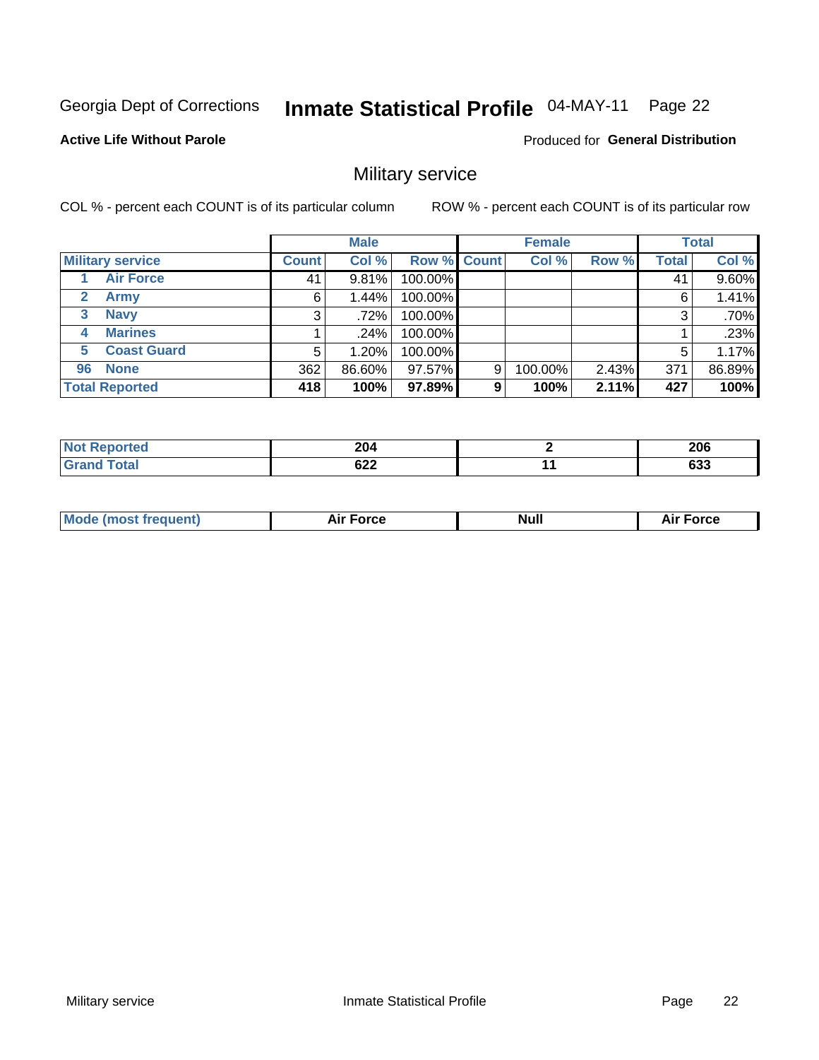Georgia Dept of Corrections **Inmate Statistical Profile** 04-MAY-11

**Active Life Without Parole**

Produced for **General Distribution**

## Military service

COL % - percent each COUNT is of its particular column

ROW % - percent each COUNT is of its particular row

| Military service | Male | | | Female | | | Total | |
|---|---|---|---|---|---|---|---|---|
| | Count | Col % | Row % | Count | Col % | Row % | Total | Col % |
| 1 Air Force | 41 | 9.81% | 100.00% | | | | 41 | 9.60% |
| 2 Army | 6 | 1.44% | 100.00% | | | | 6 | 1.41% |
| 3 Navy | 3 | .72% | 100.00% | | | | 3 | .70% |
| 4 Marines | 1 | .24% | 100.00% | | | | 1 | .23% |
| 5 Coast Guard | 5 | 1.20% | 100.00% | | | | 5 | 1.17% |
| 96 None | 362 | 86.60% | 97.57% | 9 | 100.00% | 2.43% | 371 | 86.89% |
| **Total Reported** | **418** | **100%** | **97.89%** | **9** | **100%** | **2.11%** | **427** | **100%** |

| | Male | Female | Total |
|---|---|---|---|
| Not Reported | 204 | 2 | 206 |
| Grand Total | 622 | 11 | 633 |

| | Male | Female | Total |
|---|---|---|---|
| Mode (most frequent) | Air Force | Null | Air Force |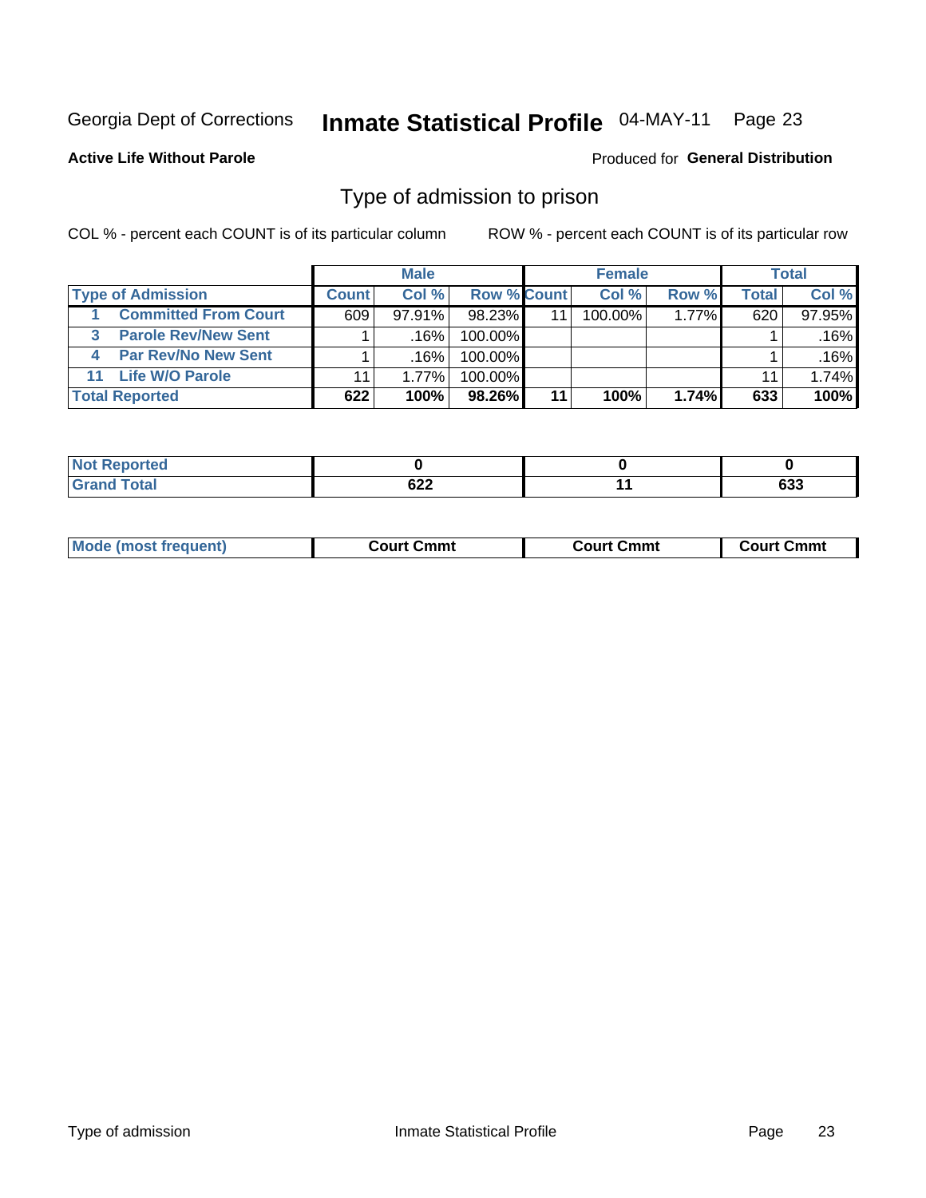Georgia Dept of Corrections **Inmate Statistical Profile** 04-MAY-11 Page 23

**Active Life Without Parole**

Produced for **General Distribution**

## Type of admission to prison

COL % - percent each COUNT is of its particular column    ROW % - percent each COUNT is of its particular row

| | Male | | | Female | | | Total | |
|---|---|---|---|---|---|---|---|---|
| **Type of Admission** | **Count** | **Col %** | **Row %** | **Count** | **Col %** | **Row %** | **Total** | **Col %** |
| 1 **Committed From Court** | 609 | 97.91% | 98.23% | 11 | 100.00% | 1.77% | 620 | 97.95% |
| 3 **Parole Rev/New Sent** | 1 | .16% | 100.00% | | | | 1 | .16% |
| 4 **Par Rev/No New Sent** | 1 | .16% | 100.00% | | | | 1 | .16% |
| 11 **Life W/O Parole** | 11 | 1.77% | 100.00% | | | | 11 | 1.74% |
| **Total Reported** | **622** | **100%** | **98.26%** | **11** | **100%** | **1.74%** | **633** | **100%** |

| | Male | Female | Total |
|---|---|---|---|
| **Not Reported** | **0** | **0** | **0** |
| **Grand Total** | **622** | **11** | **633** |

| | Male | Female | Total |
|---|---|---|---|
| **Mode (most frequent)** | **Court Cmmt** | **Court Cmmt** | **Court Cmmt** |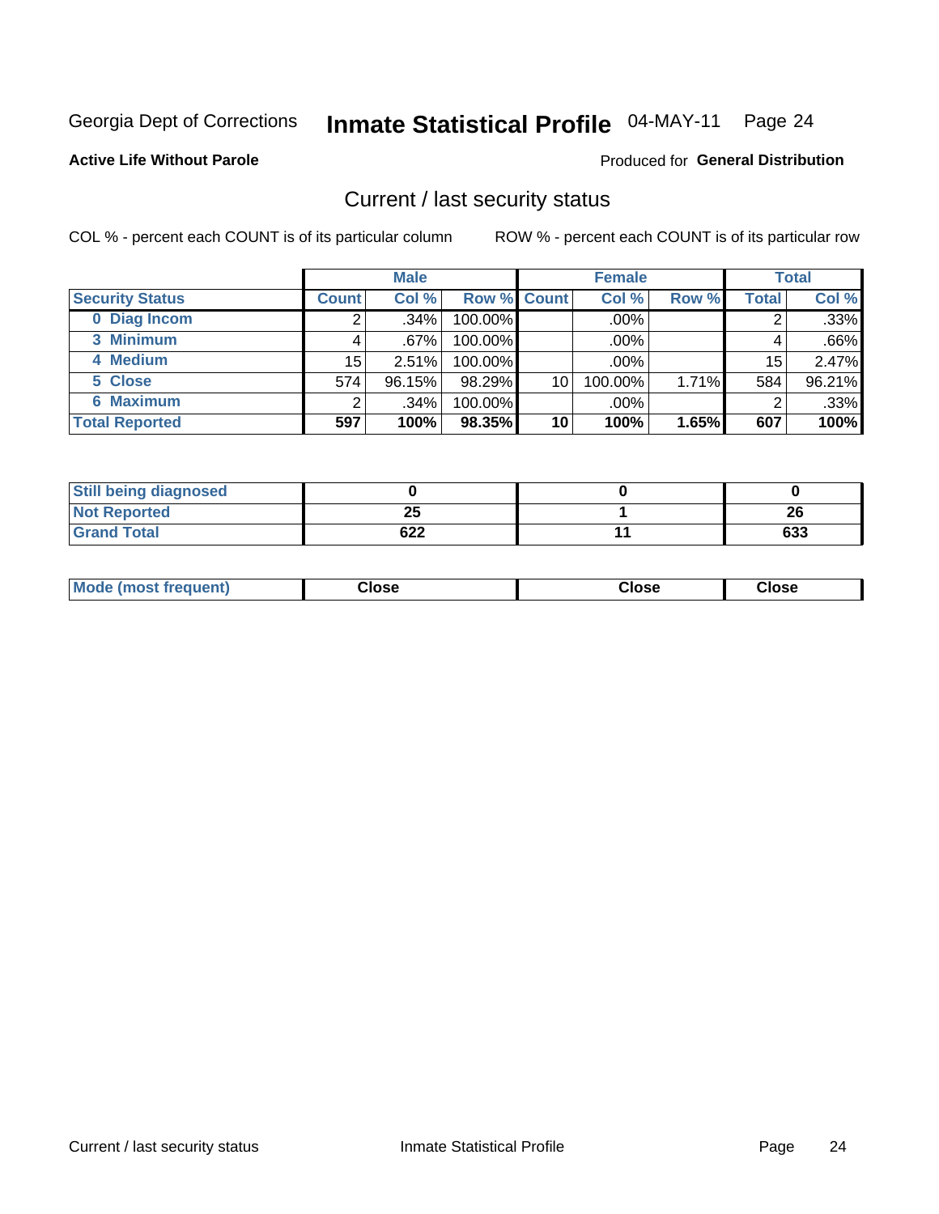Georgia Dept of Corrections **Inmate Statistical Profile** 04-MAY-11 Page 24

**Active Life Without Parole**

Produced for **General Distribution**

## Current / last security status

COL % - percent each COUNT is of its particular column

ROW % - percent each COUNT is of its particular row

| | Male | | | Female | | | Total | |
|---|---|---|---|---|---|---|---|---|
| **Security Status** | **Count** | **Col %** | **Row %** | **Count** | **Col %** | **Row %** | **Total** | **Col %** |
| 0 Diag Incom | 2 | .34% | 100.00% | | .00% | | 2 | .33% |
| 3 Minimum | 4 | .67% | 100.00% | | .00% | | 4 | .66% |
| 4 Medium | 15 | 2.51% | 100.00% | | .00% | | 15 | 2.47% |
| 5 Close | 574 | 96.15% | 98.29% | 10 | 100.00% | 1.71% | 584 | 96.21% |
| 6 Maximum | 2 | .34% | 100.00% | | .00% | | 2 | .33% |
| **Total Reported** | **597** | **100%** | **98.35%** | **10** | **100%** | **1.65%** | **607** | **100%** |

| | Male | Female | Total |
|---|---|---|---|
| **Still being diagnosed** | **0** | **0** | **0** |
| **Not Reported** | **25** | **1** | **26** |
| **Grand Total** | **622** | **11** | **633** |

| | Male | Female | Total |
|---|---|---|---|
| **Mode (most frequent)** | **Close** | **Close** | **Close** |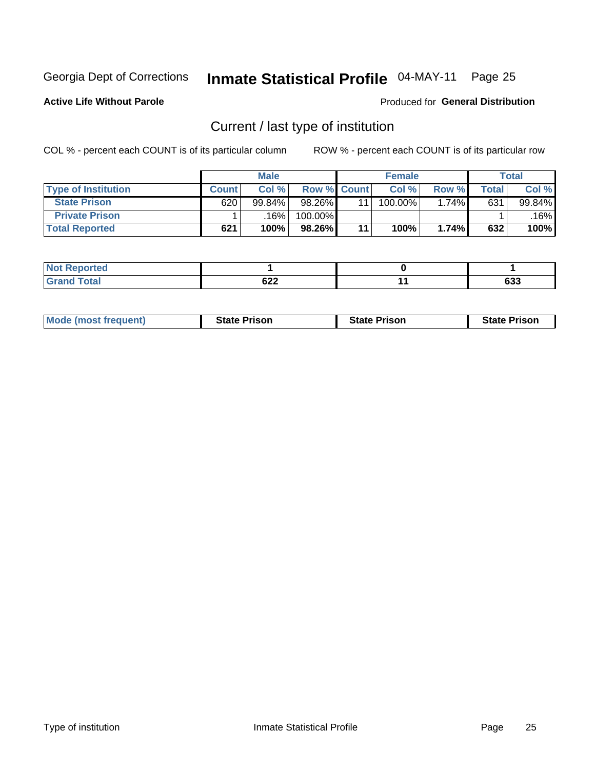Georgia Dept of Corrections **Inmate Statistical Profile** 04-MAY-11

**Active Life Without Parole**

Produced for **General Distribution**

## Current / last type of institution

COL % - percent each COUNT is of its particular column ROW % - percent each COUNT is of its particular row

| | Male | | | Female | | | Total | |
|---|---|---|---|---|---|---|---|---|
| **Type of Institution** | **Count** | **Col %** | **Row %** | **Count** | **Col %** | **Row %** | **Total** | **Col %** |
| **State Prison** | 620 | 99.84% | 98.26% | 11 | 100.00% | 1.74% | 631 | 99.84% |
| **Private Prison** | 1 | .16% | 100.00% | | | | 1 | .16% |
| **Total Reported** | **621** | **100%** | **98.26%** | **11** | **100%** | **1.74%** | **632** | **100%** |

| | Male | Female | Total |
|---|---|---|---|
| **Not Reported** | **1** | **0** | **1** |
| **Grand Total** | **622** | **11** | **633** |

| | Male | Female | Total |
|---|---|---|---|
| **Mode (most frequent)** | **State Prison** | **State Prison** | **State Prison** |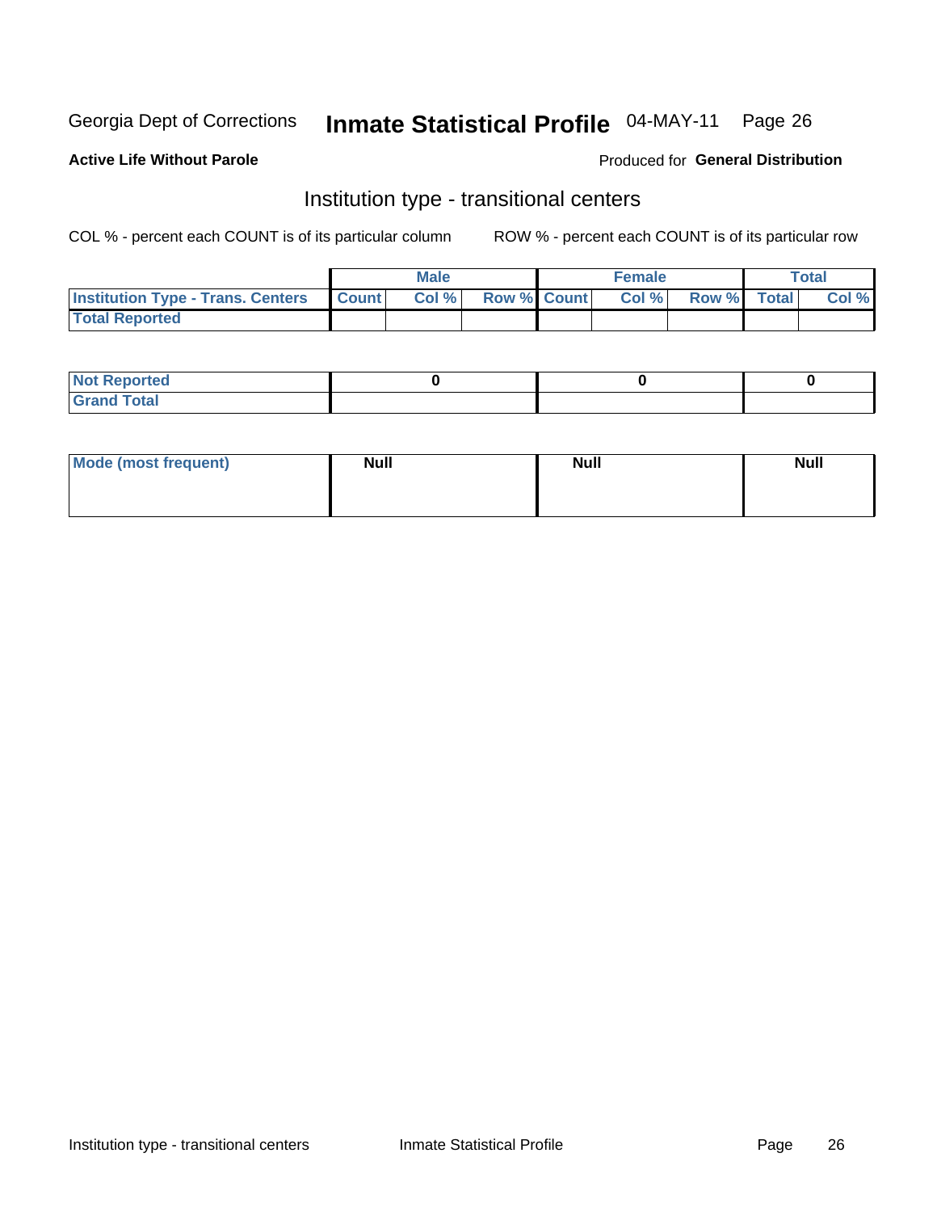Georgia Dept of Corrections **Inmate Statistical Profile** 04-MAY-11 Page 26

**Active Life Without Parole**

Produced for **General Distribution**

## Institution type - transitional centers

COL % - percent each COUNT is of its particular column ROW % - percent each COUNT is of its particular row

| | Male | | | Female | | | Total | |
|---|---|---|---|---|---|---|---|---|
| **Institution Type - Trans. Centers** | **Count** | **Col %** | **Row %** | **Count** | **Col %** | **Row %** | **Total** | **Col %** |
| **Total Reported** | | | | | | | | |

| | Male | Female | Total |
|---|---|---|---|
| **Not Reported** | 0 | 0 | 0 |
| **Grand Total** | | | |

| | Male | Female | Total |
|---|---|---|---|
| **Mode (most frequent)** | Null | Null | Null |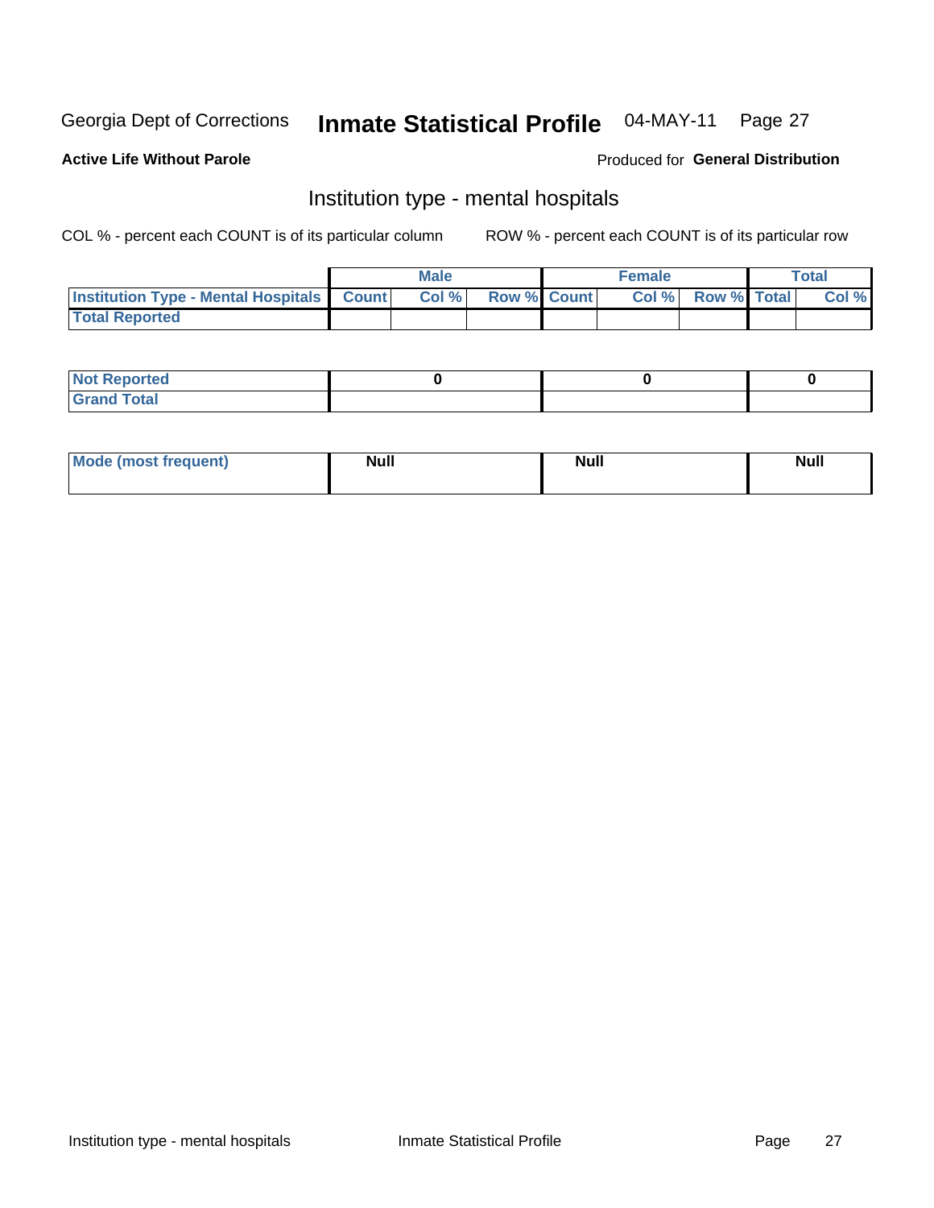Georgia Dept of Corrections **Inmate Statistical Profile** 04-MAY-11 Page 27

**Active Life Without Parole**

Produced for **General Distribution**

## Institution type - mental hospitals

COL % - percent each COUNT is of its particular column

ROW % - percent each COUNT is of its particular row

| | Male | | | Female | | | Total | |
|---|---|---|---|---|---|---|---|---|
| **Institution Type - Mental Hospitals** | **Count** | **Col %** | **Row %** | **Count** | **Col %** | **Row %** | **Total** | **Col %** |
| **Total Reported** | | | | | | | | |

| | Male | Female | Total |
|---|---|---|---|
| **Not Reported** | **0** | **0** | **0** |
| **Grand Total** | | | |

| | Male | Female | Total |
|---|---|---|---|
| **Mode (most frequent)** | **Null** | **Null** | **Null** |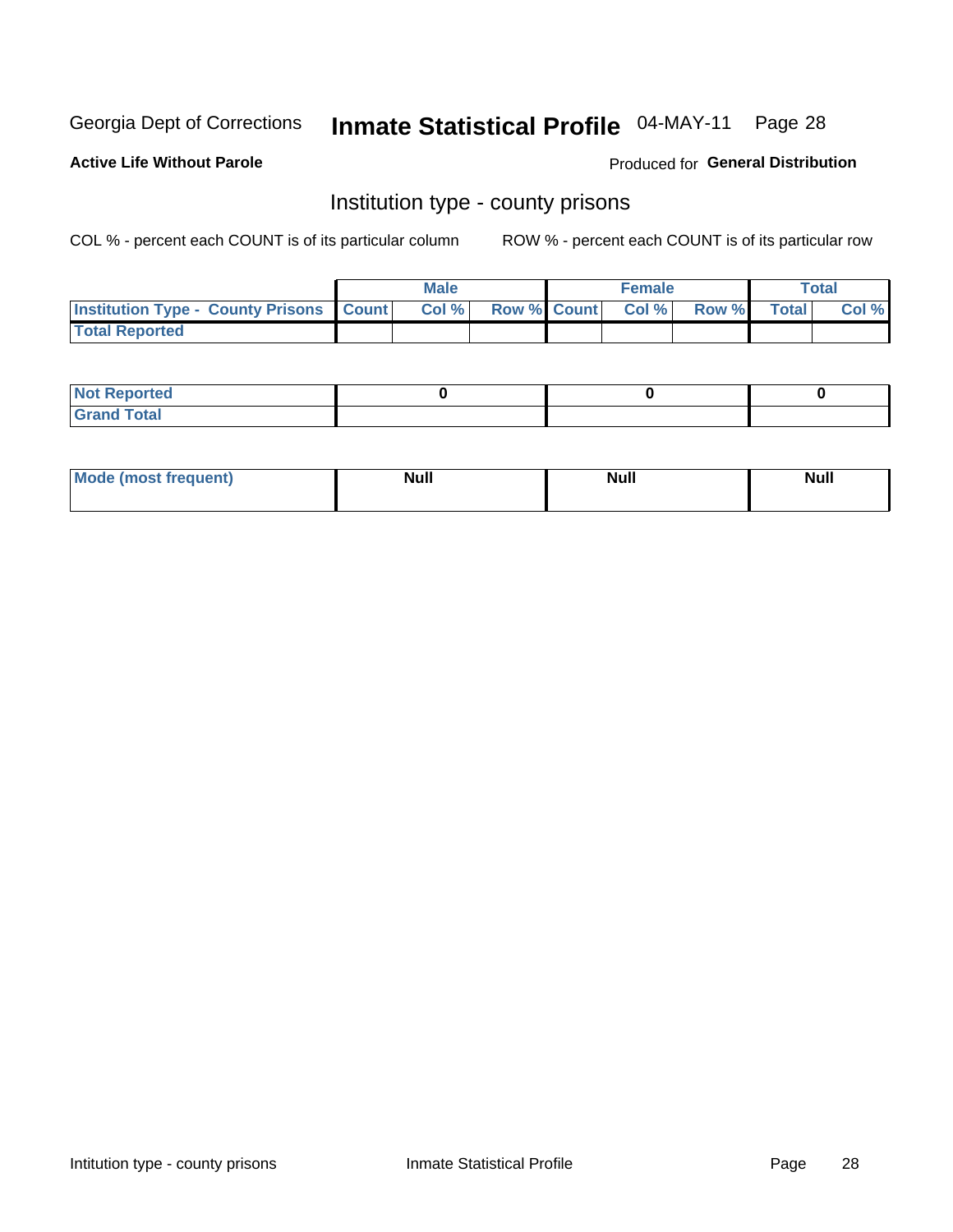Georgia Dept of Corrections **Inmate Statistical Profile** 04-MAY-11

**Active Life Without Parole**

Produced for **General Distribution**

## Institution type - county prisons

COL % - percent each COUNT is of its particular column

ROW % - percent each COUNT is of its particular row

| | Male | | | Female | | | Total | |
|---|---|---|---|---|---|---|---|---|
| **Institution Type - County Prisons** | **Count** | **Col %** | **Row %** | **Count** | **Col %** | **Row %** | **Total** | **Col %** |
| **Total Reported** | | | | | | | | |

| | Male | Female | Total |
|---|---|---|---|
| **Not Reported** | **0** | **0** | **0** |
| **Grand Total** | | | |

| | Male | Female | Total |
|---|---|---|---|
| **Mode (most frequent)** | **Null** | **Null** | **Null** |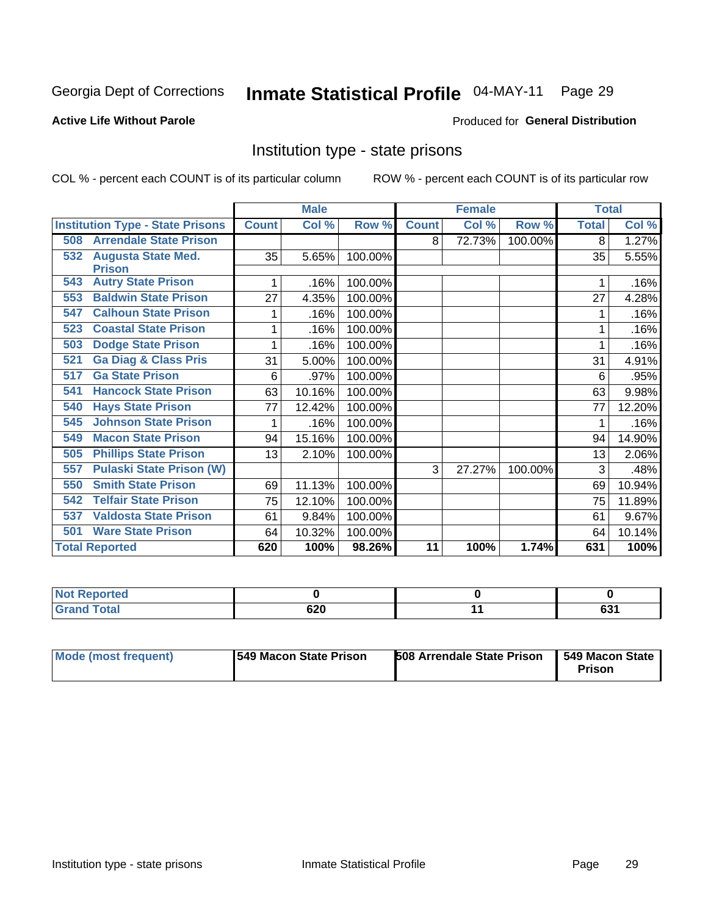Georgia Dept of Corrections **Inmate Statistical Profile** 04-MAY-11

**Active Life Without Parole**

Produced for **General Distribution**

## Institution type - state prisons

COL % - percent each COUNT is of its particular column

ROW % - percent each COUNT is of its particular row

| | Male | | | Female | | | Total | |
|---|---|---|---|---|---|---|---|---|
| **Institution Type - State Prisons** | **Count** | **Col %** | **Row %** | **Count** | **Col %** | **Row %** | **Total** | **Col %** |
| 508 Arrendale State Prison | | | | 8 | 72.73% | 100.00% | 8 | 1.27% |
| 532 Augusta State Med. Prison | 35 | 5.65% | 100.00% | | | | 35 | 5.55% |
| 543 Autry State Prison | 1 | .16% | 100.00% | | | | 1 | .16% |
| 553 Baldwin State Prison | 27 | 4.35% | 100.00% | | | | 27 | 4.28% |
| 547 Calhoun State Prison | 1 | .16% | 100.00% | | | | 1 | .16% |
| 523 Coastal State Prison | 1 | .16% | 100.00% | | | | 1 | .16% |
| 503 Dodge State Prison | 1 | .16% | 100.00% | | | | 1 | .16% |
| 521 Ga Diag & Class Pris | 31 | 5.00% | 100.00% | | | | 31 | 4.91% |
| 517 Ga State Prison | 6 | .97% | 100.00% | | | | 6 | .95% |
| 541 Hancock State Prison | 63 | 10.16% | 100.00% | | | | 63 | 9.98% |
| 540 Hays State Prison | 77 | 12.42% | 100.00% | | | | 77 | 12.20% |
| 545 Johnson State Prison | 1 | .16% | 100.00% | | | | 1 | .16% |
| 549 Macon State Prison | 94 | 15.16% | 100.00% | | | | 94 | 14.90% |
| 505 Phillips State Prison | 13 | 2.10% | 100.00% | | | | 13 | 2.06% |
| 557 Pulaski State Prison (W) | | | | 3 | 27.27% | 100.00% | 3 | .48% |
| 550 Smith State Prison | 69 | 11.13% | 100.00% | | | | 69 | 10.94% |
| 542 Telfair State Prison | 75 | 12.10% | 100.00% | | | | 75 | 11.89% |
| 537 Valdosta State Prison | 61 | 9.84% | 100.00% | | | | 61 | 9.67% |
| 501 Ware State Prison | 64 | 10.32% | 100.00% | | | | 64 | 10.14% |
| **Total Reported** | **620** | **100%** | **98.26%** | **11** | **100%** | **1.74%** | **631** | **100%** |

| | Male | Female | Total |
|---|---|---|---|
| **Not Reported** | **0** | **0** | **0** |
| **Grand Total** | **620** | **11** | **631** |

| | Male | Female | Total |
|---|---|---|---|
| **Mode (most frequent)** | **549 Macon State Prison** | **508 Arrendale State Prison** | **549 Macon State Prison** |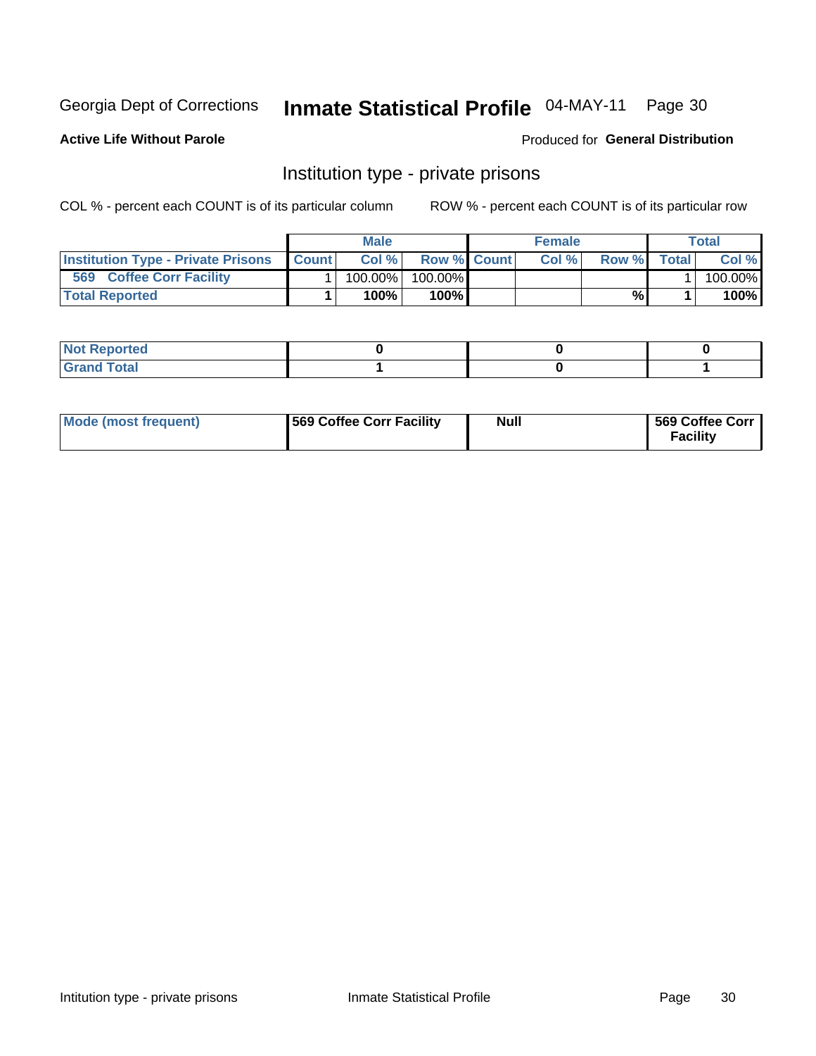Georgia Dept of Corrections **Inmate Statistical Profile** 04-MAY-11 Page 30

**Active Life Without Parole**

Produced for **General Distribution**

## Institution type - private prisons

COL % - percent each COUNT is of its particular column

ROW % - percent each COUNT is of its particular row

| | Male | | | Female | | | Total | |
|---|---|---|---|---|---|---|---|---|
| **Institution Type - Private Prisons** | **Count** | **Col %** | **Row %** | **Count** | **Col %** | **Row %** | **Total** | **Col %** |
| **569 Coffee Corr Facility** | 1 | 100.00% | 100.00% | | | | 1 | 100.00% |
| **Total Reported** | **1** | **100%** | **100%** | | | **%** | **1** | **100%** |

| | Male | Female | Total |
|---|---|---|---|
| **Not Reported** | **0** | **0** | **0** |
| **Grand Total** | **1** | **0** | **1** |

| | Male | Female | Total |
|---|---|---|---|
| **Mode (most frequent)** | **569 Coffee Corr Facility** | **Null** | **569 Coffee Corr Facility** |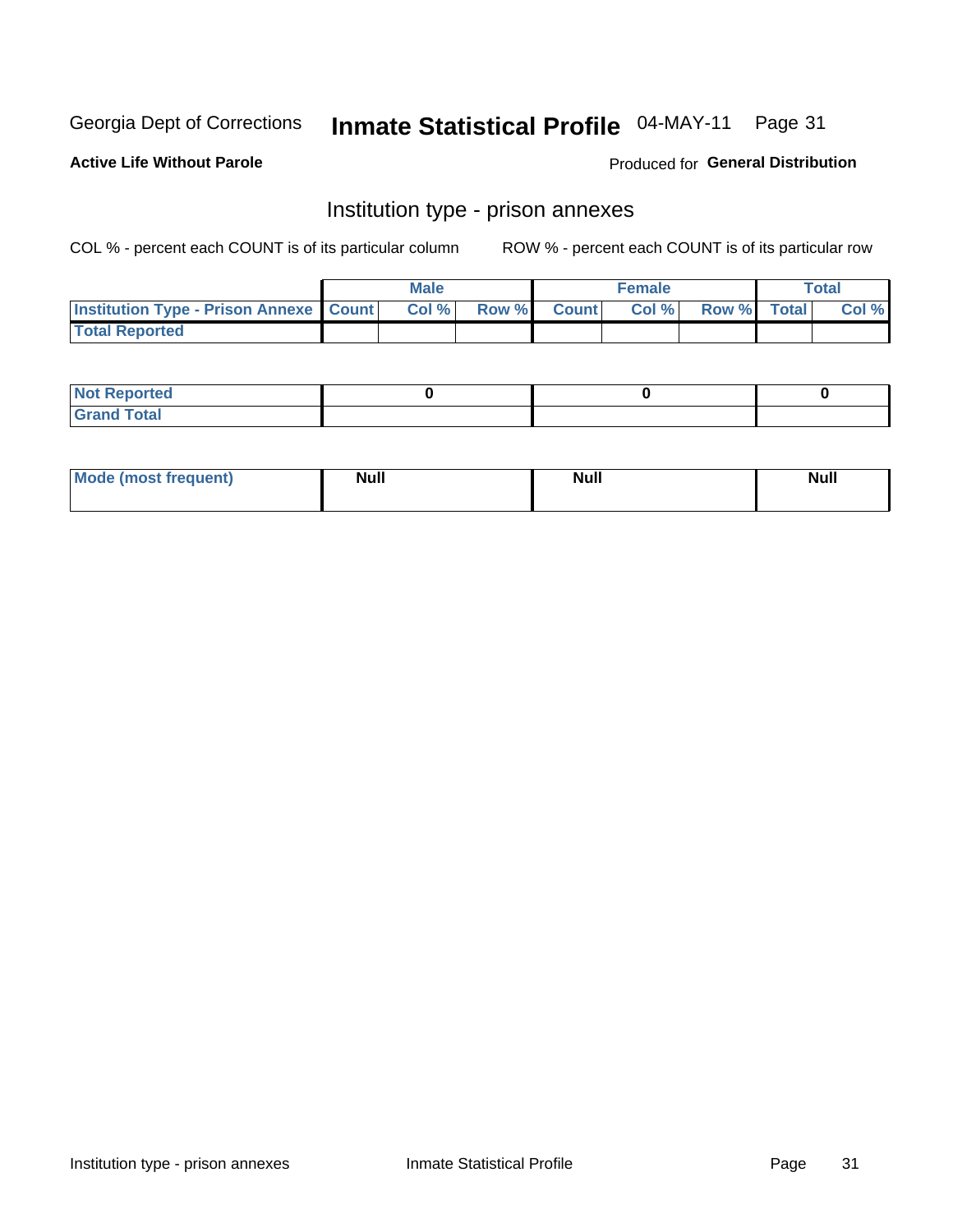Georgia Dept of Corrections **Inmate Statistical Profile** 04-MAY-11

**Active Life Without Parole**

Produced for **General Distribution**

## Institution type - prison annexes

COL % - percent each COUNT is of its particular column

ROW % - percent each COUNT is of its particular row

| | Male | | | Female | | | Total | |
|---|---|---|---|---|---|---|---|---|
| **Institution Type - Prison Annexe** | **Count** | **Col %** | **Row %** | **Count** | **Col %** | **Row %** | **Total** | **Col %** |
| **Total Reported** | | | | | | | | |

| | Male | Female | Total |
|---|---|---|---|
| **Not Reported** | 0 | 0 | 0 |
| **Grand Total** | | | |

| | Male | Female | Total |
|---|---|---|---|
| **Mode (most frequent)** | Null | Null | Null |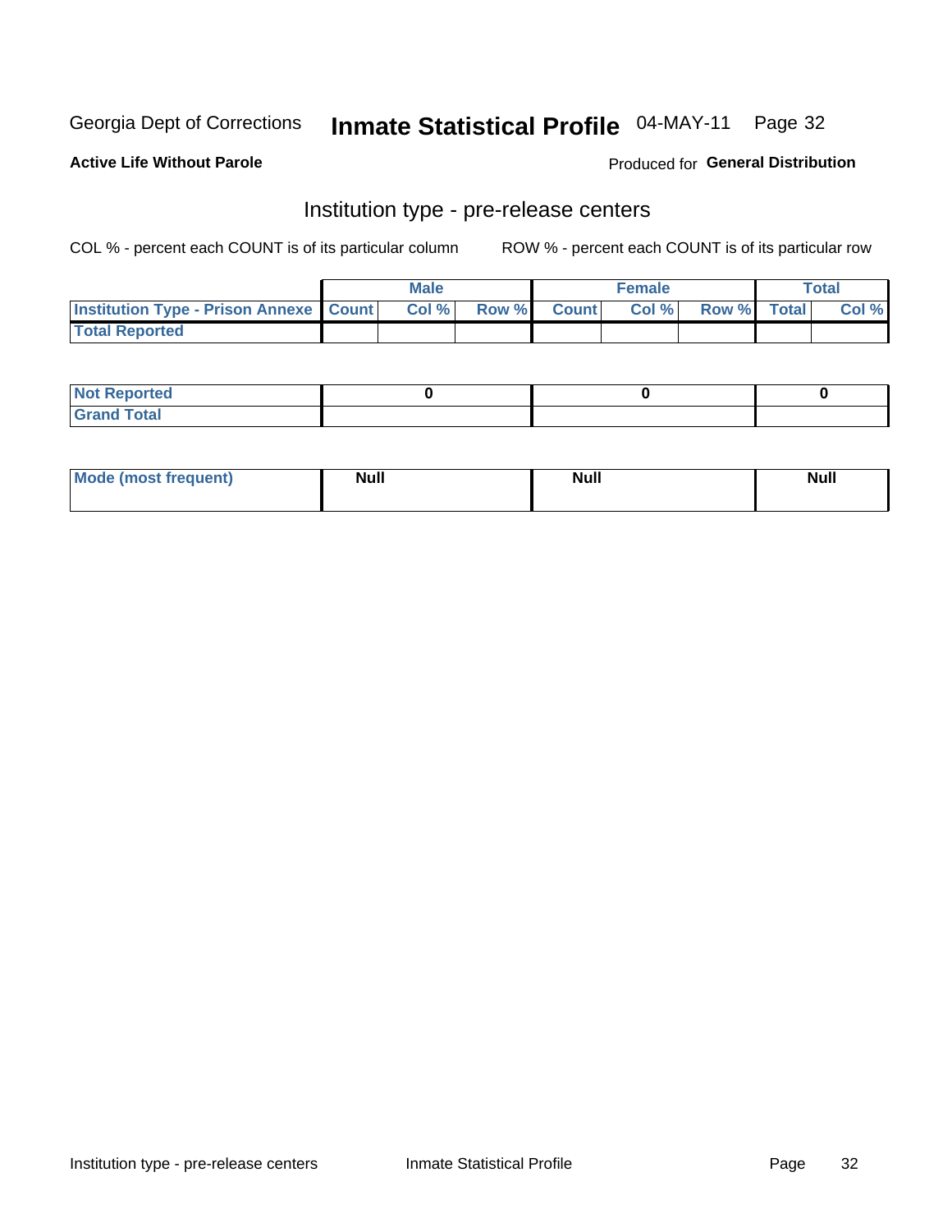Georgia Dept of Corrections **Inmate Statistical Profile** 04-MAY-11

**Active Life Without Parole**

Produced for **General Distribution**

## Institution type - pre-release centers

COL % - percent each COUNT is of its particular column ROW % - percent each COUNT is of its particular row

| | Male | | | Female | | | Total | |
|---|---|---|---|---|---|---|---|---|
| **Institution Type - Prison Annexe** | **Count** | **Col %** | **Row %** | **Count** | **Col %** | **Row %** | **Total** | **Col %** |
| **Total Reported** | | | | | | | | |

| | Male | Female | Total |
|---|---|---|---|
| **Not Reported** | 0 | 0 | 0 |
| **Grand Total** | | | |

| | Male | Female | Total |
|---|---|---|---|
| **Mode (most frequent)** | Null | Null | Null |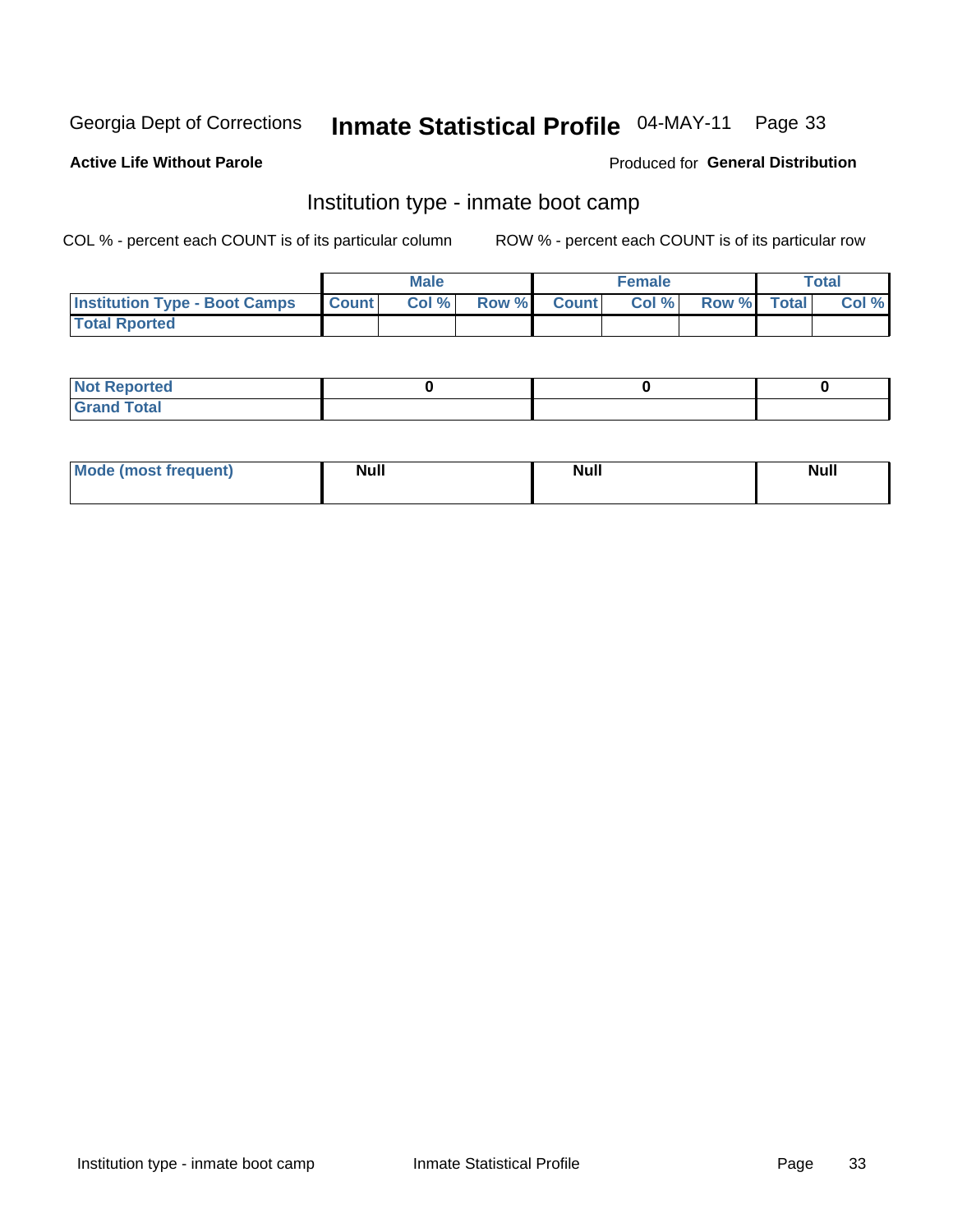Georgia Dept of Corrections **Inmate Statistical Profile** 04-MAY-11 Page 33

**Active Life Without Parole**

Produced for **General Distribution**

## Institution type - inmate boot camp

COL % - percent each COUNT is of its particular column

ROW % - percent each COUNT is of its particular row

| | Male | | | Female | | | Total | |
|---|---|---|---|---|---|---|---|---|
| **Institution Type - Boot Camps** | **Count** | **Col %** | **Row %** | **Count** | **Col %** | **Row %** | **Total** | **Col %** |
| **Total Rported** | | | | | | | | |

| | Male | Female | Total |
|---|---|---|---|
| **Not Reported** | **0** | **0** | **0** |
| **Grand Total** | | | |

| | Male | Female | Total |
|---|---|---|---|
| **Mode (most frequent)** | **Null** | **Null** | **Null** |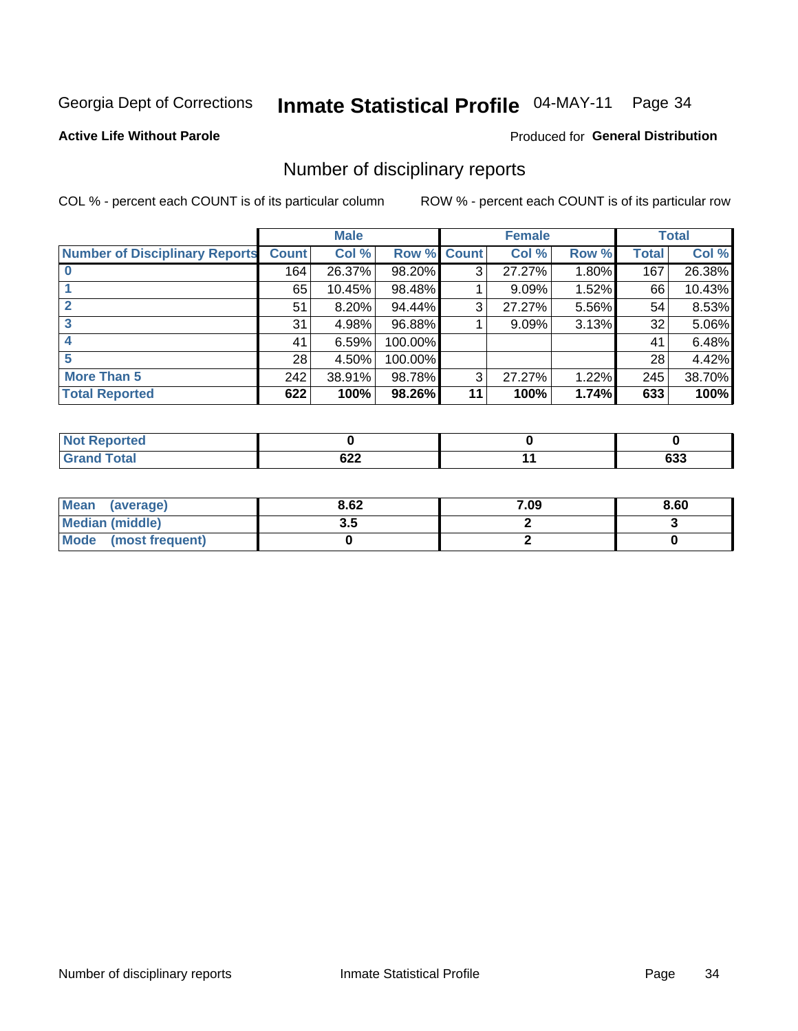Georgia Dept of Corrections **Inmate Statistical Profile** 04-MAY-11 Page 34

**Active Life Without Parole**

Produced for **General Distribution**

## Number of disciplinary reports

COL % - percent each COUNT is of its particular column

ROW % - percent each COUNT is of its particular row

| | Male | | | Female | | | Total | |
|---|---|---|---|---|---|---|---|---|
| **Number of Disciplinary Reports** | **Count** | **Col %** | **Row %** | **Count** | **Col %** | **Row %** | **Total** | **Col %** |
| **0** | 164 | 26.37% | 98.20% | 3 | 27.27% | 1.80% | 167 | 26.38% |
| **1** | 65 | 10.45% | 98.48% | 1 | 9.09% | 1.52% | 66 | 10.43% |
| **2** | 51 | 8.20% | 94.44% | 3 | 27.27% | 5.56% | 54 | 8.53% |
| **3** | 31 | 4.98% | 96.88% | 1 | 9.09% | 3.13% | 32 | 5.06% |
| **4** | 41 | 6.59% | 100.00% | | | | 41 | 6.48% |
| **5** | 28 | 4.50% | 100.00% | | | | 28 | 4.42% |
| **More Than 5** | 242 | 38.91% | 98.78% | 3 | 27.27% | 1.22% | 245 | 38.70% |
| **Total Reported** | **622** | **100%** | **98.26%** | **11** | **100%** | **1.74%** | **633** | **100%** |

| | Male | Female | Total |
|---|---|---|---|
| **Not Reported** | **0** | **0** | **0** |
| **Grand Total** | **622** | **11** | **633** |

| | Male | Female | Total |
|---|---|---|---|
| **Mean (average)** | **8.62** | **7.09** | **8.60** |
| **Median (middle)** | **3.5** | **2** | **3** |
| **Mode (most frequent)** | **0** | **2** | **0** |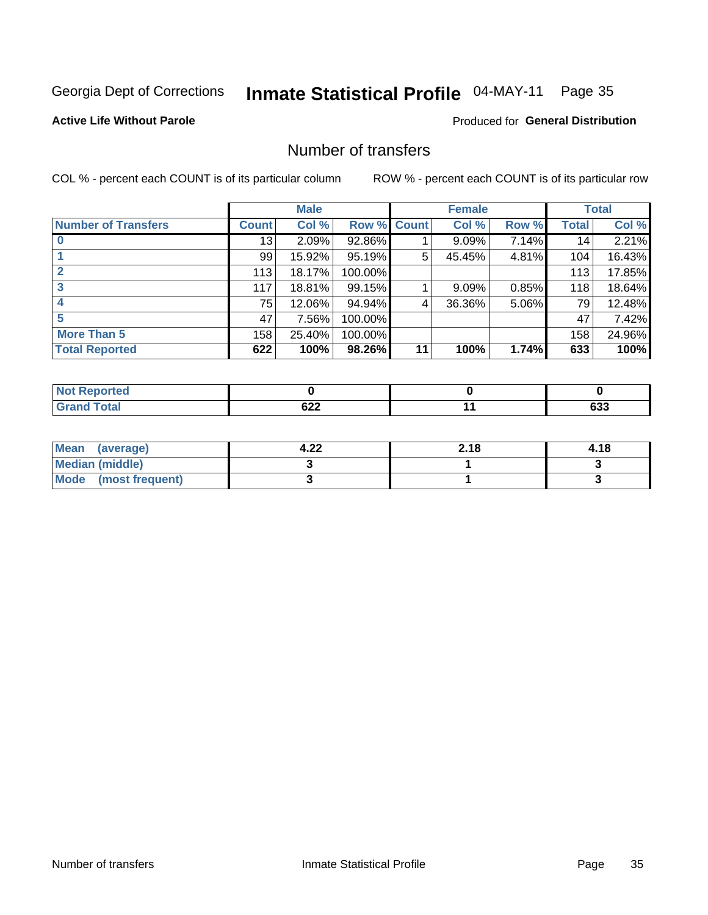Georgia Dept of Corrections **Inmate Statistical Profile** 04-MAY-11

**Active Life Without Parole**

Produced for **General Distribution**

## Number of transfers

COL % - percent each COUNT is of its particular column

ROW % - percent each COUNT is of its particular row

| | Male | | | Female | | | Total | |
|---|---|---|---|---|---|---|---|---|
| Number of Transfers | Count | Col % | Row % | Count | Col % | Row % | Total | Col % |
| 0 | 13 | 2.09% | 92.86% | 1 | 9.09% | 7.14% | 14 | 2.21% |
| 1 | 99 | 15.92% | 95.19% | 5 | 45.45% | 4.81% | 104 | 16.43% |
| 2 | 113 | 18.17% | 100.00% | | | | 113 | 17.85% |
| 3 | 117 | 18.81% | 99.15% | 1 | 9.09% | 0.85% | 118 | 18.64% |
| 4 | 75 | 12.06% | 94.94% | 4 | 36.36% | 5.06% | 79 | 12.48% |
| 5 | 47 | 7.56% | 100.00% | | | | 47 | 7.42% |
| More Than 5 | 158 | 25.40% | 100.00% | | | | 158 | 24.96% |
| **Total Reported** | **622** | **100%** | **98.26%** | **11** | **100%** | **1.74%** | **633** | **100%** |

| | Male | Female | Total |
|---|---|---|---|
| Not Reported | 0 | 0 | 0 |
| Grand Total | 622 | 11 | 633 |

| | Male | Female | Total |
|---|---|---|---|
| Mean (average) | 4.22 | 2.18 | 4.18 |
| Median (middle) | 3 | 1 | 3 |
| Mode (most frequent) | 3 | 1 | 3 |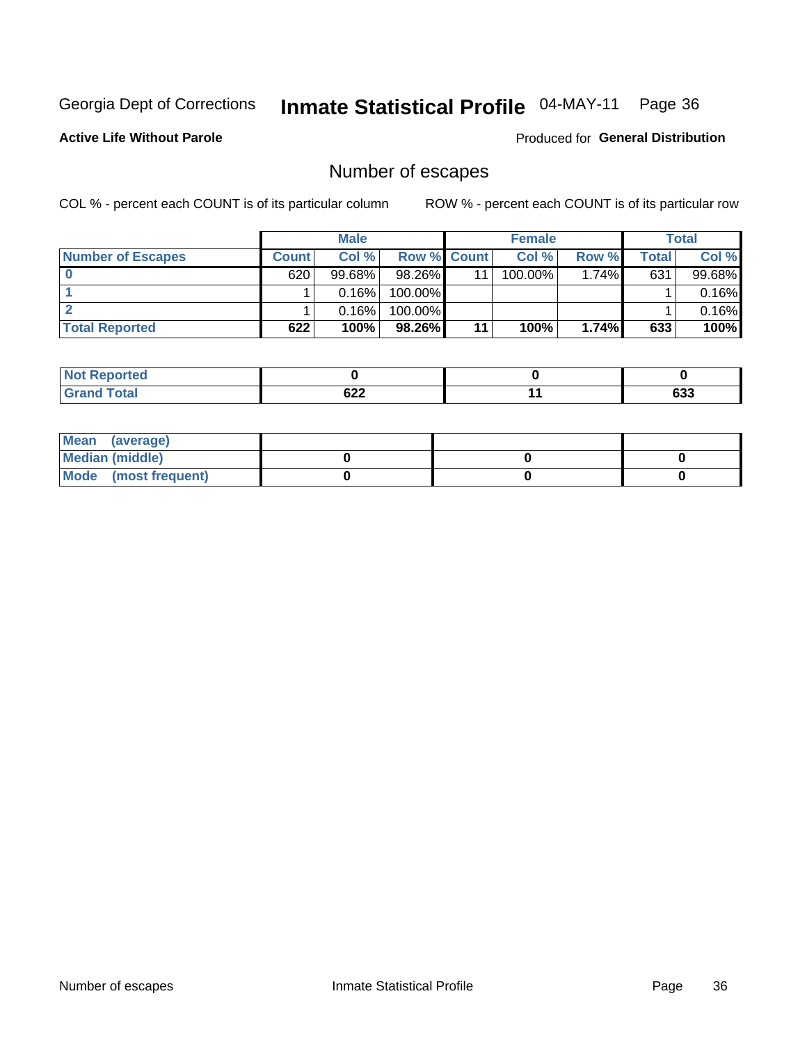Georgia Dept of Corrections **Inmate Statistical Profile** 04-MAY-11 Page 36

**Active Life Without Parole**

Produced for **General Distribution**

## Number of escapes

COL % - percent each COUNT is of its particular column

ROW % - percent each COUNT is of its particular row

| | Male | | | Female | | | Total | |
|---|---|---|---|---|---|---|---|---|
| **Number of Escapes** | **Count** | **Col %** | **Row %** | **Count** | **Col %** | **Row %** | **Total** | **Col %** |
| **0** | 620 | 99.68% | 98.26% | 11 | 100.00% | 1.74% | 631 | 99.68% |
| **1** | 1 | 0.16% | 100.00% | | | | 1 | 0.16% |
| **2** | 1 | 0.16% | 100.00% | | | | 1 | 0.16% |
| **Total Reported** | **622** | **100%** | **98.26%** | **11** | **100%** | **1.74%** | **633** | **100%** |

| | Male | Female | Total |
|---|---|---|---|
| **Not Reported** | **0** | **0** | **0** |
| **Grand Total** | **622** | **11** | **633** |

| | Male | Female | Total |
|---|---|---|---|
| **Mean (average)** | | | |
| **Median (middle)** | **0** | **0** | **0** |
| **Mode (most frequent)** | **0** | **0** | **0** |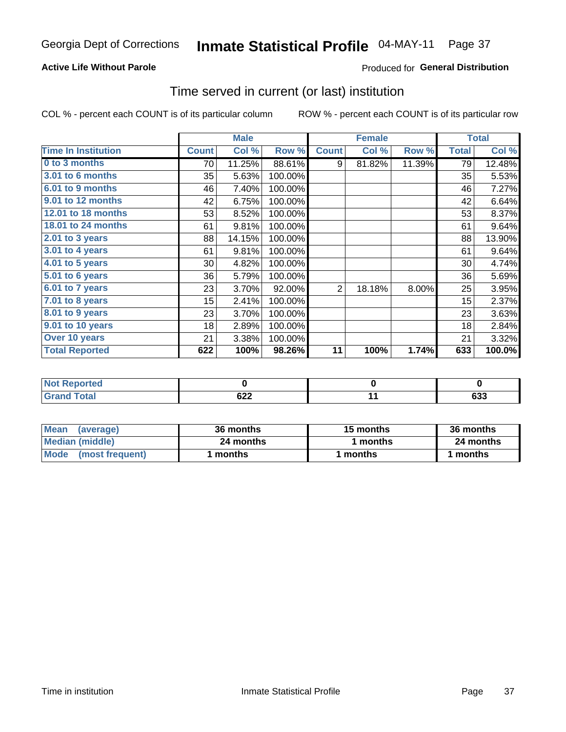Georgia Dept of Corrections **Inmate Statistical Profile** 04-MAY-11 Page 37

**Active Life Without Parole**

Produced for **General Distribution**

## Time served in current (or last) institution

COL % - percent each COUNT is of its particular column

ROW % - percent each COUNT is of its particular row

| | Male | | | Female | | | Total | |
|---|---|---|---|---|---|---|---|---|
| **Time In Institution** | **Count** | **Col %** | **Row %** | **Count** | **Col %** | **Row %** | **Total** | **Col %** |
| 0 to 3 months | 70 | 11.25% | 88.61% | 9 | 81.82% | 11.39% | 79 | 12.48% |
| 3.01 to 6 months | 35 | 5.63% | 100.00% | | | | 35 | 5.53% |
| 6.01 to 9 months | 46 | 7.40% | 100.00% | | | | 46 | 7.27% |
| 9.01 to 12 months | 42 | 6.75% | 100.00% | | | | 42 | 6.64% |
| 12.01 to 18 months | 53 | 8.52% | 100.00% | | | | 53 | 8.37% |
| 18.01 to 24 months | 61 | 9.81% | 100.00% | | | | 61 | 9.64% |
| 2.01 to 3 years | 88 | 14.15% | 100.00% | | | | 88 | 13.90% |
| 3.01 to 4 years | 61 | 9.81% | 100.00% | | | | 61 | 9.64% |
| 4.01 to 5 years | 30 | 4.82% | 100.00% | | | | 30 | 4.74% |
| 5.01 to 6 years | 36 | 5.79% | 100.00% | | | | 36 | 5.69% |
| 6.01 to 7 years | 23 | 3.70% | 92.00% | 2 | 18.18% | 8.00% | 25 | 3.95% |
| 7.01 to 8 years | 15 | 2.41% | 100.00% | | | | 15 | 2.37% |
| 8.01 to 9 years | 23 | 3.70% | 100.00% | | | | 23 | 3.63% |
| 9.01 to 10 years | 18 | 2.89% | 100.00% | | | | 18 | 2.84% |
| Over 10 years | 21 | 3.38% | 100.00% | | | | 21 | 3.32% |
| **Total Reported** | **622** | **100%** | **98.26%** | **11** | **100%** | **1.74%** | **633** | **100.0%** |

| | Male | Female | Total |
|---|---|---|---|
| Not Reported | 0 | 0 | 0 |
| Grand Total | 622 | 11 | 633 |

| | Male | Female | Total |
|---|---|---|---|
| Mean (average) | 36 months | 15 months | 36 months |
| Median (middle) | 24 months | 1 months | 24 months |
| Mode (most frequent) | 1 months | 1 months | 1 months |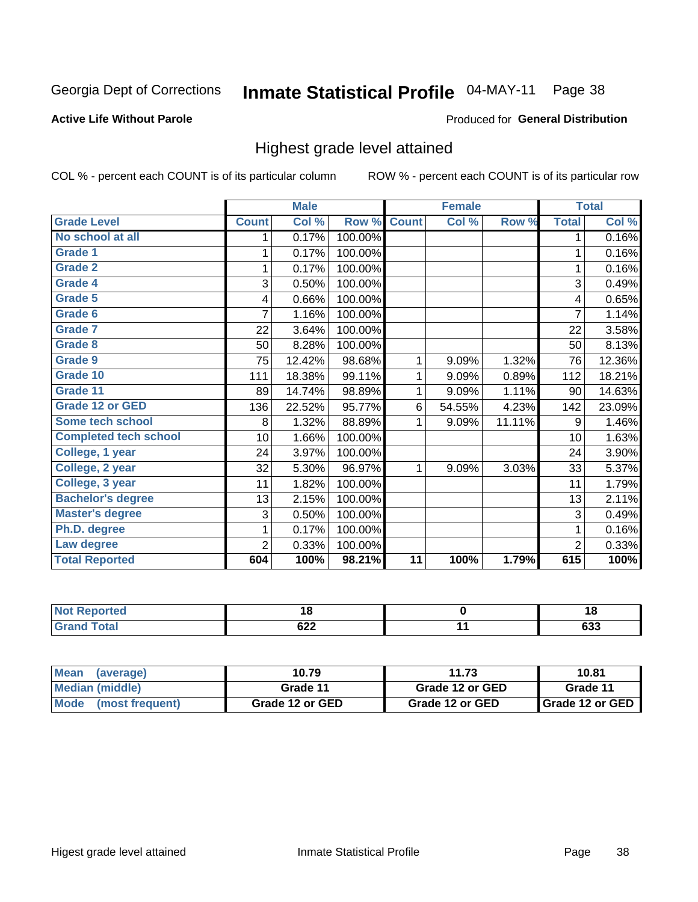Georgia Dept of Corrections **Inmate Statistical Profile** 04-MAY-11 Page 38

**Active Life Without Parole**

Produced for **General Distribution**

## Highest grade level attained

COL % - percent each COUNT is of its particular column ROW % - percent each COUNT is of its particular row

| | Male | | | Female | | | Total | |
|---|---|---|---|---|---|---|---|---|
| Grade Level | Count | Col % | Row % | Count | Col % | Row % | Total | Col % |
| No school at all | 1 | 0.17% | 100.00% | | | | 1 | 0.16% |
| Grade 1 | 1 | 0.17% | 100.00% | | | | 1 | 0.16% |
| Grade 2 | 1 | 0.17% | 100.00% | | | | 1 | 0.16% |
| Grade 4 | 3 | 0.50% | 100.00% | | | | 3 | 0.49% |
| Grade 5 | 4 | 0.66% | 100.00% | | | | 4 | 0.65% |
| Grade 6 | 7 | 1.16% | 100.00% | | | | 7 | 1.14% |
| Grade 7 | 22 | 3.64% | 100.00% | | | | 22 | 3.58% |
| Grade 8 | 50 | 8.28% | 100.00% | | | | 50 | 8.13% |
| Grade 9 | 75 | 12.42% | 98.68% | 1 | 9.09% | 1.32% | 76 | 12.36% |
| Grade 10 | 111 | 18.38% | 99.11% | 1 | 9.09% | 0.89% | 112 | 18.21% |
| Grade 11 | 89 | 14.74% | 98.89% | 1 | 9.09% | 1.11% | 90 | 14.63% |
| Grade 12 or GED | 136 | 22.52% | 95.77% | 6 | 54.55% | 4.23% | 142 | 23.09% |
| Some tech school | 8 | 1.32% | 88.89% | 1 | 9.09% | 11.11% | 9 | 1.46% |
| Completed tech school | 10 | 1.66% | 100.00% | | | | 10 | 1.63% |
| College, 1 year | 24 | 3.97% | 100.00% | | | | 24 | 3.90% |
| College, 2 year | 32 | 5.30% | 96.97% | 1 | 9.09% | 3.03% | 33 | 5.37% |
| College, 3 year | 11 | 1.82% | 100.00% | | | | 11 | 1.79% |
| Bachelor's degree | 13 | 2.15% | 100.00% | | | | 13 | 2.11% |
| Master's degree | 3 | 0.50% | 100.00% | | | | 3 | 0.49% |
| Ph.D. degree | 1 | 0.17% | 100.00% | | | | 1 | 0.16% |
| Law degree | 2 | 0.33% | 100.00% | | | | 2 | 0.33% |
| **Total Reported** | **604** | **100%** | **98.21%** | **11** | **100%** | **1.79%** | **615** | **100%** |

| | Male | Female | Total |
|---|---|---|---|
| Not Reported | 18 | 0 | 18 |
| Grand Total | 622 | 11 | 633 |

| | Male | Female | Total |
|---|---|---|---|
| Mean (average) | 10.79 | 11.73 | 10.81 |
| Median (middle) | Grade 11 | Grade 12 or GED | Grade 11 |
| Mode (most frequent) | Grade 12 or GED | Grade 12 or GED | Grade 12 or GED |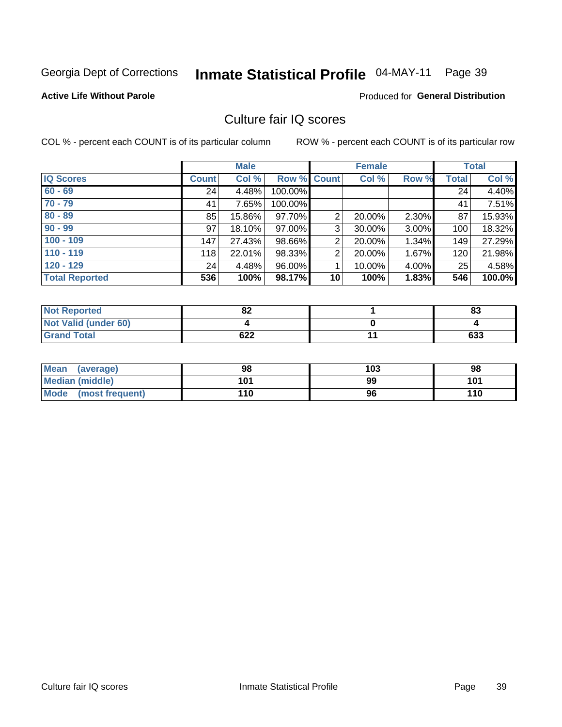Georgia Dept of Corrections **Inmate Statistical Profile** 04-MAY-11 Page 39

**Active Life Without Parole**

Produced for **General Distribution**

## Culture fair IQ scores

COL % - percent each COUNT is of its particular column

ROW % - percent each COUNT is of its particular row

| | Male | | | Female | | | Total | |
|---|---|---|---|---|---|---|---|---|
| **IQ Scores** | **Count** | **Col %** | **Row %** | **Count** | **Col %** | **Row %** | **Total** | **Col %** |
| 60 - 69 | 24 | 4.48% | 100.00% | | | | 24 | 4.40% |
| 70 - 79 | 41 | 7.65% | 100.00% | | | | 41 | 7.51% |
| 80 - 89 | 85 | 15.86% | 97.70% | 2 | 20.00% | 2.30% | 87 | 15.93% |
| 90 - 99 | 97 | 18.10% | 97.00% | 3 | 30.00% | 3.00% | 100 | 18.32% |
| 100 - 109 | 147 | 27.43% | 98.66% | 2 | 20.00% | 1.34% | 149 | 27.29% |
| 110 - 119 | 118 | 22.01% | 98.33% | 2 | 20.00% | 1.67% | 120 | 21.98% |
| 120 - 129 | 24 | 4.48% | 96.00% | 1 | 10.00% | 4.00% | 25 | 4.58% |
| **Total Reported** | **536** | **100%** | **98.17%** | **10** | **100%** | **1.83%** | **546** | **100.0%** |

| | Male | Female | Total |
|---|---|---|---|
| Not Reported | **82** | **1** | **83** |
| Not Valid (under 60) | **4** | **0** | **4** |
| Grand Total | **622** | **11** | **633** |

| | Male | Female | Total |
|---|---|---|---|
| Mean (average) | **98** | **103** | **98** |
| Median (middle) | **101** | **99** | **101** |
| Mode (most frequent) | **110** | **96** | **110** |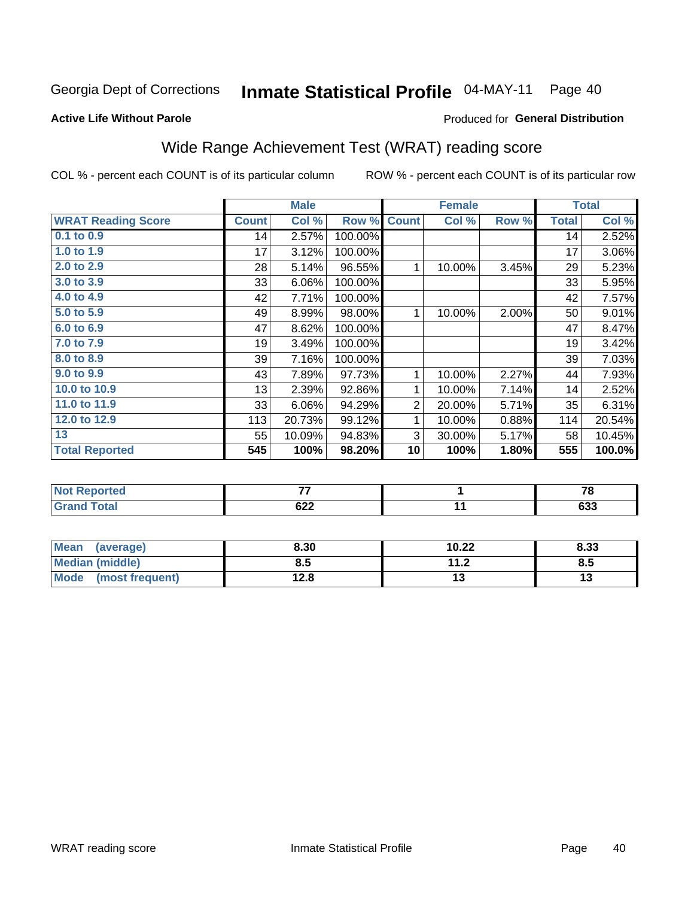Georgia Dept of Corrections **Inmate Statistical Profile** 04-MAY-11 Page 40

**Active Life Without Parole**

Produced for **General Distribution**

## Wide Range Achievement Test (WRAT) reading score

COL % - percent each COUNT is of its particular column ROW % - percent each COUNT is of its particular row

| | Male | | | Female | | | Total | |
|---|---|---|---|---|---|---|---|---|
| **WRAT Reading Score** | **Count** | **Col %** | **Row %** | **Count** | **Col %** | **Row %** | **Total** | **Col %** |
| 0.1 to 0.9 | 14 | 2.57% | 100.00% | | | | 14 | 2.52% |
| 1.0 to 1.9 | 17 | 3.12% | 100.00% | | | | 17 | 3.06% |
| 2.0 to 2.9 | 28 | 5.14% | 96.55% | 1 | 10.00% | 3.45% | 29 | 5.23% |
| 3.0 to 3.9 | 33 | 6.06% | 100.00% | | | | 33 | 5.95% |
| 4.0 to 4.9 | 42 | 7.71% | 100.00% | | | | 42 | 7.57% |
| 5.0 to 5.9 | 49 | 8.99% | 98.00% | 1 | 10.00% | 2.00% | 50 | 9.01% |
| 6.0 to 6.9 | 47 | 8.62% | 100.00% | | | | 47 | 8.47% |
| 7.0 to 7.9 | 19 | 3.49% | 100.00% | | | | 19 | 3.42% |
| 8.0 to 8.9 | 39 | 7.16% | 100.00% | | | | 39 | 7.03% |
| 9.0 to 9.9 | 43 | 7.89% | 97.73% | 1 | 10.00% | 2.27% | 44 | 7.93% |
| 10.0 to 10.9 | 13 | 2.39% | 92.86% | 1 | 10.00% | 7.14% | 14 | 2.52% |
| 11.0 to 11.9 | 33 | 6.06% | 94.29% | 2 | 20.00% | 5.71% | 35 | 6.31% |
| 12.0 to 12.9 | 113 | 20.73% | 99.12% | 1 | 10.00% | 0.88% | 114 | 20.54% |
| 13 | 55 | 10.09% | 94.83% | 3 | 30.00% | 5.17% | 58 | 10.45% |
| **Total Reported** | **545** | **100%** | **98.20%** | **10** | **100%** | **1.80%** | **555** | **100.0%** |

| | Male | Female | Total |
|---|---|---|---|
| **Not Reported** | **77** | **1** | **78** |
| **Grand Total** | **622** | **11** | **633** |

| | Male | Female | Total |
|---|---|---|---|
| **Mean (average)** | **8.30** | **10.22** | **8.33** |
| **Median (middle)** | **8.5** | **11.2** | **8.5** |
| **Mode (most frequent)** | **12.8** | **13** | **13** |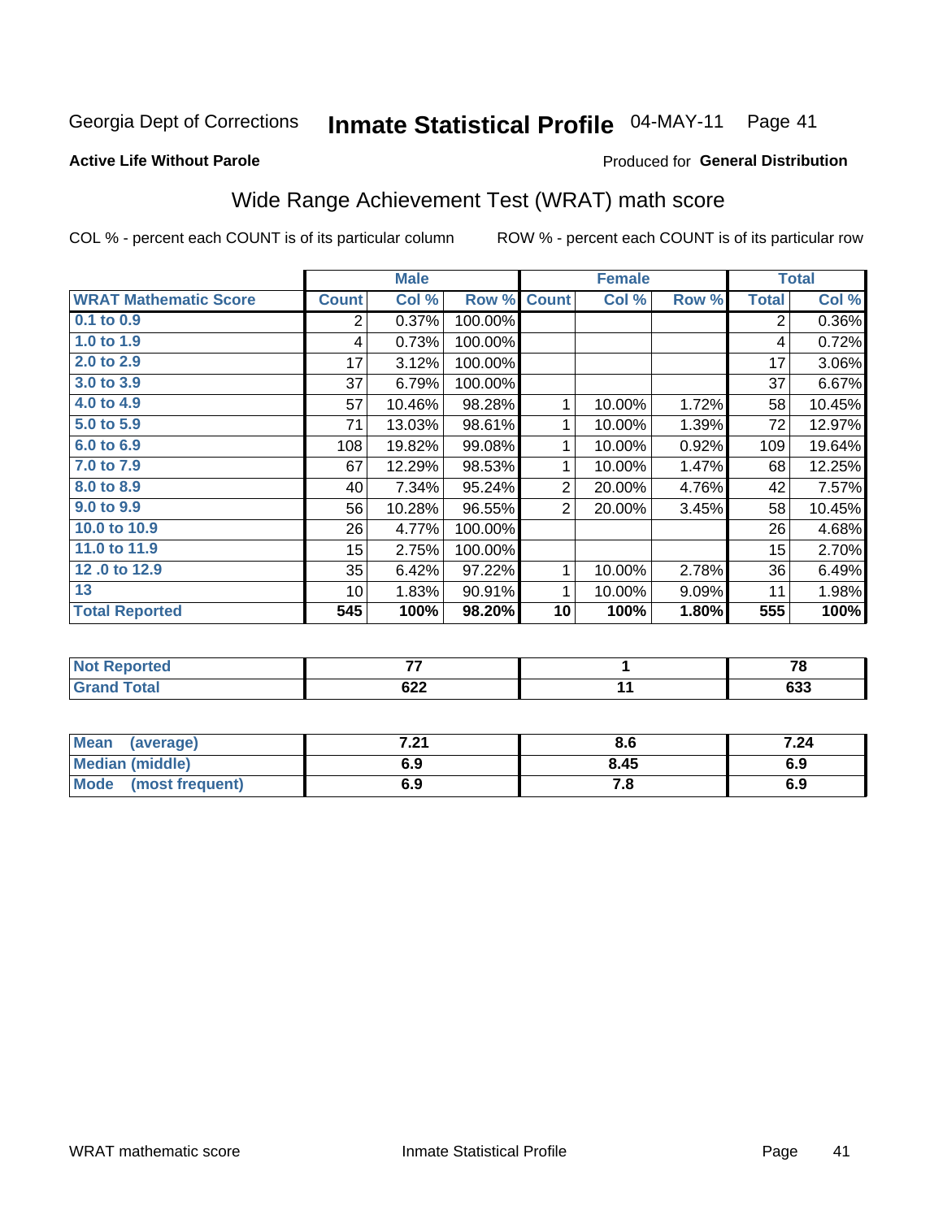Georgia Dept of Corrections **Inmate Statistical Profile** 04-MAY-11 Page 41

**Active Life Without Parole**

Produced for **General Distribution**

## Wide Range Achievement Test (WRAT) math score

COL % - percent each COUNT is of its particular column ROW % - percent each COUNT is of its particular row

| | Male | | | Female | | | Total | |
|---|---|---|---|---|---|---|---|---|
| **WRAT Mathematic Score** | **Count** | **Col %** | **Row %** | **Count** | **Col %** | **Row %** | **Total** | **Col %** |
| 0.1 to 0.9 | 2 | 0.37% | 100.00% | | | | 2 | 0.36% |
| 1.0 to 1.9 | 4 | 0.73% | 100.00% | | | | 4 | 0.72% |
| 2.0 to 2.9 | 17 | 3.12% | 100.00% | | | | 17 | 3.06% |
| 3.0 to 3.9 | 37 | 6.79% | 100.00% | | | | 37 | 6.67% |
| 4.0 to 4.9 | 57 | 10.46% | 98.28% | 1 | 10.00% | 1.72% | 58 | 10.45% |
| 5.0 to 5.9 | 71 | 13.03% | 98.61% | 1 | 10.00% | 1.39% | 72 | 12.97% |
| 6.0 to 6.9 | 108 | 19.82% | 99.08% | 1 | 10.00% | 0.92% | 109 | 19.64% |
| 7.0 to 7.9 | 67 | 12.29% | 98.53% | 1 | 10.00% | 1.47% | 68 | 12.25% |
| 8.0 to 8.9 | 40 | 7.34% | 95.24% | 2 | 20.00% | 4.76% | 42 | 7.57% |
| 9.0 to 9.9 | 56 | 10.28% | 96.55% | 2 | 20.00% | 3.45% | 58 | 10.45% |
| 10.0 to 10.9 | 26 | 4.77% | 100.00% | | | | 26 | 4.68% |
| 11.0 to 11.9 | 15 | 2.75% | 100.00% | | | | 15 | 2.70% |
| 12 .0 to 12.9 | 35 | 6.42% | 97.22% | 1 | 10.00% | 2.78% | 36 | 6.49% |
| 13 | 10 | 1.83% | 90.91% | 1 | 10.00% | 9.09% | 11 | 1.98% |
| **Total Reported** | **545** | **100%** | **98.20%** | **10** | **100%** | **1.80%** | **555** | **100%** |

| | Male | Female | Total |
|---|---|---|---|
| Not Reported | 77 | 1 | 78 |
| Grand Total | 622 | 11 | 633 |

| | Male | Female | Total |
|---|---|---|---|
| Mean (average) | 7.21 | 8.6 | 7.24 |
| Median (middle) | 6.9 | 8.45 | 6.9 |
| Mode (most frequent) | 6.9 | 7.8 | 6.9 |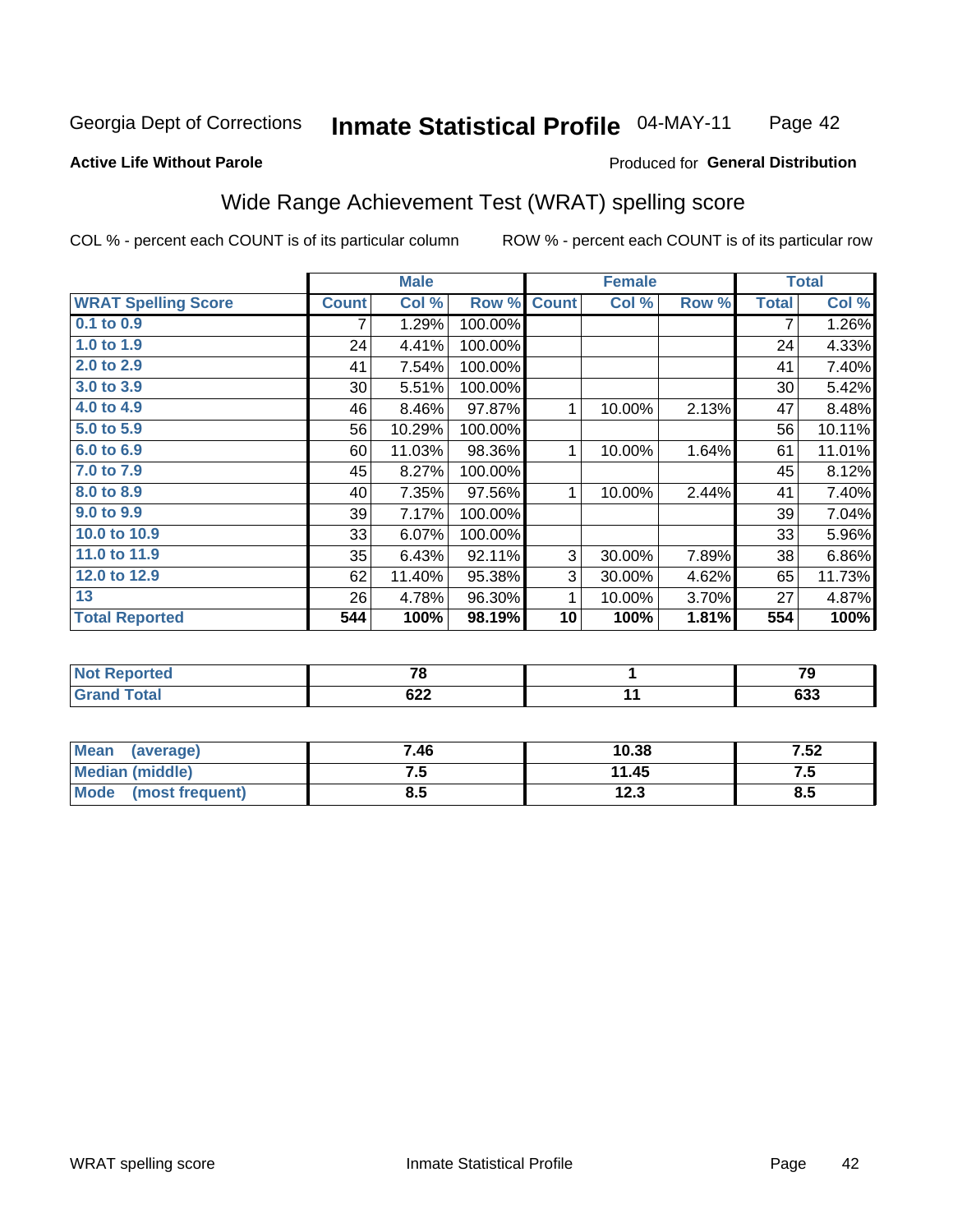Georgia Dept of Corrections **Inmate Statistical Profile** 04-MAY-11 Page 42

**Active Life Without Parole**

Produced for **General Distribution**

## Wide Range Achievement Test (WRAT) spelling score

COL % - percent each COUNT is of its particular column

ROW % - percent each COUNT is of its particular row

| | Male | | | Female | | | Total | |
|---|---|---|---|---|---|---|---|---|
| **WRAT Spelling Score** | **Count** | **Col %** | **Row %** | **Count** | **Col %** | **Row %** | **Total** | **Col %** |
| 0.1 to 0.9 | 7 | 1.29% | 100.00% | | | | 7 | 1.26% |
| 1.0 to 1.9 | 24 | 4.41% | 100.00% | | | | 24 | 4.33% |
| 2.0 to 2.9 | 41 | 7.54% | 100.00% | | | | 41 | 7.40% |
| 3.0 to 3.9 | 30 | 5.51% | 100.00% | | | | 30 | 5.42% |
| 4.0 to 4.9 | 46 | 8.46% | 97.87% | 1 | 10.00% | 2.13% | 47 | 8.48% |
| 5.0 to 5.9 | 56 | 10.29% | 100.00% | | | | 56 | 10.11% |
| 6.0 to 6.9 | 60 | 11.03% | 98.36% | 1 | 10.00% | 1.64% | 61 | 11.01% |
| 7.0 to 7.9 | 45 | 8.27% | 100.00% | | | | 45 | 8.12% |
| 8.0 to 8.9 | 40 | 7.35% | 97.56% | 1 | 10.00% | 2.44% | 41 | 7.40% |
| 9.0 to 9.9 | 39 | 7.17% | 100.00% | | | | 39 | 7.04% |
| 10.0 to 10.9 | 33 | 6.07% | 100.00% | | | | 33 | 5.96% |
| 11.0 to 11.9 | 35 | 6.43% | 92.11% | 3 | 30.00% | 7.89% | 38 | 6.86% |
| 12.0 to 12.9 | 62 | 11.40% | 95.38% | 3 | 30.00% | 4.62% | 65 | 11.73% |
| 13 | 26 | 4.78% | 96.30% | 1 | 10.00% | 3.70% | 27 | 4.87% |
| **Total Reported** | **544** | **100%** | **98.19%** | **10** | **100%** | **1.81%** | **554** | **100%** |

| | Male | Female | Total |
|---|---|---|---|
| **Not Reported** | **78** | **1** | **79** |
| **Grand Total** | **622** | **11** | **633** |

| | Male | Female | Total |
|---|---|---|---|
| **Mean (average)** | **7.46** | **10.38** | **7.52** |
| **Median (middle)** | **7.5** | **11.45** | **7.5** |
| **Mode (most frequent)** | **8.5** | **12.3** | **8.5** |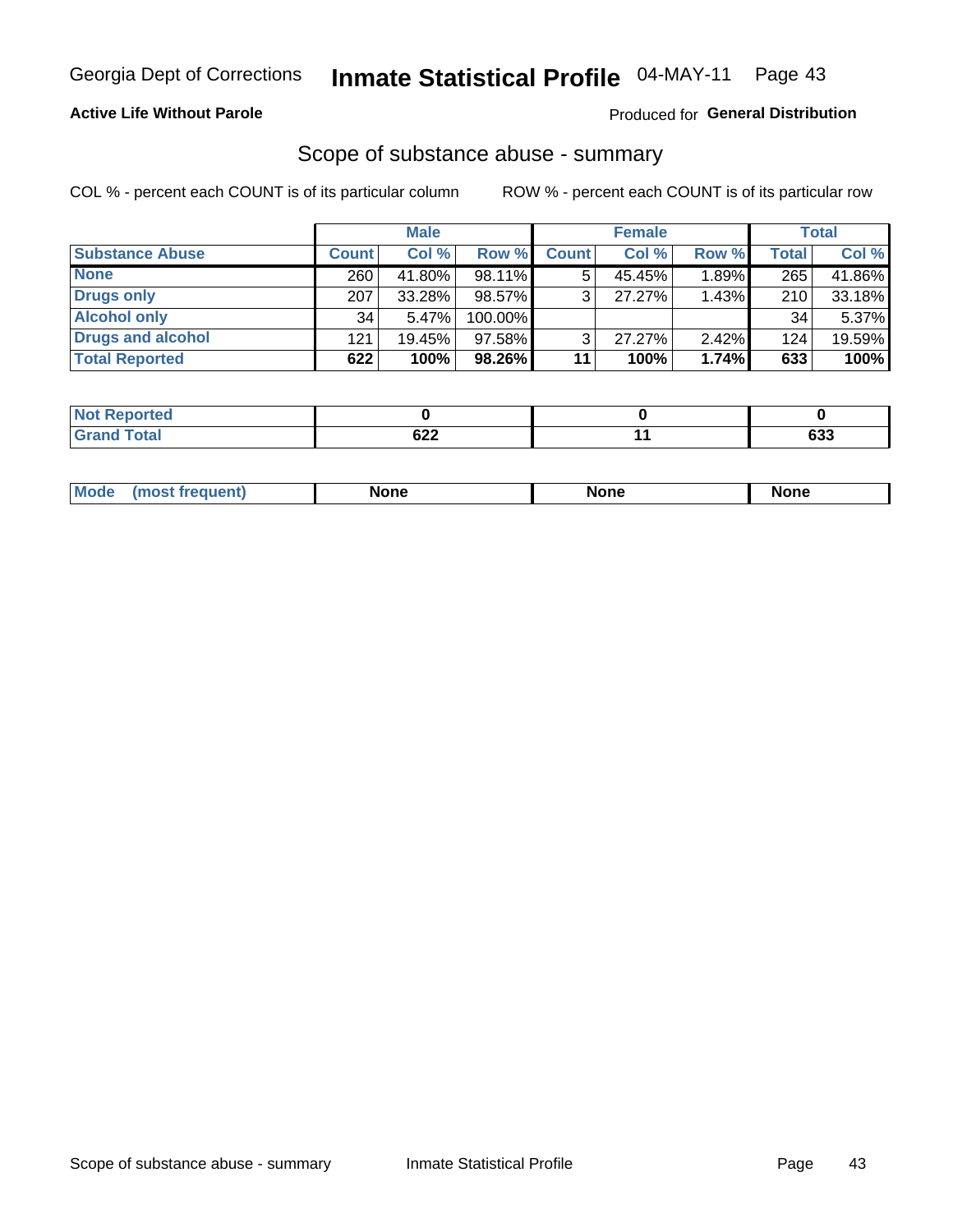Georgia Dept of Corrections **Inmate Statistical Profile** 04-MAY-11 Page 43

**Active Life Without Parole**

Produced for **General Distribution**

## Scope of substance abuse - summary

COL % - percent each COUNT is of its particular column ROW % - percent each COUNT is of its particular row

| | Male | | | Female | | | Total | |
|---|---|---|---|---|---|---|---|---|
| **Substance Abuse** | **Count** | **Col %** | **Row %** | **Count** | **Col %** | **Row %** | **Total** | **Col %** |
| **None** | 260 | 41.80% | 98.11% | 5 | 45.45% | 1.89% | 265 | 41.86% |
| **Drugs only** | 207 | 33.28% | 98.57% | 3 | 27.27% | 1.43% | 210 | 33.18% |
| **Alcohol only** | 34 | 5.47% | 100.00% | | | | 34 | 5.37% |
| **Drugs and alcohol** | 121 | 19.45% | 97.58% | 3 | 27.27% | 2.42% | 124 | 19.59% |
| **Total Reported** | **622** | **100%** | **98.26%** | **11** | **100%** | **1.74%** | **633** | **100%** |

| | Male | Female | Total |
|---|---|---|---|
| **Not Reported** | **0** | **0** | **0** |
| **Grand Total** | **622** | **11** | **633** |

| | Male | Female | Total |
|---|---|---|---|
| **Mode (most frequent)** | **None** | **None** | **None** |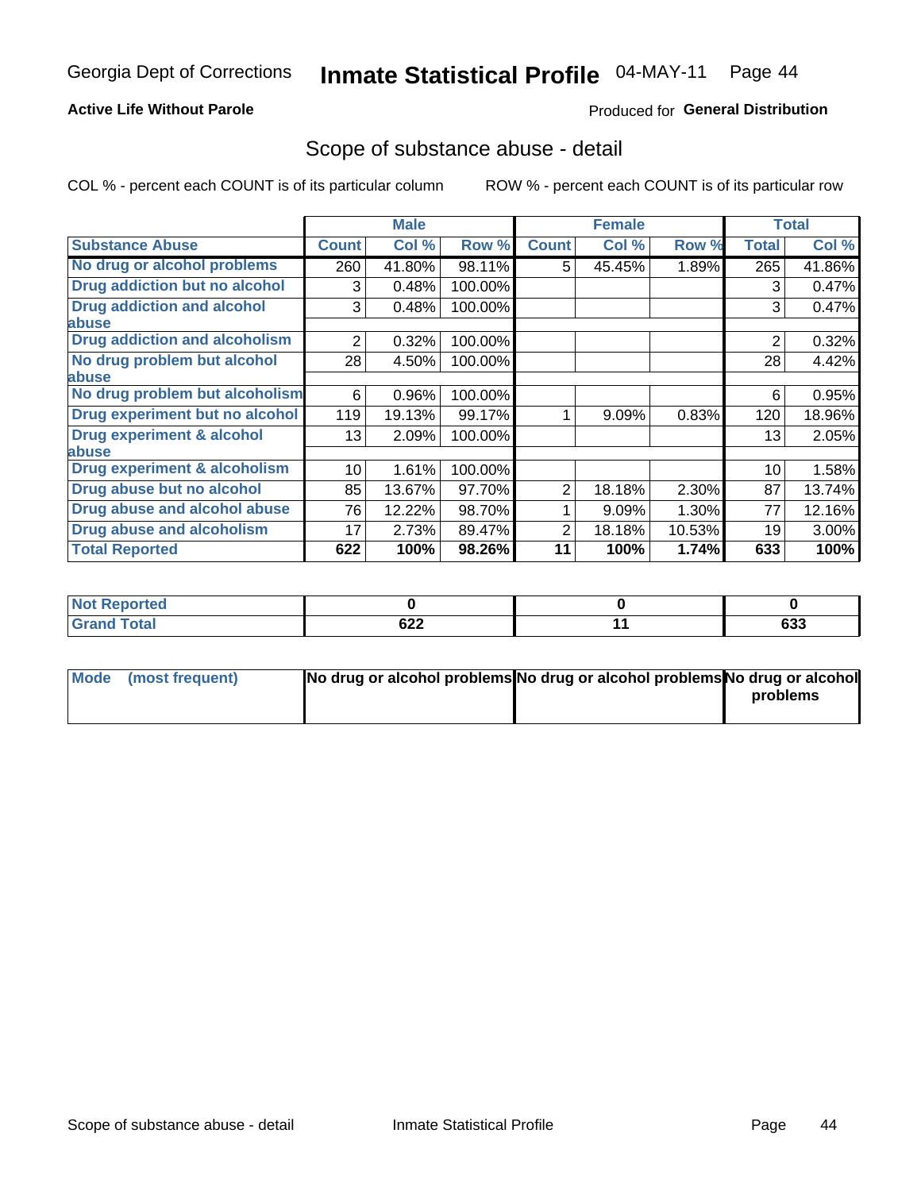Georgia Dept of Corrections **Inmate Statistical Profile** 04-MAY-11

**Active Life Without Parole**

Produced for **General Distribution**

## Scope of substance abuse - detail

COL % - percent each COUNT is of its particular column

ROW % - percent each COUNT is of its particular row

| | Male | | | Female | | | Total | |
|---|---|---|---|---|---|---|---|---|
| **Substance Abuse** | **Count** | **Col %** | **Row %** | **Count** | **Col %** | **Row %** | **Total** | **Col %** |
| **No drug or alcohol problems** | 260 | 41.80% | 98.11% | 5 | 45.45% | 1.89% | 265 | 41.86% |
| **Drug addiction but no alcohol** | 3 | 0.48% | 100.00% | | | | 3 | 0.47% |
| **Drug addiction and alcohol abuse** | 3 | 0.48% | 100.00% | | | | 3 | 0.47% |
| **Drug addiction and alcoholism** | 2 | 0.32% | 100.00% | | | | 2 | 0.32% |
| **No drug problem but alcohol abuse** | 28 | 4.50% | 100.00% | | | | 28 | 4.42% |
| **No drug problem but alcoholism** | 6 | 0.96% | 100.00% | | | | 6 | 0.95% |
| **Drug experiment but no alcohol** | 119 | 19.13% | 99.17% | 1 | 9.09% | 0.83% | 120 | 18.96% |
| **Drug experiment & alcohol abuse** | 13 | 2.09% | 100.00% | | | | 13 | 2.05% |
| **Drug experiment & alcoholism** | 10 | 1.61% | 100.00% | | | | 10 | 1.58% |
| **Drug abuse but no alcohol** | 85 | 13.67% | 97.70% | 2 | 18.18% | 2.30% | 87 | 13.74% |
| **Drug abuse and alcohol abuse** | 76 | 12.22% | 98.70% | 1 | 9.09% | 1.30% | 77 | 12.16% |
| **Drug abuse and alcoholism** | 17 | 2.73% | 89.47% | 2 | 18.18% | 10.53% | 19 | 3.00% |
| **Total Reported** | **622** | **100%** | **98.26%** | **11** | **100%** | **1.74%** | **633** | **100%** |

| | Male | Female | Total |
|---|---|---|---|
| **Not Reported** | **0** | **0** | **0** |
| **Grand Total** | **622** | **11** | **633** |

| | Male | Female | Total |
|---|---|---|---|
| **Mode (most frequent)** | **No drug or alcohol problems** | **No drug or alcohol problems** | **No drug or alcohol problems** |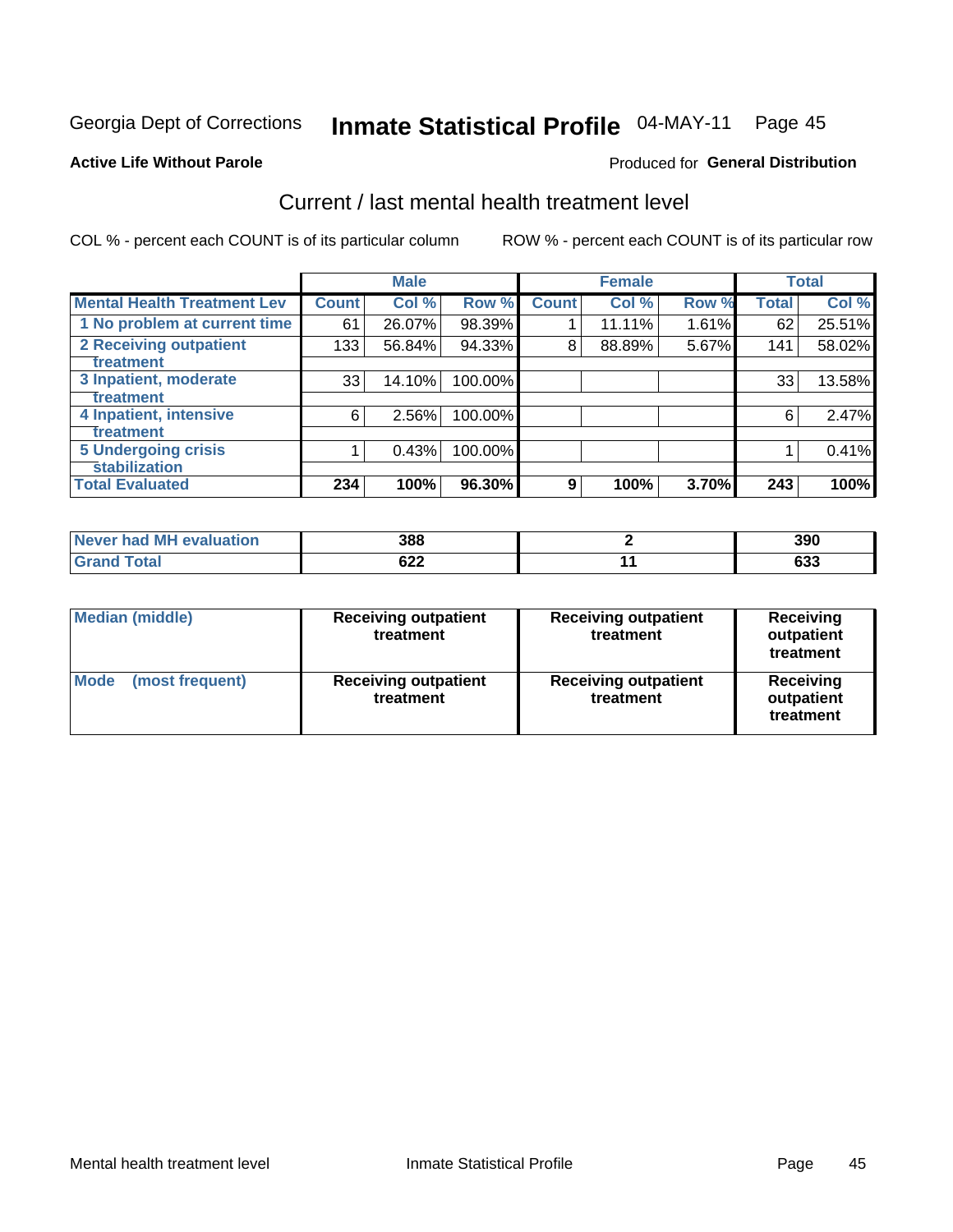Georgia Dept of Corrections **Inmate Statistical Profile** 04-MAY-11 Page 45

**Active Life Without Parole**

Produced for **General Distribution**

## Current / last mental health treatment level

COL % - percent each COUNT is of its particular column ROW % - percent each COUNT is of its particular row

| | Male | | | Female | | | Total | |
|---|---|---|---|---|---|---|---|---|
| **Mental Health Treatment Lev** | **Count** | **Col %** | **Row %** | **Count** | **Col %** | **Row %** | **Total** | **Col %** |
| 1 No problem at current time | 61 | 26.07% | 98.39% | 1 | 11.11% | 1.61% | 62 | 25.51% |
| 2 Receiving outpatient treatment | 133 | 56.84% | 94.33% | 8 | 88.89% | 5.67% | 141 | 58.02% |
| 3 Inpatient, moderate treatment | 33 | 14.10% | 100.00% | | | | 33 | 13.58% |
| 4 Inpatient, intensive treatment | 6 | 2.56% | 100.00% | | | | 6 | 2.47% |
| 5 Undergoing crisis stabilization | 1 | 0.43% | 100.00% | | | | 1 | 0.41% |
| **Total Evaluated** | **234** | **100%** | **96.30%** | **9** | **100%** | **3.70%** | **243** | **100%** |

| | Male | Female | Total |
|---|---|---|---|
| Never had MH evaluation | 388 | 2 | 390 |
| Grand Total | 622 | 11 | 633 |

| | Male | Female | Total |
|---|---|---|---|
| Median (middle) | Receiving outpatient treatment | Receiving outpatient treatment | Receiving outpatient treatment |
| Mode (most frequent) | Receiving outpatient treatment | Receiving outpatient treatment | Receiving outpatient treatment |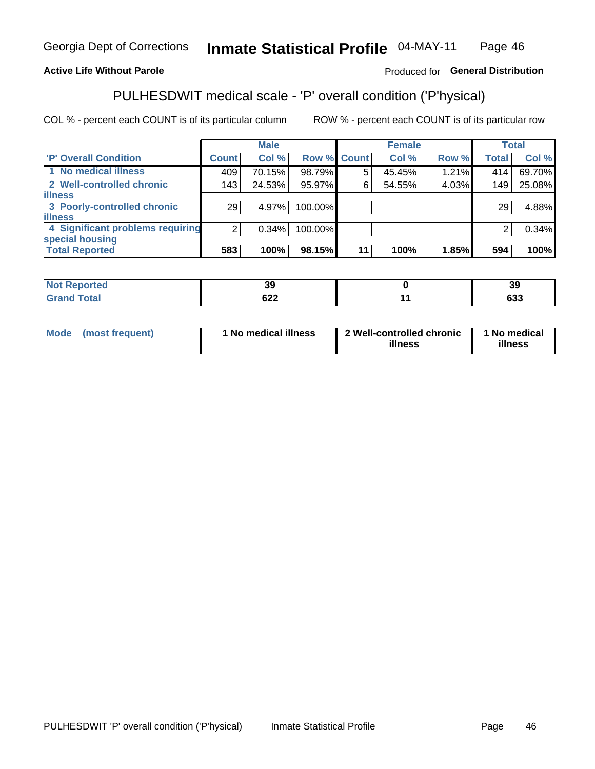Georgia Dept of Corrections **Inmate Statistical Profile** 04-MAY-11

**Active Life Without Parole**

Produced for **General Distribution**

## PULHESDWIT medical scale - 'P' overall condition ('P'hysical)

COL % - percent each COUNT is of its particular column

ROW % - percent each COUNT is of its particular row

| | Male | | | Female | | | Total | |
|---|---|---|---|---|---|---|---|---|
| 'P' Overall Condition | Count | Col % | Row % | Count | Col % | Row % | Total | Col % |
| 1 No medical illness | 409 | 70.15% | 98.79% | 5 | 45.45% | 1.21% | 414 | 69.70% |
| 2 Well-controlled chronic illness | 143 | 24.53% | 95.97% | 6 | 54.55% | 4.03% | 149 | 25.08% |
| 3 Poorly-controlled chronic illness | 29 | 4.97% | 100.00% | | | | 29 | 4.88% |
| 4 Significant problems requiring special housing | 2 | 0.34% | 100.00% | | | | 2 | 0.34% |
| **Total Reported** | **583** | **100%** | **98.15%** | **11** | **100%** | **1.85%** | **594** | **100%** |

| | Male | Female | Total |
|---|---|---|---|
| Not Reported | 39 | 0 | 39 |
| Grand Total | 622 | 11 | 633 |

| | Male | Female | Total |
|---|---|---|---|
| Mode (most frequent) | 1 No medical illness | 2 Well-controlled chronic illness | 1 No medical illness |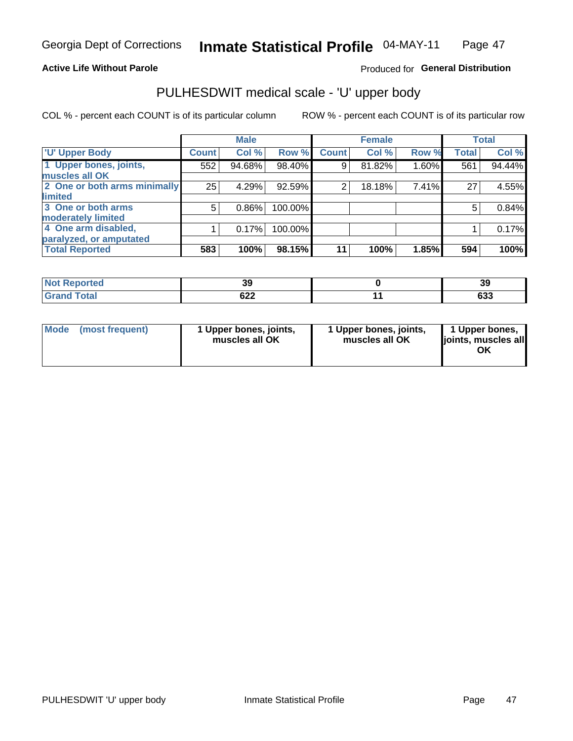Georgia Dept of Corrections **Inmate Statistical Profile** 04-MAY-11

**Active Life Without Parole**

Produced for **General Distribution**

## PULHESDWIT medical scale - 'U' upper body

COL % - percent each COUNT is of its particular column

ROW % - percent each COUNT is of its particular row

| | Male | | | Female | | | Total | |
|---|---|---|---|---|---|---|---|---|
| **'U' Upper Body** | **Count** | **Col %** | **Row %** | **Count** | **Col %** | **Row %** | **Total** | **Col %** |
| 1 Upper bones, joints, muscles all OK | 552 | 94.68% | 98.40% | 9 | 81.82% | 1.60% | 561 | 94.44% |
| 2 One or both arms minimally limited | 25 | 4.29% | 92.59% | 2 | 18.18% | 7.41% | 27 | 4.55% |
| 3 One or both arms moderately limited | 5 | 0.86% | 100.00% | | | | 5 | 0.84% |
| 4 One arm disabled, paralyzed, or amputated | 1 | 0.17% | 100.00% | | | | 1 | 0.17% |
| **Total Reported** | **583** | **100%** | **98.15%** | **11** | **100%** | **1.85%** | **594** | **100%** |

| | Male | Female | Total |
|---|---|---|---|
| **Not Reported** | **39** | **0** | **39** |
| **Grand Total** | **622** | **11** | **633** |

| | Male | Female | Total |
|---|---|---|---|
| **Mode (most frequent)** | **1 Upper bones, joints, muscles all OK** | **1 Upper bones, joints, muscles all OK** | **1 Upper bones, joints, muscles all OK** |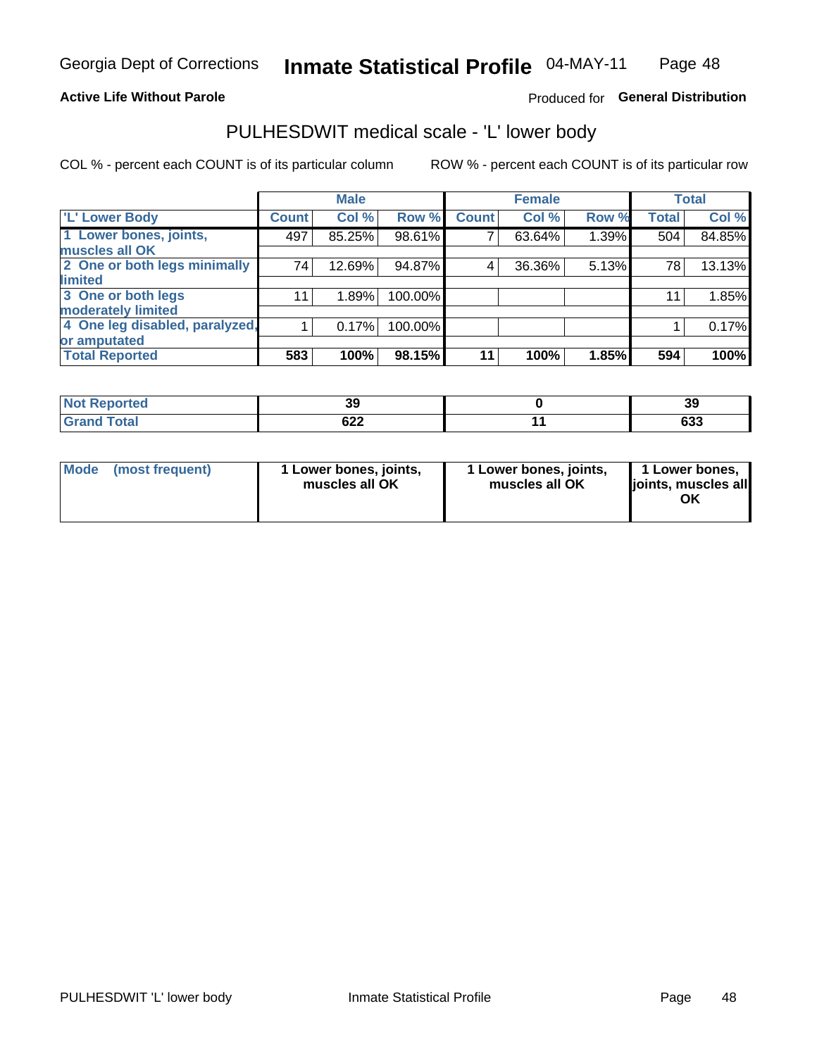Georgia Dept of Corrections **Inmate Statistical Profile** 04-MAY-11

**Active Life Without Parole**

Produced for **General Distribution**

## PULHESDWIT medical scale - 'L' lower body

COL % - percent each COUNT is of its particular column ROW % - percent each COUNT is of its particular row

| | Male | | | Female | | | Total | |
|---|---|---|---|---|---|---|---|---|
| 'L' Lower Body | Count | Col % | Row % | Count | Col % | Row % | Total | Col % |
| 1 Lower bones, joints, muscles all OK | 497 | 85.25% | 98.61% | 7 | 63.64% | 1.39% | 504 | 84.85% |
| 2 One or both legs minimally limited | 74 | 12.69% | 94.87% | 4 | 36.36% | 5.13% | 78 | 13.13% |
| 3 One or both legs moderately limited | 11 | 1.89% | 100.00% | | | | 11 | 1.85% |
| 4 One leg disabled, paralyzed, or amputated | 1 | 0.17% | 100.00% | | | | 1 | 0.17% |
| **Total Reported** | **583** | **100%** | **98.15%** | **11** | **100%** | **1.85%** | **594** | **100%** |

| | Male | Female | Total |
|---|---|---|---|
| Not Reported | 39 | 0 | 39 |
| Grand Total | 622 | 11 | 633 |

| | Male | Female | Total |
|---|---|---|---|
| Mode (most frequent) | 1 Lower bones, joints, muscles all OK | 1 Lower bones, joints, muscles all OK | 1 Lower bones, joints, muscles all OK |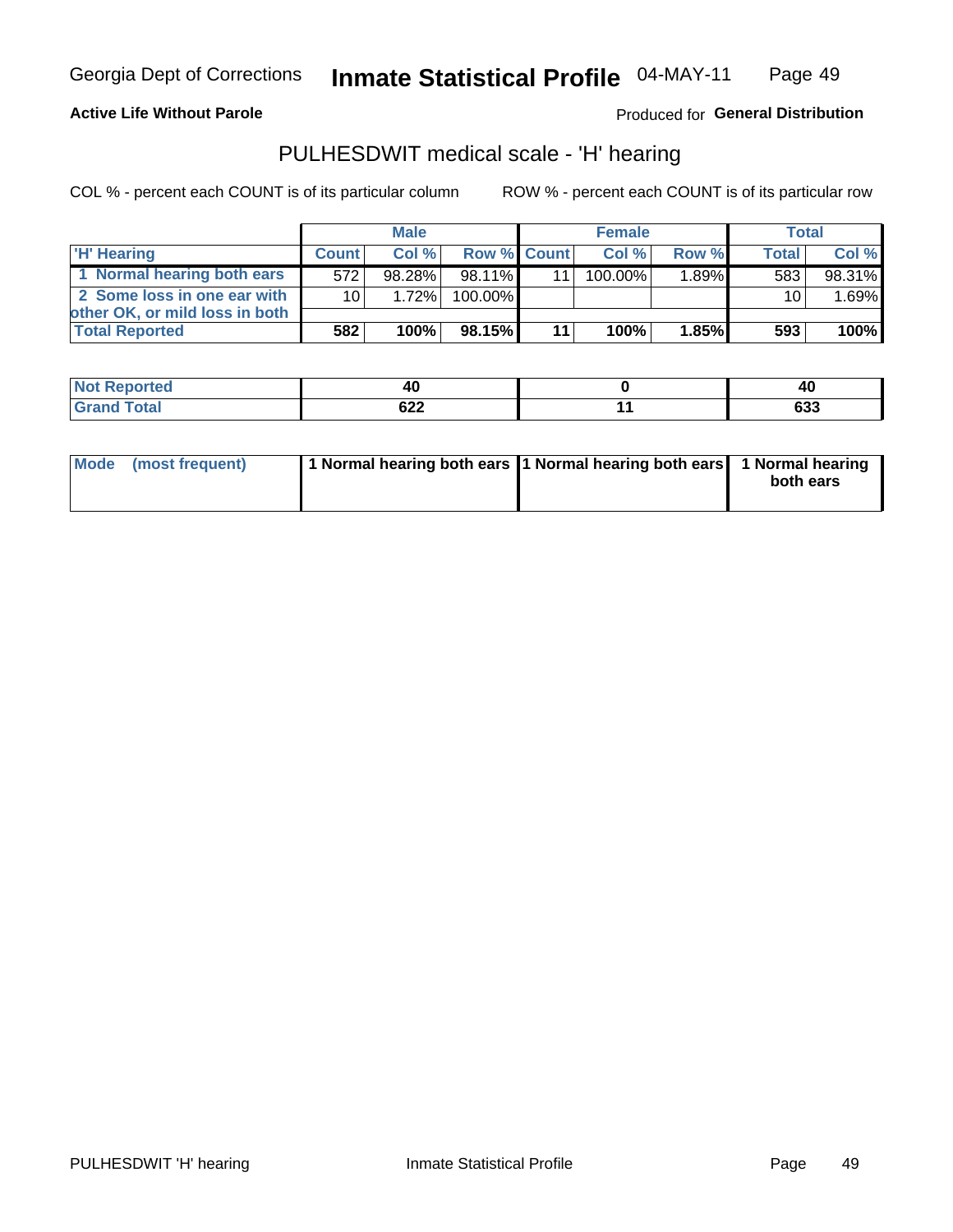**Active Life Without Parole**

Produced for **General Distribution**

## PULHESDWIT medical scale - 'H' hearing

COL % - percent each COUNT is of its particular column

ROW % - percent each COUNT is of its particular row

| | Male | | | Female | | | Total | |
|---|---|---|---|---|---|---|---|---|
| 'H' Hearing | Count | Col % | Row % | Count | Col % | Row % | Total | Col % |
| 1 Normal hearing both ears | 572 | 98.28% | 98.11% | 11 | 100.00% | 1.89% | 583 | 98.31% |
| 2 Some loss in one ear with other OK, or mild loss in both | 10 | 1.72% | 100.00% | | | | 10 | 1.69% |
| **Total Reported** | **582** | **100%** | **98.15%** | **11** | **100%** | **1.85%** | **593** | **100%** |

| | Male | Female | Total |
|---|---|---|---|
| Not Reported | 40 | 0 | 40 |
| Grand Total | 622 | 11 | 633 |

| | Male | Female | Total |
|---|---|---|---|
| Mode (most frequent) | 1 Normal hearing both ears | 1 Normal hearing both ears | 1 Normal hearing both ears |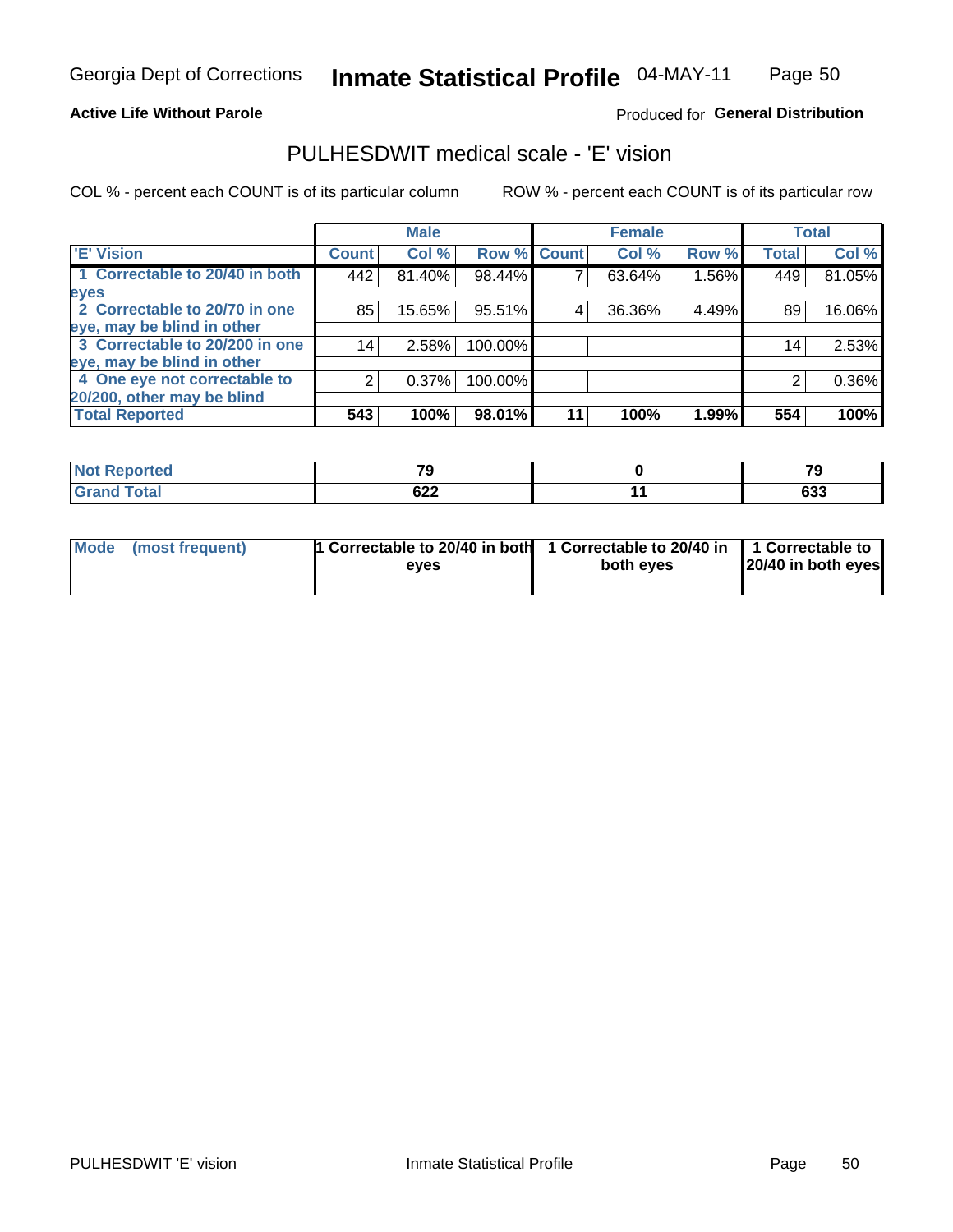Georgia Dept of Corrections **Inmate Statistical Profile** 04-MAY-11

**Active Life Without Parole**

Produced for **General Distribution**

## PULHESDWIT medical scale - 'E' vision

COL % - percent each COUNT is of its particular column

ROW % - percent each COUNT is of its particular row

| | Male | | | Female | | | Total | |
|---|---|---|---|---|---|---|---|---|
| 'E' Vision | Count | Col % | Row % | Count | Col % | Row % | Total | Col % |
| 1 Correctable to 20/40 in both eyes | 442 | 81.40% | 98.44% | 7 | 63.64% | 1.56% | 449 | 81.05% |
| 2 Correctable to 20/70 in one eye, may be blind in other | 85 | 15.65% | 95.51% | 4 | 36.36% | 4.49% | 89 | 16.06% |
| 3 Correctable to 20/200 in one eye, may be blind in other | 14 | 2.58% | 100.00% | | | | 14 | 2.53% |
| 4 One eye not correctable to 20/200, other may be blind | 2 | 0.37% | 100.00% | | | | 2 | 0.36% |
| **Total Reported** | **543** | **100%** | **98.01%** | **11** | **100%** | **1.99%** | **554** | **100%** |

| | Male | Female | Total |
|---|---|---|---|
| Not Reported | 79 | 0 | 79 |
| Grand Total | 622 | 11 | 633 |

| | Male | Female | Total |
|---|---|---|---|
| Mode (most frequent) | 1 Correctable to 20/40 in both eyes | 1 Correctable to 20/40 in both eyes | 1 Correctable to 20/40 in both eyes |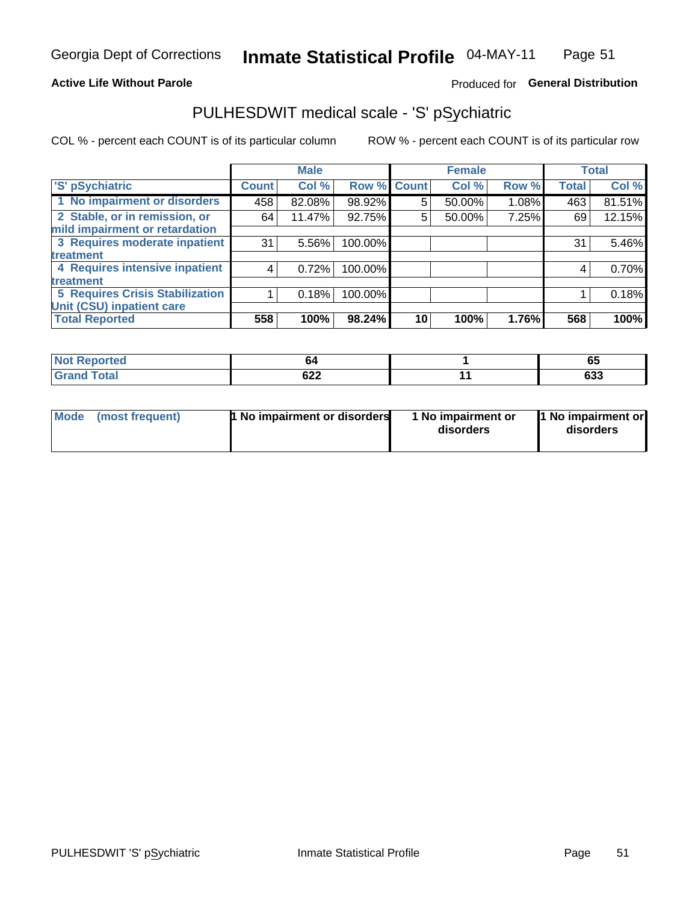Georgia Dept of Corrections **Inmate Statistical Profile** 04-MAY-11

**Active Life Without Parole**

Produced for **General Distribution**

## PULHESDWIT medical scale - 'S' pSychiatric

COL % - percent each COUNT is of its particular column

ROW % - percent each COUNT is of its particular row

| | Male | | | Female | | | Total | |
|---|---|---|---|---|---|---|---|---|
| 'S' pSychiatric | Count | Col % | Row % | Count | Col % | Row % | Total | Col % |
| 1 No impairment or disorders | 458 | 82.08% | 98.92% | 5 | 50.00% | 1.08% | 463 | 81.51% |
| 2 Stable, or in remission, or mild impairment or retardation | 64 | 11.47% | 92.75% | 5 | 50.00% | 7.25% | 69 | 12.15% |
| 3 Requires moderate inpatient treatment | 31 | 5.56% | 100.00% | | | | 31 | 5.46% |
| 4 Requires intensive inpatient treatment | 4 | 0.72% | 100.00% | | | | 4 | 0.70% |
| 5 Requires Crisis Stabilization Unit (CSU) inpatient care | 1 | 0.18% | 100.00% | | | | 1 | 0.18% |
| **Total Reported** | **558** | **100%** | **98.24%** | **10** | **100%** | **1.76%** | **568** | **100%** |

| | Male | Female | Total |
|---|---|---|---|
| Not Reported | 64 | 1 | 65 |
| Grand Total | 622 | 11 | 633 |

| | Male | Female | Total |
|---|---|---|---|
| Mode (most frequent) | 1 No impairment or disorders | 1 No impairment or disorders | 1 No impairment or disorders |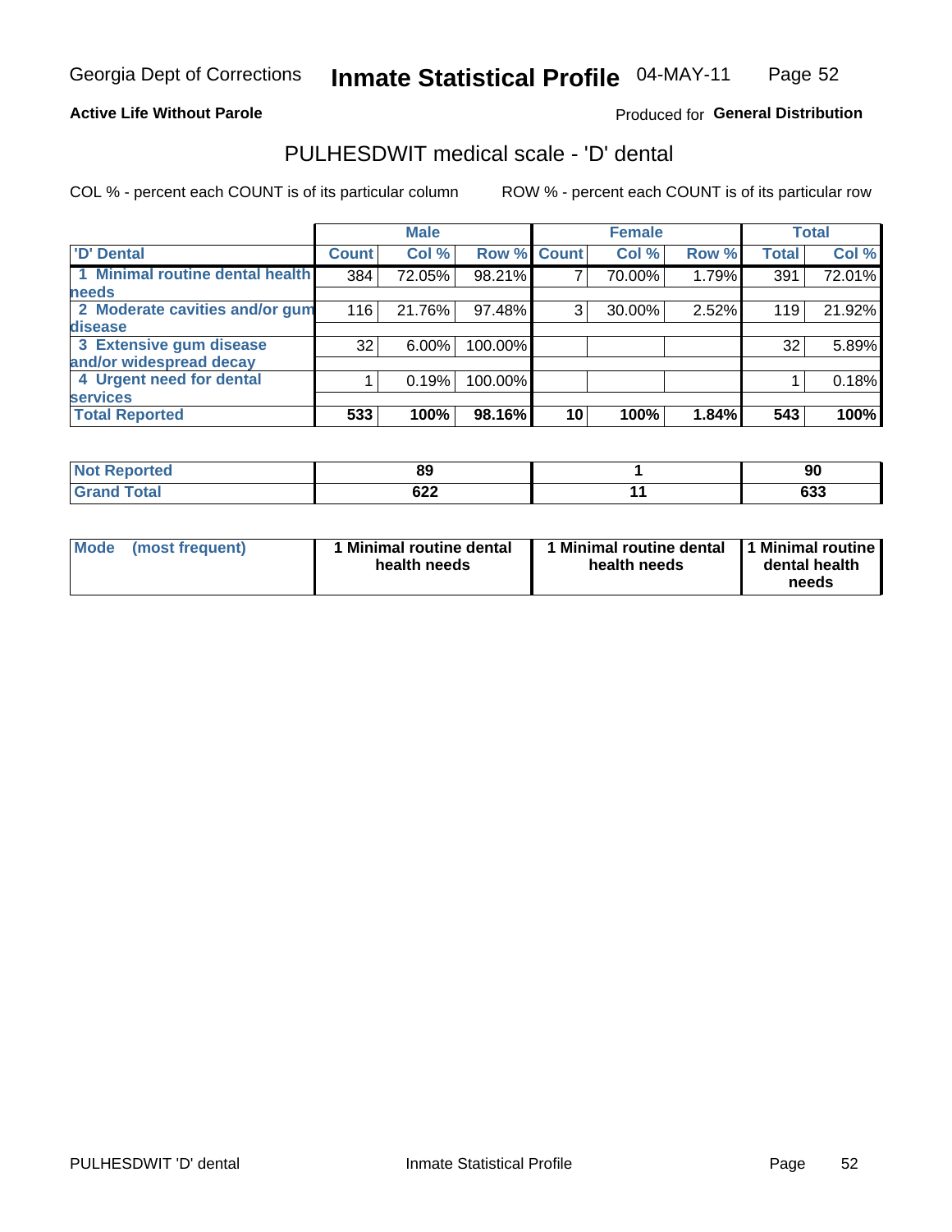Georgia Dept of Corrections **Inmate Statistical Profile** 04-MAY-11

**Active Life Without Parole**

Produced for **General Distribution**

## PULHESDWIT medical scale - 'D' dental

COL % - percent each COUNT is of its particular column ROW % - percent each COUNT is of its particular row

| | Male | | | Female | | | Total | |
|---|---|---|---|---|---|---|---|---|
| 'D' Dental | Count | Col % | Row % | Count | Col % | Row % | Total | Col % |
| 1 Minimal routine dental health needs | 384 | 72.05% | 98.21% | 7 | 70.00% | 1.79% | 391 | 72.01% |
| 2 Moderate cavities and/or gum disease | 116 | 21.76% | 97.48% | 3 | 30.00% | 2.52% | 119 | 21.92% |
| 3 Extensive gum disease and/or widespread decay | 32 | 6.00% | 100.00% | | | | 32 | 5.89% |
| 4 Urgent need for dental services | 1 | 0.19% | 100.00% | | | | 1 | 0.18% |
| **Total Reported** | **533** | **100%** | **98.16%** | **10** | **100%** | **1.84%** | **543** | **100%** |

| | Male | Female | Total |
|---|---|---|---|
| Not Reported | 89 | 1 | 90 |
| Grand Total | 622 | 11 | 633 |

| | Male | Female | Total |
|---|---|---|---|
| Mode (most frequent) | 1 Minimal routine dental health needs | 1 Minimal routine dental health needs | 1 Minimal routine dental health needs |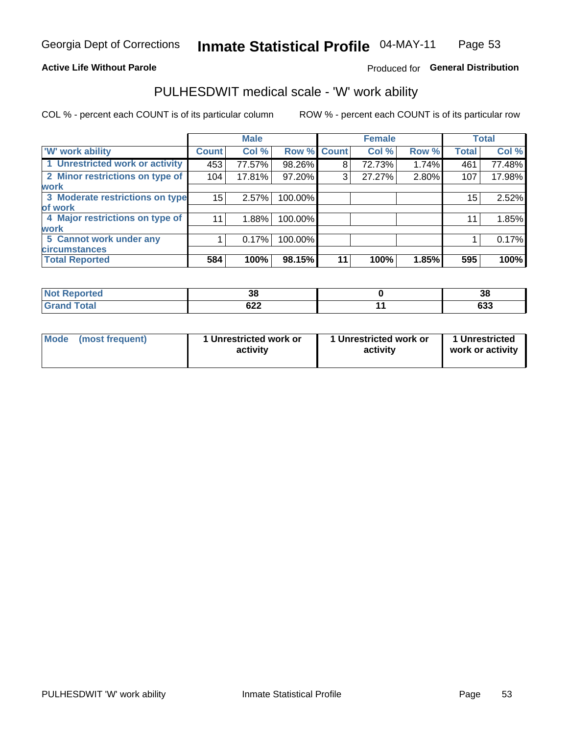Georgia Dept of Corrections **Inmate Statistical Profile** 04-MAY-11

**Active Life Without Parole**

Produced for **General Distribution**

## PULHESDWIT medical scale - 'W' work ability

COL % - percent each COUNT is of its particular column

ROW % - percent each COUNT is of its particular row

| | Male | | | Female | | | Total | |
|---|---|---|---|---|---|---|---|---|
| **'W' work ability** | **Count** | **Col %** | **Row %** | **Count** | **Col %** | **Row %** | **Total** | **Col %** |
| **1 Unrestricted work or activity** | 453 | 77.57% | 98.26% | 8 | 72.73% | 1.74% | 461 | 77.48% |
| **2 Minor restrictions on type of work** | 104 | 17.81% | 97.20% | 3 | 27.27% | 2.80% | 107 | 17.98% |
| **3 Moderate restrictions on type of work** | 15 | 2.57% | 100.00% | | | | 15 | 2.52% |
| **4 Major restrictions on type of work** | 11 | 1.88% | 100.00% | | | | 11 | 1.85% |
| **5 Cannot work under any circumstances** | 1 | 0.17% | 100.00% | | | | 1 | 0.17% |
| **Total Reported** | **584** | **100%** | **98.15%** | **11** | **100%** | **1.85%** | **595** | **100%** |

| | Male | Female | Total |
|---|---|---|---|
| **Not Reported** | **38** | **0** | **38** |
| **Grand Total** | **622** | **11** | **633** |

| | Male | Female | Total |
|---|---|---|---|
| **Mode (most frequent)** | **1 Unrestricted work or activity** | **1 Unrestricted work or activity** | **1 Unrestricted work or activity** |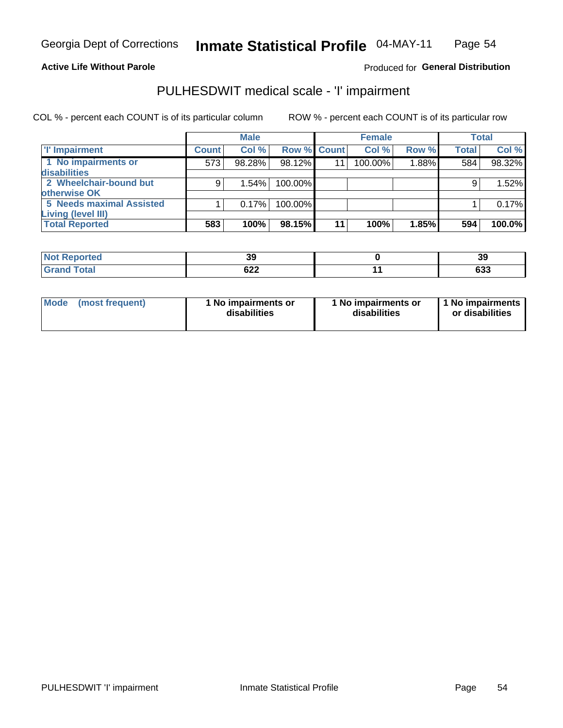Georgia Dept of Corrections **Inmate Statistical Profile** 04-MAY-11

**Active Life Without Parole**

Produced for **General Distribution**

## PULHESDWIT medical scale - 'I' impairment

COL % - percent each COUNT is of its particular column ROW % - percent each COUNT is of its particular row

| | Male | | | Female | | | Total | |
|---|---|---|---|---|---|---|---|---|
| 'I' Impairment | Count | Col % | Row % | Count | Col % | Row % | Total | Col % |
| 1 No impairments or disabilities | 573 | 98.28% | 98.12% | 11 | 100.00% | 1.88% | 584 | 98.32% |
| 2 Wheelchair-bound but otherwise OK | 9 | 1.54% | 100.00% | | | | 9 | 1.52% |
| 5 Needs maximal Assisted Living (level III) | 1 | 0.17% | 100.00% | | | | 1 | 0.17% |
| **Total Reported** | **583** | **100%** | **98.15%** | **11** | **100%** | **1.85%** | **594** | **100.0%** |

| | Male | Female | Total |
|---|---|---|---|
| Not Reported | 39 | 0 | 39 |
| Grand Total | 622 | 11 | 633 |

| | Male | Female | Total |
|---|---|---|---|
| Mode (most frequent) | 1 No impairments or disabilities | 1 No impairments or disabilities | 1 No impairments or disabilities |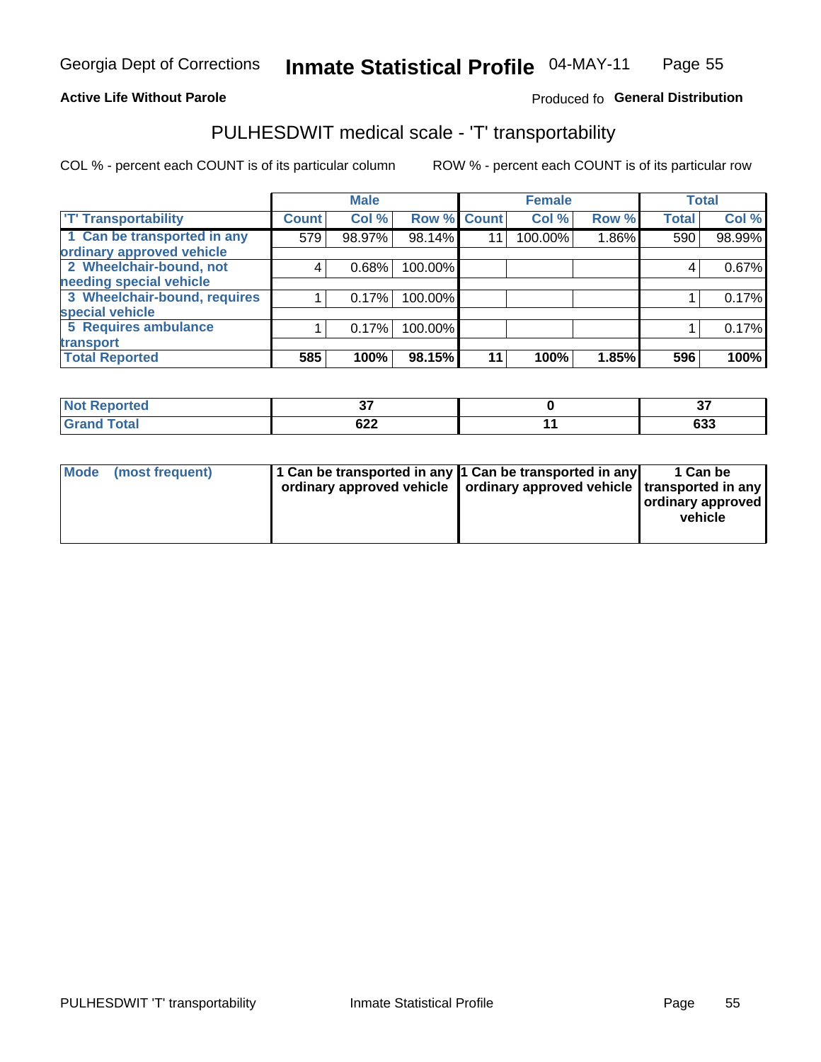Georgia Dept of Corrections **Inmate Statistical Profile** 04-MAY-11

**Active Life Without Parole**

Produced fo **General Distribution**

## PULHESDWIT medical scale - 'T' transportability

COL % - percent each COUNT is of its particular column ROW % - percent each COUNT is of its particular row

| | Male | | | Female | | | Total | |
|---|---|---|---|---|---|---|---|---|
| 'T' Transportability | Count | Col % | Row % | Count | Col % | Row % | Total | Col % |
| 1 Can be transported in any ordinary approved vehicle | 579 | 98.97% | 98.14% | 11 | 100.00% | 1.86% | 590 | 98.99% |
| 2 Wheelchair-bound, not needing special vehicle | 4 | 0.68% | 100.00% | | | | 4 | 0.67% |
| 3 Wheelchair-bound, requires special vehicle | 1 | 0.17% | 100.00% | | | | 1 | 0.17% |
| 5 Requires ambulance transport | 1 | 0.17% | 100.00% | | | | 1 | 0.17% |
| **Total Reported** | **585** | **100%** | **98.15%** | **11** | **100%** | **1.85%** | **596** | **100%** |

| | Male | Female | Total |
|---|---|---|---|
| Not Reported | 37 | 0 | 37 |
| Grand Total | 622 | 11 | 633 |

| | Male | Female | Total |
|---|---|---|---|
| Mode (most frequent) | 1 Can be transported in any ordinary approved vehicle | 1 Can be transported in any ordinary approved vehicle | 1 Can be transported in any ordinary approved vehicle |

PULHESDWIT 'T' transportability Inmate Statistical Profile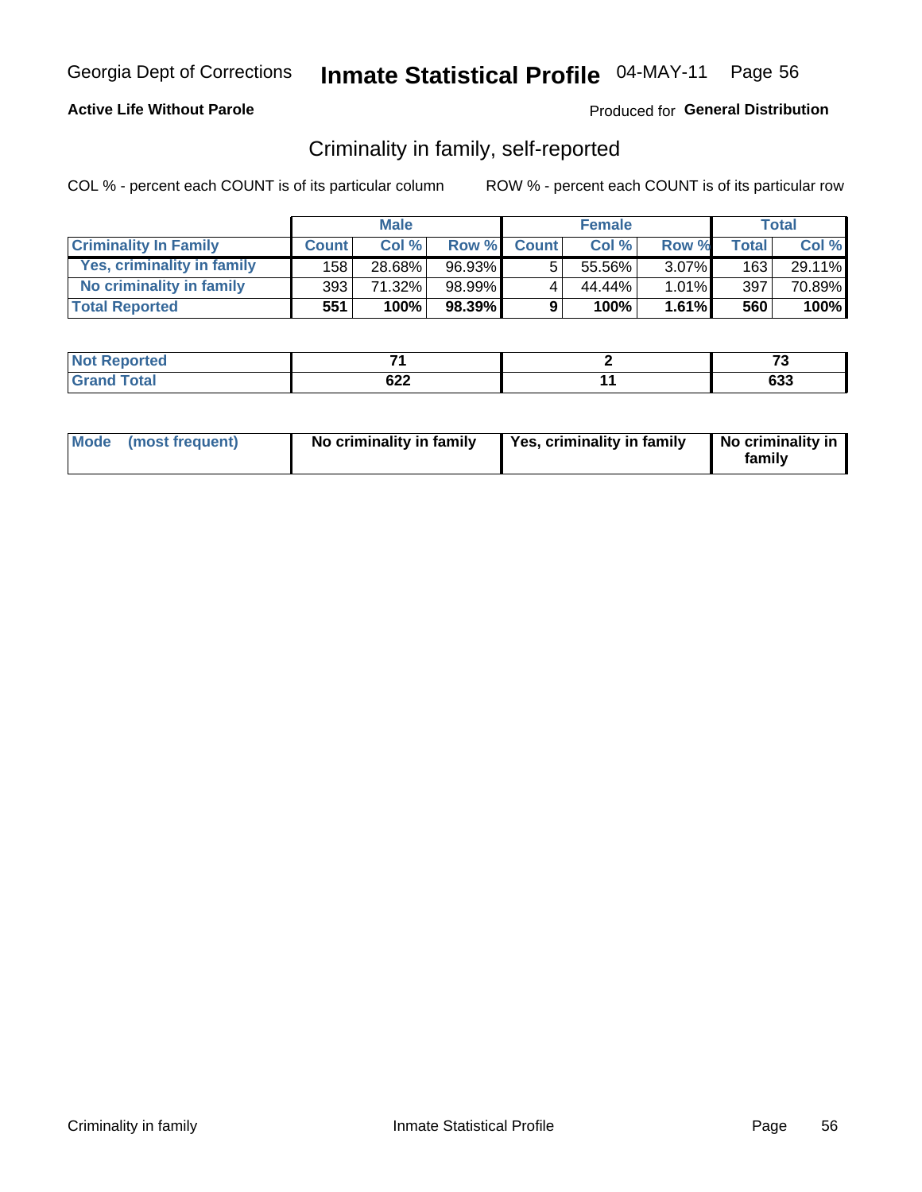Georgia Dept of Corrections **Inmate Statistical Profile** 04-MAY-11

**Active Life Without Parole**

Produced for **General Distribution**

## Criminality in family, self-reported

COL % - percent each COUNT is of its particular column

ROW % - percent each COUNT is of its particular row

| | Male | | | Female | | | Total | |
|---|---|---|---|---|---|---|---|---|
| **Criminality In Family** | **Count** | **Col %** | **Row %** | **Count** | **Col %** | **Row %** | **Total** | **Col %** |
| Yes, criminality in family | 158 | 28.68% | 96.93% | 5 | 55.56% | 3.07% | 163 | 29.11% |
| No criminality in family | 393 | 71.32% | 98.99% | 4 | 44.44% | 1.01% | 397 | 70.89% |
| **Total Reported** | **551** | **100%** | **98.39%** | **9** | **100%** | **1.61%** | **560** | **100%** |

| | Male | Female | Total |
|---|---|---|---|
| **Not Reported** | **71** | **2** | **73** |
| **Grand Total** | **622** | **11** | **633** |

| | Male | Female | Total |
|---|---|---|---|
| **Mode (most frequent)** | **No criminality in family** | **Yes, criminality in family** | **No criminality in family** |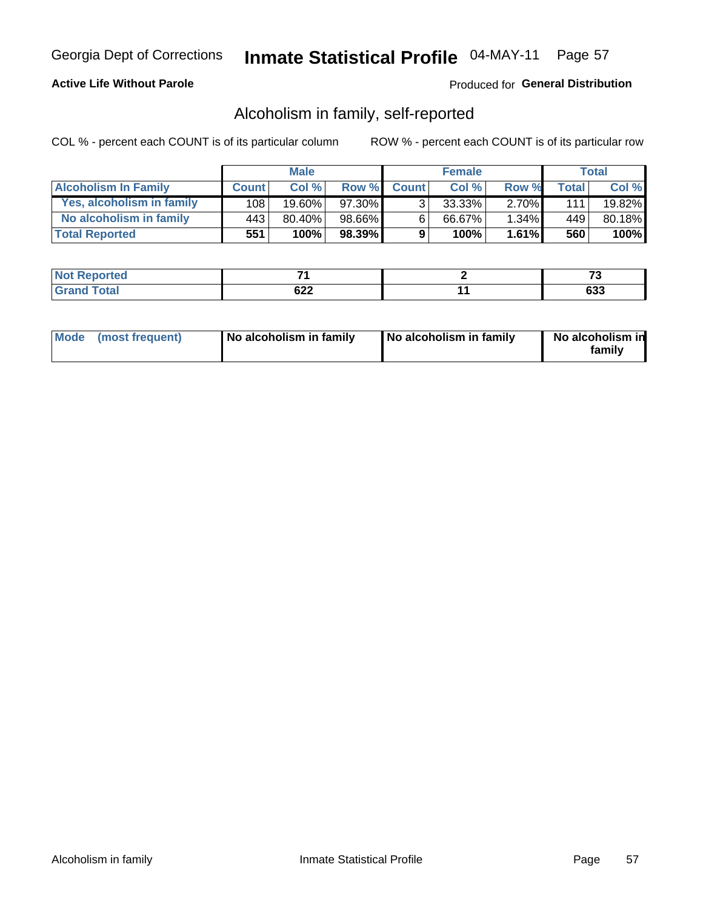Georgia Dept of Corrections **Inmate Statistical Profile** 04-MAY-11

**Active Life Without Parole** Produced for **General Distribution**

## Alcoholism in family, self-reported

COL % - percent each COUNT is of its particular column    ROW % - percent each COUNT is of its particular row

| | Male | | | Female | | | Total | |
|---|---|---|---|---|---|---|---|---|
| **Alcoholism In Family** | **Count** | **Col %** | **Row %** | **Count** | **Col %** | **Row %** | **Total** | **Col %** |
| **Yes, alcoholism in family** | 108 | 19.60% | 97.30% | 3 | 33.33% | 2.70% | 111 | 19.82% |
| **No alcoholism in family** | 443 | 80.40% | 98.66% | 6 | 66.67% | 1.34% | 449 | 80.18% |
| **Total Reported** | **551** | **100%** | **98.39%** | **9** | **100%** | **1.61%** | **560** | **100%** |

| | Male | Female | Total |
|---|---|---|---|
| **Not Reported** | **71** | **2** | **73** |
| **Grand Total** | **622** | **11** | **633** |

| | Male | Female | Total |
|---|---|---|---|
| **Mode (most frequent)** | **No alcoholism in family** | **No alcoholism in family** | **No alcoholism in family** |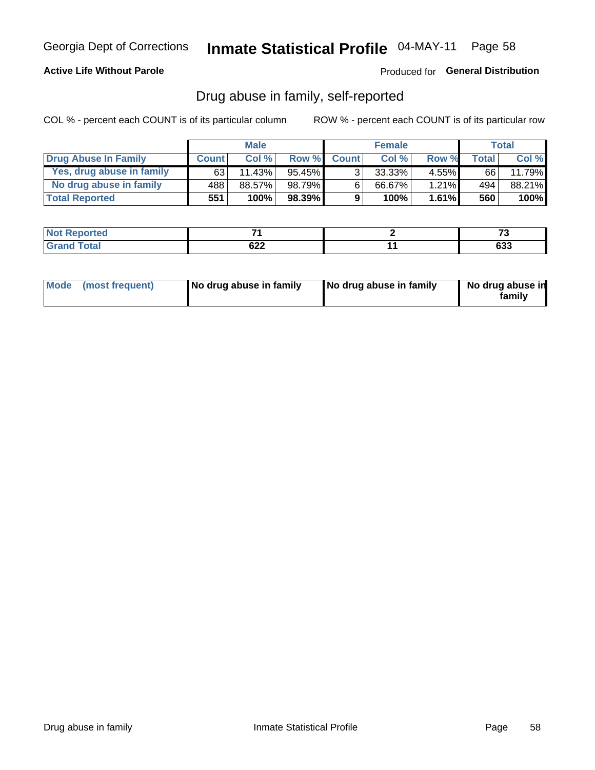Georgia Dept of Corrections **Inmate Statistical Profile** 04-MAY-11 Page 58

**Active Life Without Parole**

Produced for **General Distribution**

## Drug abuse in family, self-reported

COL % - percent each COUNT is of its particular column ROW % - percent each COUNT is of its particular row

| | Male | | | Female | | | Total | |
|---|---|---|---|---|---|---|---|---|
| **Drug Abuse In Family** | **Count** | **Col %** | **Row %** | **Count** | **Col %** | **Row %** | **Total** | **Col %** |
| **Yes, drug abuse in family** | 63 | 11.43% | 95.45% | 3 | 33.33% | 4.55% | 66 | 11.79% |
| **No drug abuse in family** | 488 | 88.57% | 98.79% | 6 | 66.67% | 1.21% | 494 | 88.21% |
| **Total Reported** | **551** | **100%** | **98.39%** | **9** | **100%** | **1.61%** | **560** | **100%** |

| | Male | Female | Total |
|---|---|---|---|
| **Not Reported** | **71** | **2** | **73** |
| **Grand Total** | **622** | **11** | **633** |

| | Male | Female | Total |
|---|---|---|---|
| **Mode (most frequent)** | **No drug abuse in family** | **No drug abuse in family** | **No drug abuse in family** |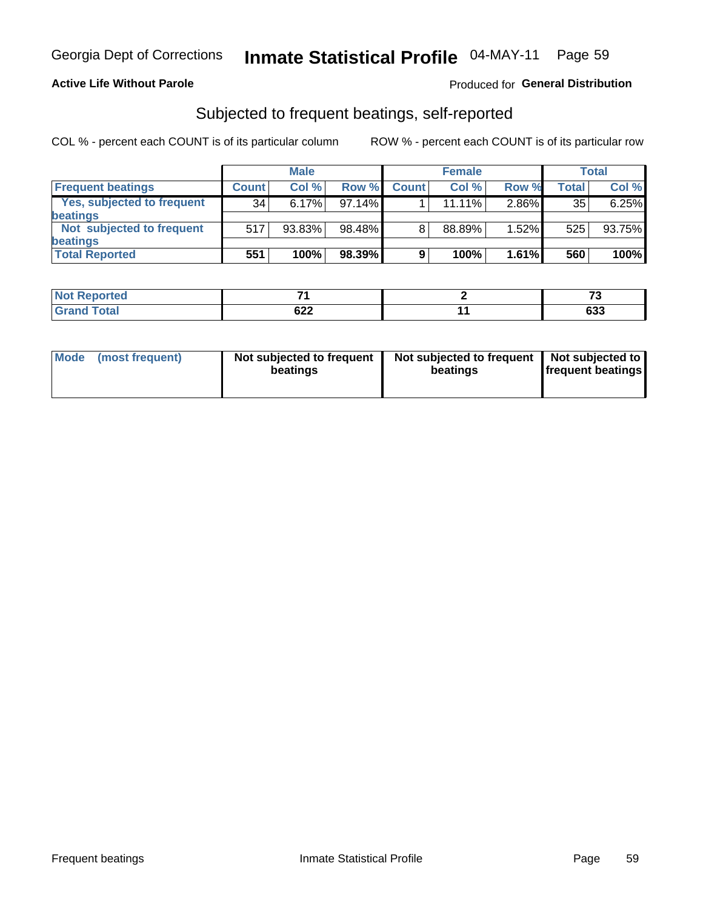Georgia Dept of Corrections **Inmate Statistical Profile** 04-MAY-11

**Active Life Without Parole**

Produced for **General Distribution**

## Subjected to frequent beatings, self-reported

COL % - percent each COUNT is of its particular column

ROW % - percent each COUNT is of its particular row

| | Male | | | Female | | | Total | |
|---|---|---|---|---|---|---|---|---|
| **Frequent beatings** | **Count** | **Col %** | **Row %** | **Count** | **Col %** | **Row %** | **Total** | **Col %** |
| Yes, subjected to frequent beatings | 34 | 6.17% | 97.14% | 1 | 11.11% | 2.86% | 35 | 6.25% |
| Not subjected to frequent beatings | 517 | 93.83% | 98.48% | 8 | 88.89% | 1.52% | 525 | 93.75% |
| **Total Reported** | **551** | **100%** | **98.39%** | **9** | **100%** | **1.61%** | **560** | **100%** |

| | Male | Female | Total |
|---|---|---|---|
| **Not Reported** | **71** | **2** | **73** |
| **Grand Total** | **622** | **11** | **633** |

| | Male | Female | Total |
|---|---|---|---|
| **Mode (most frequent)** | **Not subjected to frequent beatings** | **Not subjected to frequent beatings** | **Not subjected to frequent beatings** |

Frequent beatings

Inmate Statistical Profile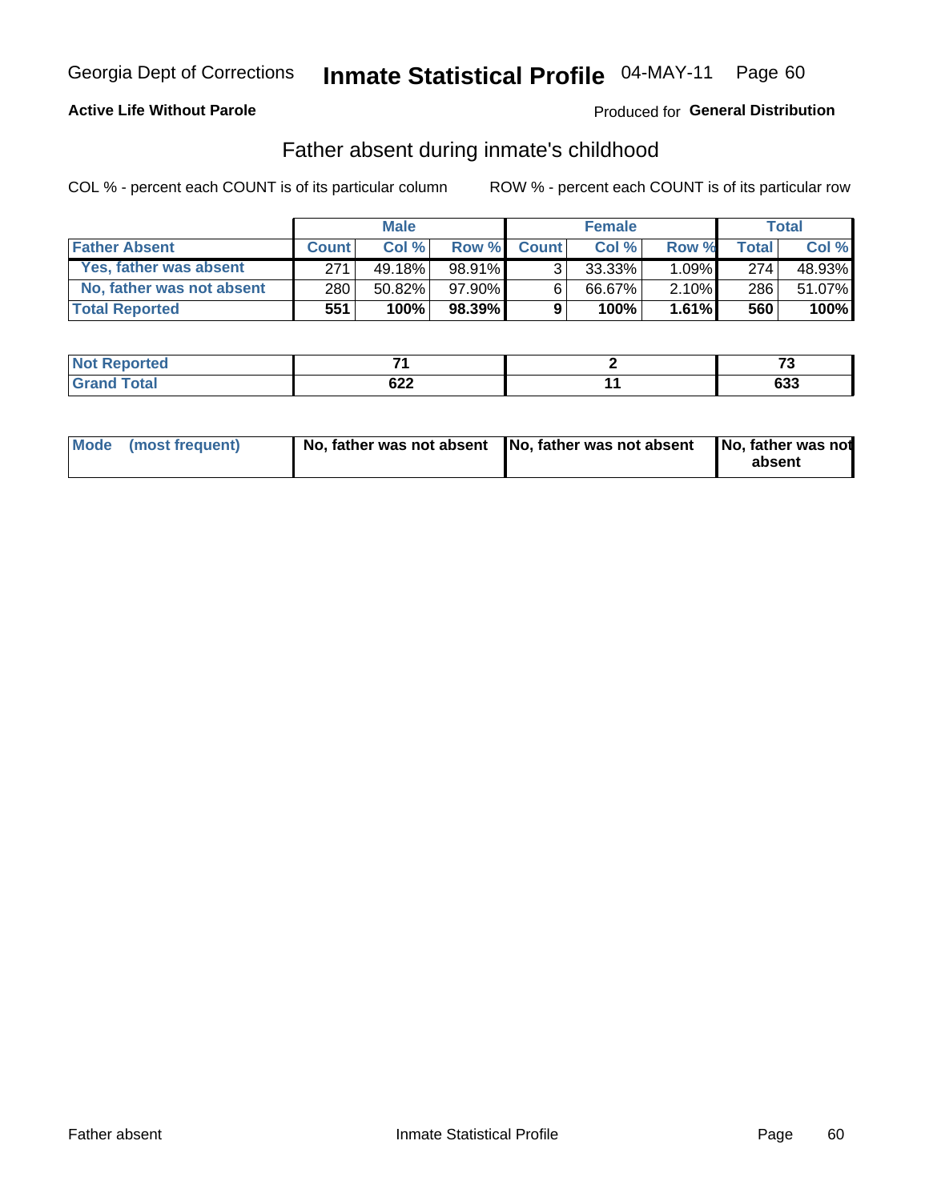Georgia Dept of Corrections **Inmate Statistical Profile** 04-MAY-11 Page 60

**Active Life Without Parole**

Produced for **General Distribution**

## Father absent during inmate's childhood

COL % - percent each COUNT is of its particular column ROW % - percent each COUNT is of its particular row

| | Male | | | Female | | | Total | |
|---|---|---|---|---|---|---|---|---|
| **Father Absent** | **Count** | **Col %** | **Row %** | **Count** | **Col %** | **Row %** | **Total** | **Col %** |
| **Yes, father was absent** | 271 | 49.18% | 98.91% | 3 | 33.33% | 1.09% | 274 | 48.93% |
| **No, father was not absent** | 280 | 50.82% | 97.90% | 6 | 66.67% | 2.10% | 286 | 51.07% |
| **Total Reported** | **551** | **100%** | **98.39%** | **9** | **100%** | **1.61%** | **560** | **100%** |

| | Male | Female | Total |
|---|---|---|---|
| **Not Reported** | **71** | **2** | **73** |
| **Grand Total** | **622** | **11** | **633** |

| | Male | Female | Total |
|---|---|---|---|
| **Mode (most frequent)** | **No, father was not absent** | **No, father was not absent** | **No, father was not absent** |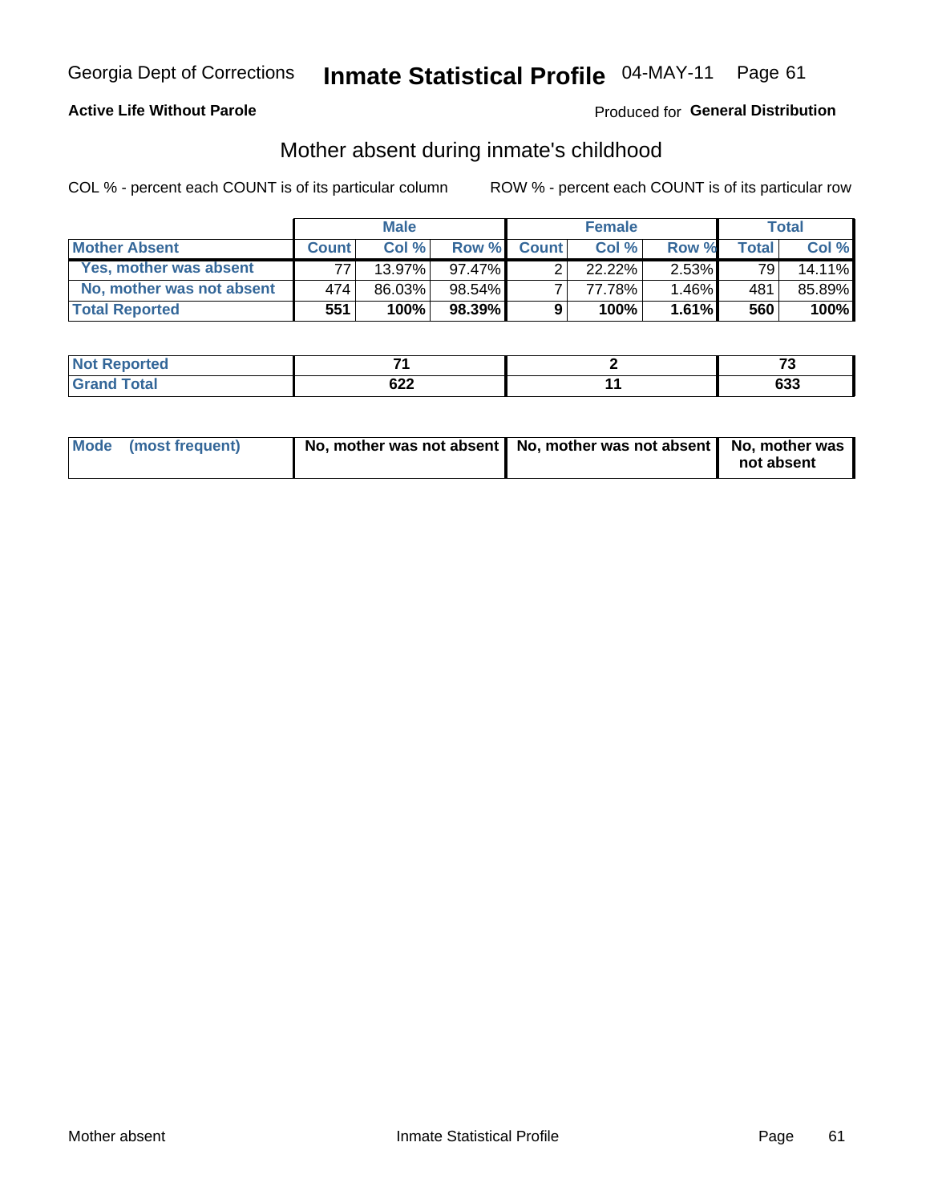Georgia Dept of Corrections **Inmate Statistical Profile** 04-MAY-11

**Active Life Without Parole**

Produced for **General Distribution**

## Mother absent during inmate's childhood

COL % - percent each COUNT is of its particular column

ROW % - percent each COUNT is of its particular row

| | Male | | | Female | | | Total | |
|---|---|---|---|---|---|---|---|---|
| Mother Absent | Count | Col % | Row % | Count | Col % | Row % | Total | Col % |
| Yes, mother was absent | 77 | 13.97% | 97.47% | 2 | 22.22% | 2.53% | 79 | 14.11% |
| No, mother was not absent | 474 | 86.03% | 98.54% | 7 | 77.78% | 1.46% | 481 | 85.89% |
| **Total Reported** | **551** | **100%** | **98.39%** | **9** | **100%** | **1.61%** | **560** | **100%** |

| | Male | Female | Total |
|---|---|---|---|
| Not Reported | 71 | 2 | 73 |
| Grand Total | 622 | 11 | 633 |

| | Male | Female | Total |
|---|---|---|---|
| Mode (most frequent) | No, mother was not absent | No, mother was not absent | No, mother was not absent |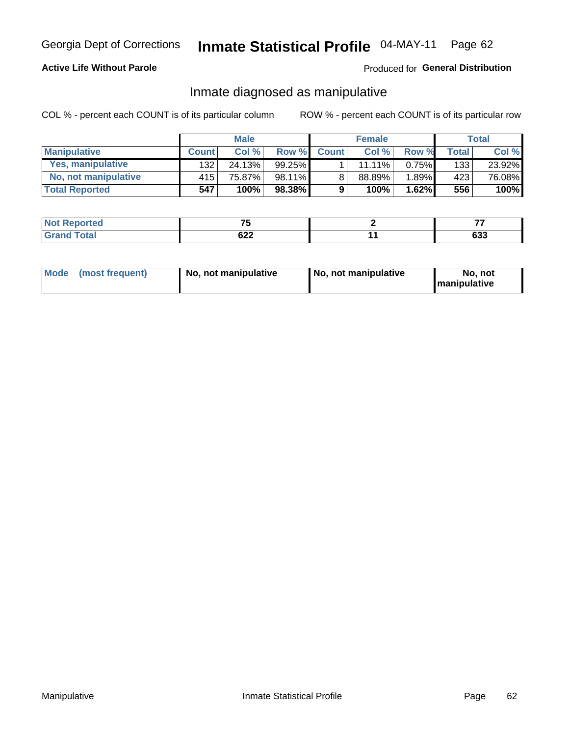Georgia Dept of Corrections **Inmate Statistical Profile** 04-MAY-11 Page 62

**Active Life Without Parole**

Produced for **General Distribution**

## Inmate diagnosed as manipulative

COL % - percent each COUNT is of its particular column

ROW % - percent each COUNT is of its particular row

| | Male | | | Female | | | Total | |
|---|---|---|---|---|---|---|---|---|
| **Manipulative** | **Count** | **Col %** | **Row %** | **Count** | **Col %** | **Row %** | **Total** | **Col %** |
| **Yes, manipulative** | 132 | 24.13% | 99.25% | 1 | 11.11% | 0.75% | 133 | 23.92% |
| **No, not manipulative** | 415 | 75.87% | 98.11% | 8 | 88.89% | 1.89% | 423 | 76.08% |
| **Total Reported** | **547** | **100%** | **98.38%** | **9** | **100%** | **1.62%** | **556** | **100%** |

| | Male | Female | Total |
|---|---|---|---|
| **Not Reported** | **75** | **2** | **77** |
| **Grand Total** | **622** | **11** | **633** |

| | Male | Female | Total |
|---|---|---|---|
| **Mode (most frequent)** | **No, not manipulative** | **No, not manipulative** | **No, not manipulative** |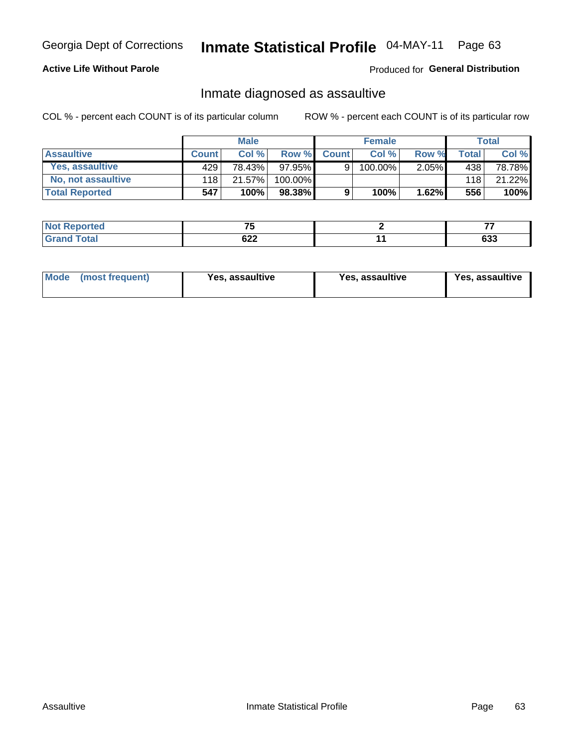Georgia Dept of Corrections **Inmate Statistical Profile** 04-MAY-11 Page 63

**Active Life Without Parole**

Produced for **General Distribution**

## Inmate diagnosed as assaultive

COL % - percent each COUNT is of its particular column

ROW % - percent each COUNT is of its particular row

| | Male | | | Female | | | Total | |
|---|---|---|---|---|---|---|---|---|
| **Assaultive** | **Count** | **Col %** | **Row %** | **Count** | **Col %** | **Row %** | **Total** | **Col %** |
| **Yes, assaultive** | 429 | 78.43% | 97.95% | 9 | 100.00% | 2.05% | 438 | 78.78% |
| **No, not assaultive** | 118 | 21.57% | 100.00% | | | | 118 | 21.22% |
| **Total Reported** | **547** | **100%** | **98.38%** | **9** | **100%** | **1.62%** | **556** | **100%** |

| | Male | Female | Total |
|---|---|---|---|
| **Not Reported** | **75** | **2** | **77** |
| **Grand Total** | **622** | **11** | **633** |

| | Male | Female | Total |
|---|---|---|---|
| **Mode (most frequent)** | **Yes, assaultive** | **Yes, assaultive** | **Yes, assaultive** |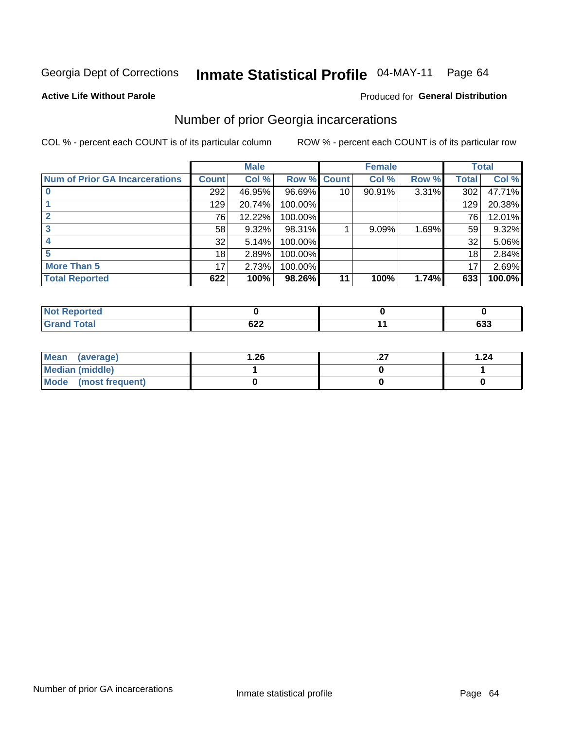Georgia Dept of Corrections **Inmate Statistical Profile** 04-MAY-11

**Active Life Without Parole**

Produced for **General Distribution**

## Number of prior Georgia incarcerations

COL % - percent each COUNT is of its particular column

ROW % - percent each COUNT is of its particular row

| | Male | | | Female | | | Total | |
|---|---|---|---|---|---|---|---|---|
| **Num of Prior GA Incarcerations** | **Count** | **Col %** | **Row %** | **Count** | **Col %** | **Row %** | **Total** | **Col %** |
| **0** | 292 | 46.95% | 96.69% | 10 | 90.91% | 3.31% | 302 | 47.71% |
| **1** | 129 | 20.74% | 100.00% | | | | 129 | 20.38% |
| **2** | 76 | 12.22% | 100.00% | | | | 76 | 12.01% |
| **3** | 58 | 9.32% | 98.31% | 1 | 9.09% | 1.69% | 59 | 9.32% |
| **4** | 32 | 5.14% | 100.00% | | | | 32 | 5.06% |
| **5** | 18 | 2.89% | 100.00% | | | | 18 | 2.84% |
| **More Than 5** | 17 | 2.73% | 100.00% | | | | 17 | 2.69% |
| **Total Reported** | **622** | **100%** | **98.26%** | **11** | **100%** | **1.74%** | **633** | **100.0%** |

| | Male | Female | Total |
|---|---|---|---|
| **Not Reported** | **0** | **0** | **0** |
| **Grand Total** | **622** | **11** | **633** |

| | Male | Female | Total |
|---|---|---|---|
| **Mean (average)** | **1.26** | **.27** | **1.24** |
| **Median (middle)** | **1** | **0** | **1** |
| **Mode (most frequent)** | **0** | **0** | **0** |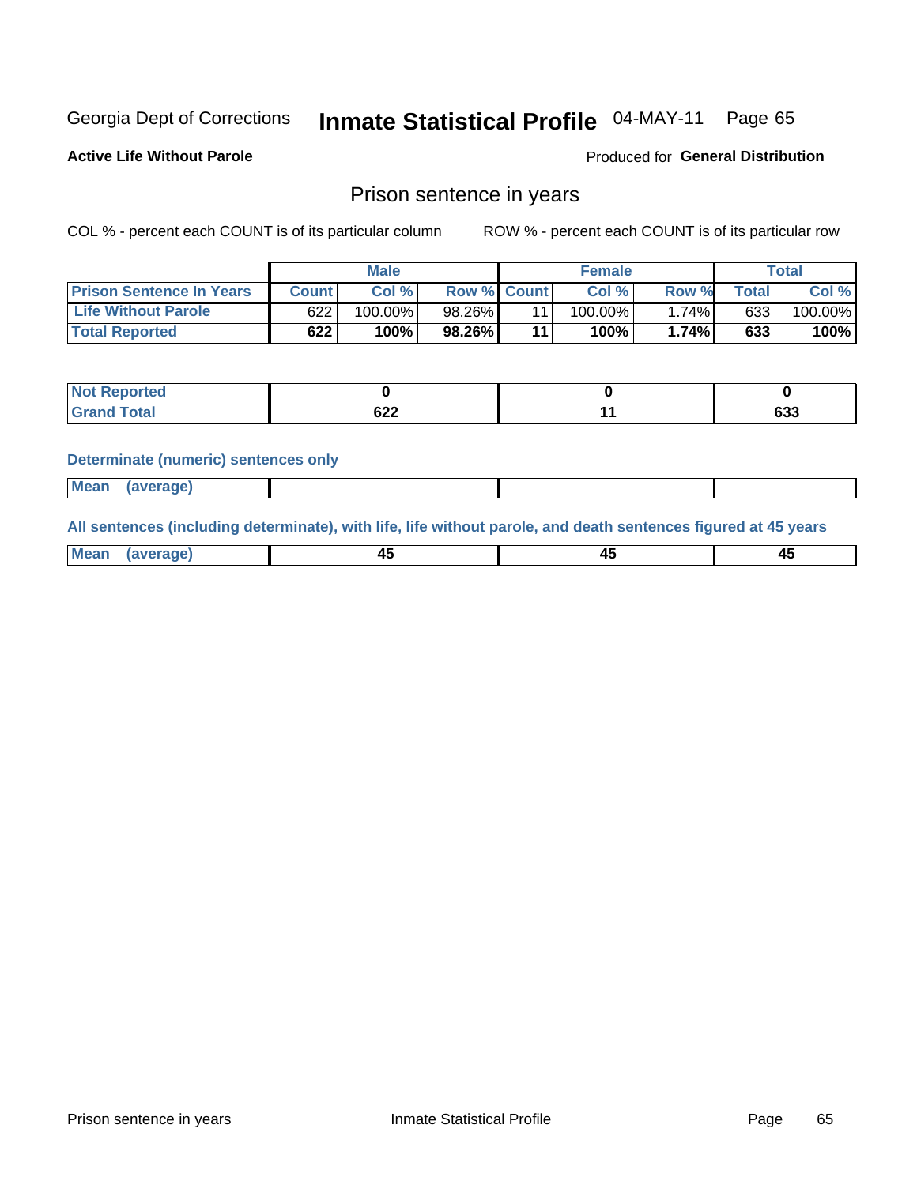Georgia Dept of Corrections **Inmate Statistical Profile** 04-MAY-11

**Active Life Without Parole**

Produced for **General Distribution**

## Prison sentence in years

COL % - percent each COUNT is of its particular column

ROW % - percent each COUNT is of its particular row

| | Male | | | Female | | | Total | |
|---|---|---|---|---|---|---|---|---|
| **Prison Sentence In Years** | **Count** | **Col %** | **Row %** | **Count** | **Col %** | **Row %** | **Total** | **Col %** |
| **Life Without Parole** | 622 | 100.00% | 98.26% | 11 | 100.00% | 1.74% | 633 | 100.00% |
| **Total Reported** | **622** | **100%** | **98.26%** | **11** | **100%** | **1.74%** | **633** | **100%** |

| | Male | Female | Total |
|---|---|---|---|
| **Not Reported** | **0** | **0** | **0** |
| **Grand Total** | **622** | **11** | **633** |

**Determinate (numeric) sentences only**

| | Male | Female | Total |
|---|---|---|---|
| **Mean (average)** | | | |

**All sentences (including determinate), with life, life without parole, and death sentences figured at 45 years**

| | Male | Female | Total |
|---|---|---|---|
| **Mean (average)** | **45** | **45** | **45** |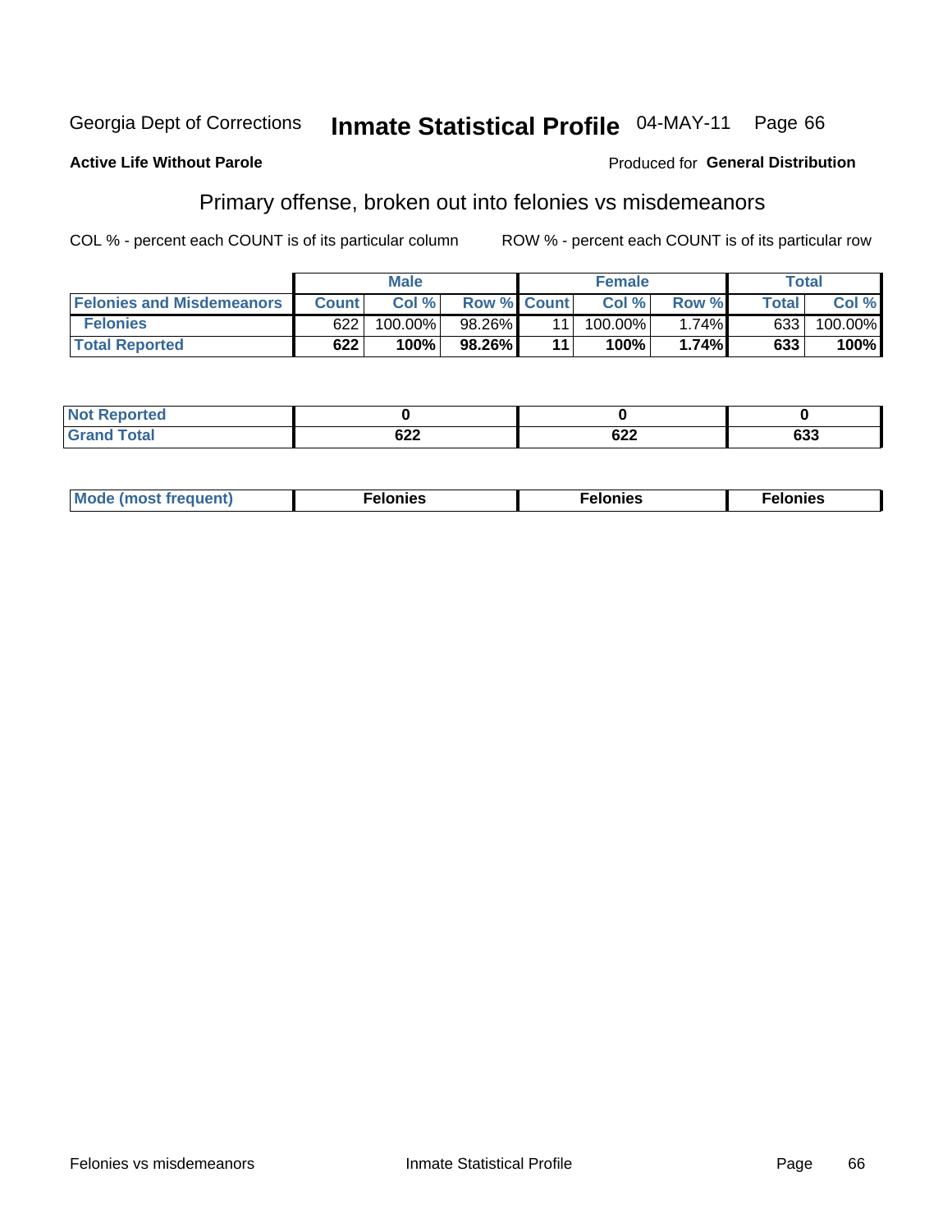Georgia Dept of Corrections **Inmate Statistical Profile** 04-MAY-11 Page 66

**Active Life Without Parole**

Produced for **General Distribution**

## Primary offense, broken out into felonies vs misdemeanors

COL % - percent each COUNT is of its particular column

ROW % - percent each COUNT is of its particular row

| | Male | | | Female | | | Total | |
|---|---|---|---|---|---|---|---|---|
| **Felonies and Misdemeanors** | **Count** | **Col %** | **Row %** | **Count** | **Col %** | **Row %** | **Total** | **Col %** |
| **Felonies** | 622 | 100.00% | 98.26% | 11 | 100.00% | 1.74% | 633 | 100.00% |
| **Total Reported** | **622** | **100%** | **98.26%** | **11** | **100%** | **1.74%** | **633** | **100%** |

| | Male | Female | Total |
|---|---|---|---|
| **Not Reported** | **0** | **0** | **0** |
| **Grand Total** | **622** | **622** | **633** |

| | Male | Female | Total |
|---|---|---|---|
| **Mode (most frequent)** | **Felonies** | **Felonies** | **Felonies** |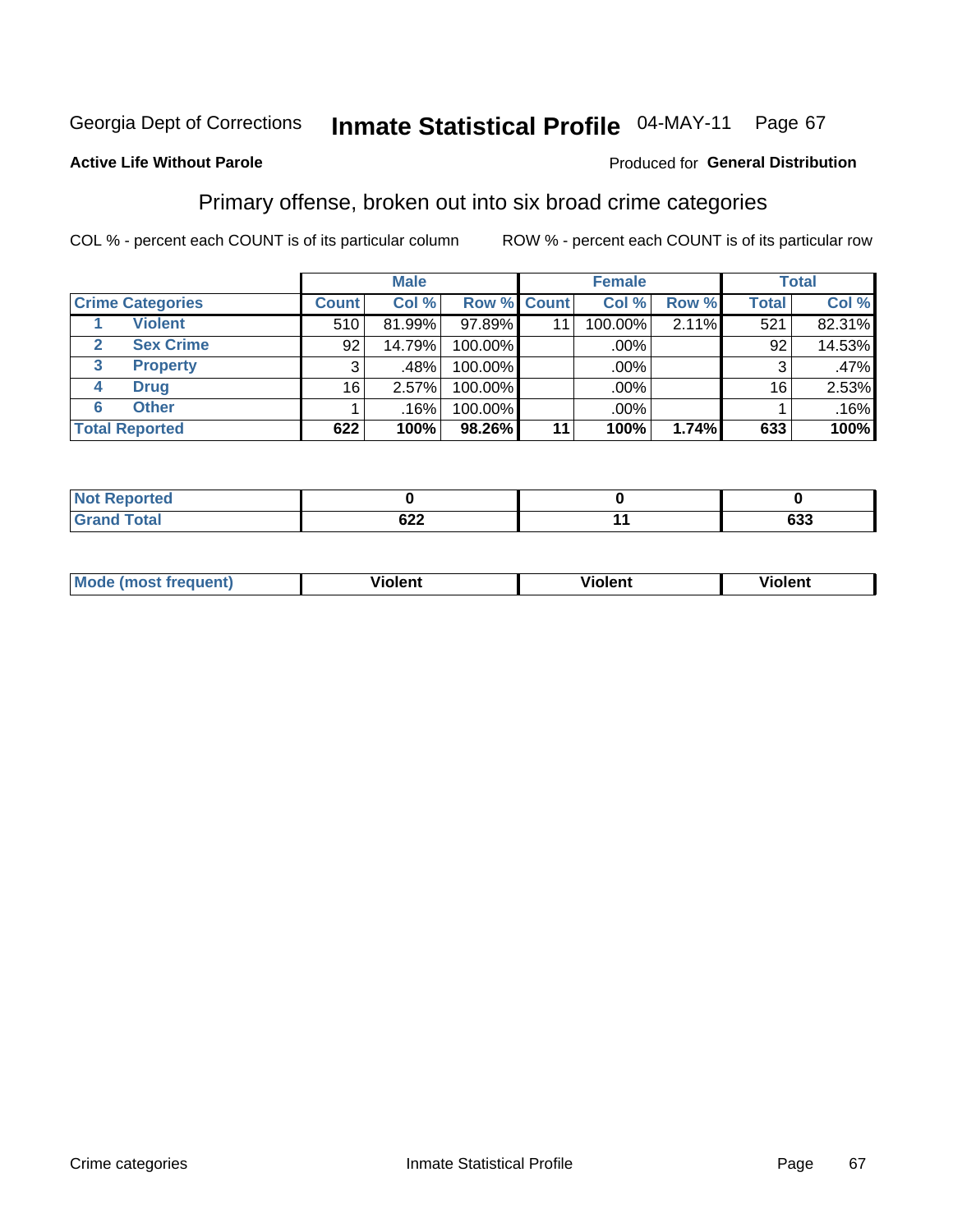Georgia Dept of Corrections **Inmate Statistical Profile** 04-MAY-11 Page 67

**Active Life Without Parole**

Produced for **General Distribution**

## Primary offense, broken out into six broad crime categories

COL % - percent each COUNT is of its particular column

ROW % - percent each COUNT is of its particular row

| | | Male | | | Female | | | Total | |
|---|---|---|---|---|---|---|---|---|---|
| **Crime Categories** | | **Count** | **Col %** | **Row %** | **Count** | **Col %** | **Row %** | **Total** | **Col %** |
| 1 | **Violent** | 510 | 81.99% | 97.89% | 11 | 100.00% | 2.11% | 521 | 82.31% |
| 2 | **Sex Crime** | 92 | 14.79% | 100.00% | | .00% | | 92 | 14.53% |
| 3 | **Property** | 3 | .48% | 100.00% | | .00% | | 3 | .47% |
| 4 | **Drug** | 16 | 2.57% | 100.00% | | .00% | | 16 | 2.53% |
| 6 | **Other** | 1 | .16% | 100.00% | | .00% | | 1 | .16% |
| **Total Reported** | | **622** | **100%** | **98.26%** | **11** | **100%** | **1.74%** | **633** | **100%** |

| | Male | Female | Total |
|---|---|---|---|
| **Not Reported** | **0** | **0** | **0** |
| **Grand Total** | **622** | **11** | **633** |

| | Male | Female | Total |
|---|---|---|---|
| **Mode (most frequent)** | **Violent** | **Violent** | **Violent** |

Crime categories Inmate Statistical Profile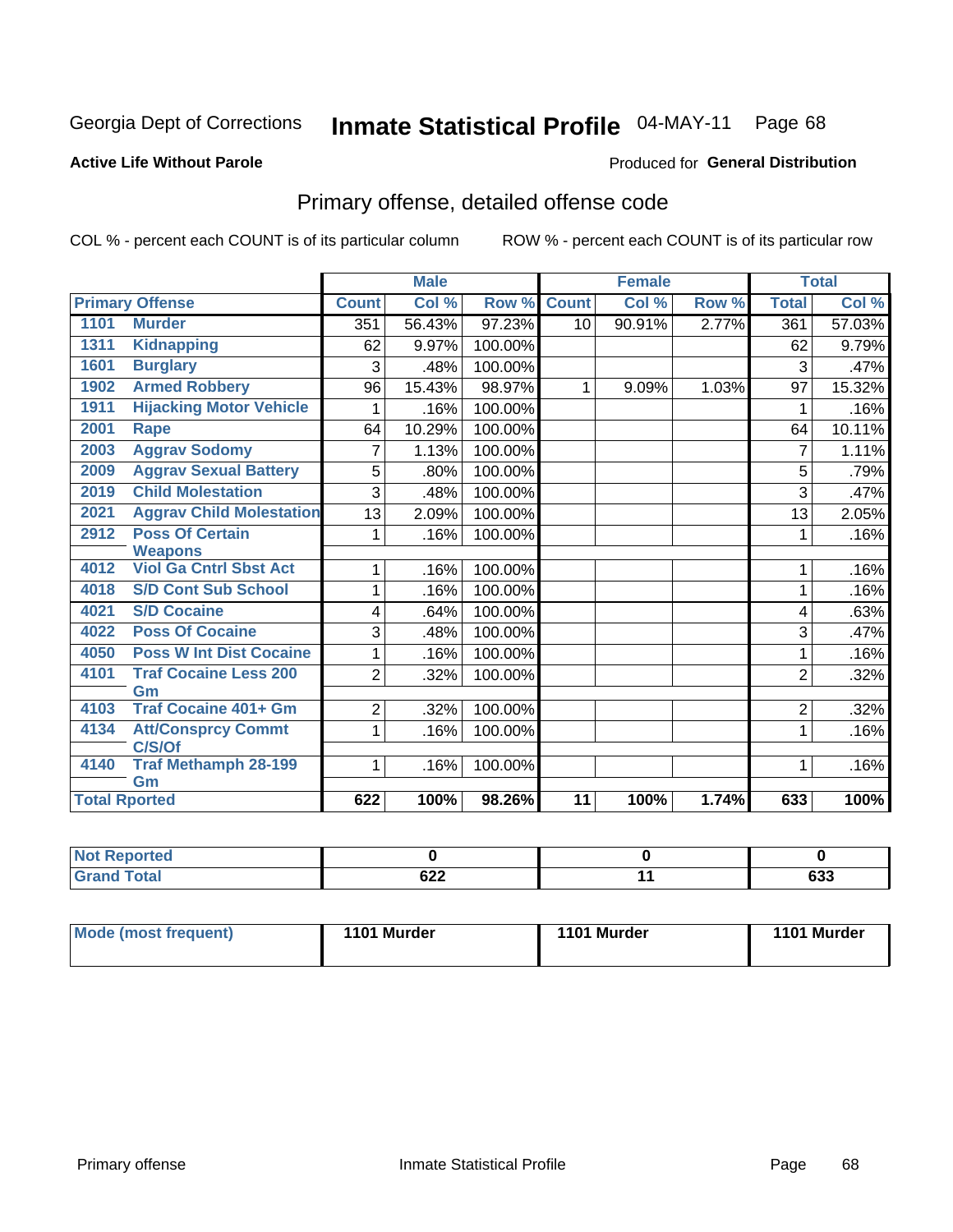Georgia Dept of Corrections **Inmate Statistical Profile** 04-MAY-11

**Active Life Without Parole**

Produced for **General Distribution**

## Primary offense, detailed offense code

COL % - percent each COUNT is of its particular column

ROW % - percent each COUNT is of its particular row

| Primary Offense | | Male | | | Female | | | Total | |
|---|---|---|---|---|---|---|---|---|---|
| | | Count | Col % | Row % | Count | Col % | Row % | Total | Col % |
| 1101 | Murder | 351 | 56.43% | 97.23% | 10 | 90.91% | 2.77% | 361 | 57.03% |
| 1311 | Kidnapping | 62 | 9.97% | 100.00% | | | | 62 | 9.79% |
| 1601 | Burglary | 3 | .48% | 100.00% | | | | 3 | .47% |
| 1902 | Armed Robbery | 96 | 15.43% | 98.97% | 1 | 9.09% | 1.03% | 97 | 15.32% |
| 1911 | Hijacking Motor Vehicle | 1 | .16% | 100.00% | | | | 1 | .16% |
| 2001 | Rape | 64 | 10.29% | 100.00% | | | | 64 | 10.11% |
| 2003 | Aggrav Sodomy | 7 | 1.13% | 100.00% | | | | 7 | 1.11% |
| 2009 | Aggrav Sexual Battery | 5 | .80% | 100.00% | | | | 5 | .79% |
| 2019 | Child Molestation | 3 | .48% | 100.00% | | | | 3 | .47% |
| 2021 | Aggrav Child Molestation | 13 | 2.09% | 100.00% | | | | 13 | 2.05% |
| 2912 | Poss Of Certain Weapons | 1 | .16% | 100.00% | | | | 1 | .16% |
| 4012 | Viol Ga Cntrl Sbst Act | 1 | .16% | 100.00% | | | | 1 | .16% |
| 4018 | S/D Cont Sub School | 1 | .16% | 100.00% | | | | 1 | .16% |
| 4021 | S/D Cocaine | 4 | .64% | 100.00% | | | | 4 | .63% |
| 4022 | Poss Of Cocaine | 3 | .48% | 100.00% | | | | 3 | .47% |
| 4050 | Poss W Int Dist Cocaine | 1 | .16% | 100.00% | | | | 1 | .16% |
| 4101 | Traf Cocaine Less 200 Gm | 2 | .32% | 100.00% | | | | 2 | .32% |
| 4103 | Traf Cocaine 401+ Gm | 2 | .32% | 100.00% | | | | 2 | .32% |
| 4134 | Att/Consprcy Commt C/S/Of | 1 | .16% | 100.00% | | | | 1 | .16% |
| 4140 | Traf Methamph 28-199 Gm | 1 | .16% | 100.00% | | | | 1 | .16% |
| Total Rported | | 622 | 100% | 98.26% | 11 | 100% | 1.74% | 633 | 100% |

| | Male | Female | Total |
|---|---|---|---|
| Not Reported | 0 | 0 | 0 |
| Grand Total | 622 | 11 | 633 |

| | Male | Female | Total |
|---|---|---|---|
| Mode (most frequent) | 1101 Murder | 1101 Murder | 1101 Murder |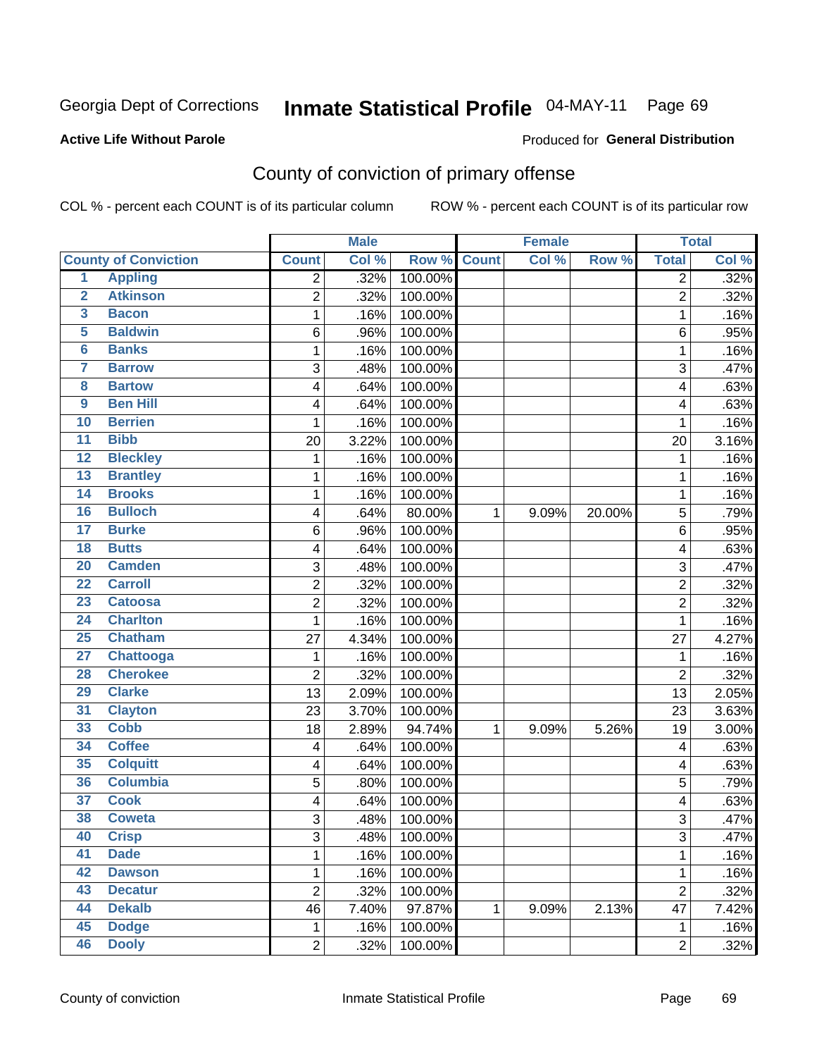Georgia Dept of Corrections **Inmate Statistical Profile** 04-MAY-11 Page 69

**Active Life Without Parole**

Produced for **General Distribution**

## County of conviction of primary offense

COL % - percent each COUNT is of its particular column ROW % - percent each COUNT is of its particular row

| County of Conviction | | Male | | | Female | | | Total | |
|---|---|---|---|---|---|---|---|---|---|
| | | Count | Col % | Row % | Count | Col % | Row % | Total | Col % |
| 1 | Appling | 2 | .32% | 100.00% | | | | 2 | .32% |
| 2 | Atkinson | 2 | .32% | 100.00% | | | | 2 | .32% |
| 3 | Bacon | 1 | .16% | 100.00% | | | | 1 | .16% |
| 5 | Baldwin | 6 | .96% | 100.00% | | | | 6 | .95% |
| 6 | Banks | 1 | .16% | 100.00% | | | | 1 | .16% |
| 7 | Barrow | 3 | .48% | 100.00% | | | | 3 | .47% |
| 8 | Bartow | 4 | .64% | 100.00% | | | | 4 | .63% |
| 9 | Ben Hill | 4 | .64% | 100.00% | | | | 4 | .63% |
| 10 | Berrien | 1 | .16% | 100.00% | | | | 1 | .16% |
| 11 | Bibb | 20 | 3.22% | 100.00% | | | | 20 | 3.16% |
| 12 | Bleckley | 1 | .16% | 100.00% | | | | 1 | .16% |
| 13 | Brantley | 1 | .16% | 100.00% | | | | 1 | .16% |
| 14 | Brooks | 1 | .16% | 100.00% | | | | 1 | .16% |
| 16 | Bulloch | 4 | .64% | 80.00% | 1 | 9.09% | 20.00% | 5 | .79% |
| 17 | Burke | 6 | .96% | 100.00% | | | | 6 | .95% |
| 18 | Butts | 4 | .64% | 100.00% | | | | 4 | .63% |
| 20 | Camden | 3 | .48% | 100.00% | | | | 3 | .47% |
| 22 | Carroll | 2 | .32% | 100.00% | | | | 2 | .32% |
| 23 | Catoosa | 2 | .32% | 100.00% | | | | 2 | .32% |
| 24 | Charlton | 1 | .16% | 100.00% | | | | 1 | .16% |
| 25 | Chatham | 27 | 4.34% | 100.00% | | | | 27 | 4.27% |
| 27 | Chattooga | 1 | .16% | 100.00% | | | | 1 | .16% |
| 28 | Cherokee | 2 | .32% | 100.00% | | | | 2 | .32% |
| 29 | Clarke | 13 | 2.09% | 100.00% | | | | 13 | 2.05% |
| 31 | Clayton | 23 | 3.70% | 100.00% | | | | 23 | 3.63% |
| 33 | Cobb | 18 | 2.89% | 94.74% | 1 | 9.09% | 5.26% | 19 | 3.00% |
| 34 | Coffee | 4 | .64% | 100.00% | | | | 4 | .63% |
| 35 | Colquitt | 4 | .64% | 100.00% | | | | 4 | .63% |
| 36 | Columbia | 5 | .80% | 100.00% | | | | 5 | .79% |
| 37 | Cook | 4 | .64% | 100.00% | | | | 4 | .63% |
| 38 | Coweta | 3 | .48% | 100.00% | | | | 3 | .47% |
| 40 | Crisp | 3 | .48% | 100.00% | | | | 3 | .47% |
| 41 | Dade | 1 | .16% | 100.00% | | | | 1 | .16% |
| 42 | Dawson | 1 | .16% | 100.00% | | | | 1 | .16% |
| 43 | Decatur | 2 | .32% | 100.00% | | | | 2 | .32% |
| 44 | Dekalb | 46 | 7.40% | 97.87% | 1 | 9.09% | 2.13% | 47 | 7.42% |
| 45 | Dodge | 1 | .16% | 100.00% | | | | 1 | .16% |
| 46 | Dooly | 2 | .32% | 100.00% | | | | 2 | .32% |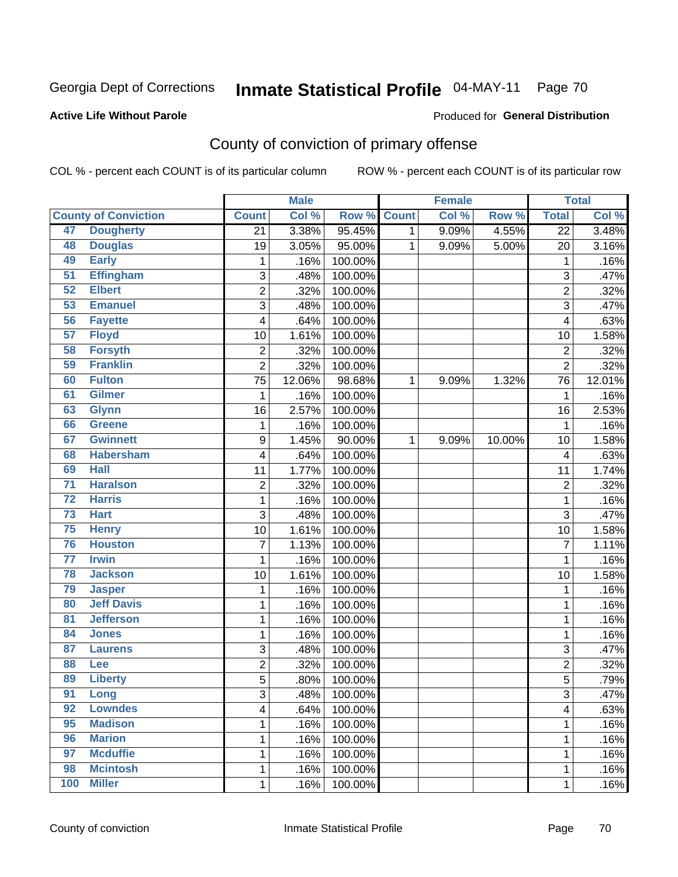Georgia Dept of Corrections **Inmate Statistical Profile** 04-MAY-11

**Active Life Without Parole**

Produced for **General Distribution**

## County of conviction of primary offense

COL % - percent each COUNT is of its particular column

ROW % - percent each COUNT is of its particular row

| County of Conviction | | Male | | | Female | | | Total | |
|---|---|---|---|---|---|---|---|---|---|
| | | Count | Col % | Row % | Count | Col % | Row % | Total | Col % |
| 47 | Dougherty | 21 | 3.38% | 95.45% | 1 | 9.09% | 4.55% | 22 | 3.48% |
| 48 | Douglas | 19 | 3.05% | 95.00% | 1 | 9.09% | 5.00% | 20 | 3.16% |
| 49 | Early | 1 | .16% | 100.00% | | | | 1 | .16% |
| 51 | Effingham | 3 | .48% | 100.00% | | | | 3 | .47% |
| 52 | Elbert | 2 | .32% | 100.00% | | | | 2 | .32% |
| 53 | Emanuel | 3 | .48% | 100.00% | | | | 3 | .47% |
| 56 | Fayette | 4 | .64% | 100.00% | | | | 4 | .63% |
| 57 | Floyd | 10 | 1.61% | 100.00% | | | | 10 | 1.58% |
| 58 | Forsyth | 2 | .32% | 100.00% | | | | 2 | .32% |
| 59 | Franklin | 2 | .32% | 100.00% | | | | 2 | .32% |
| 60 | Fulton | 75 | 12.06% | 98.68% | 1 | 9.09% | 1.32% | 76 | 12.01% |
| 61 | Gilmer | 1 | .16% | 100.00% | | | | 1 | .16% |
| 63 | Glynn | 16 | 2.57% | 100.00% | | | | 16 | 2.53% |
| 66 | Greene | 1 | .16% | 100.00% | | | | 1 | .16% |
| 67 | Gwinnett | 9 | 1.45% | 90.00% | 1 | 9.09% | 10.00% | 10 | 1.58% |
| 68 | Habersham | 4 | .64% | 100.00% | | | | 4 | .63% |
| 69 | Hall | 11 | 1.77% | 100.00% | | | | 11 | 1.74% |
| 71 | Haralson | 2 | .32% | 100.00% | | | | 2 | .32% |
| 72 | Harris | 1 | .16% | 100.00% | | | | 1 | .16% |
| 73 | Hart | 3 | .48% | 100.00% | | | | 3 | .47% |
| 75 | Henry | 10 | 1.61% | 100.00% | | | | 10 | 1.58% |
| 76 | Houston | 7 | 1.13% | 100.00% | | | | 7 | 1.11% |
| 77 | Irwin | 1 | .16% | 100.00% | | | | 1 | .16% |
| 78 | Jackson | 10 | 1.61% | 100.00% | | | | 10 | 1.58% |
| 79 | Jasper | 1 | .16% | 100.00% | | | | 1 | .16% |
| 80 | Jeff Davis | 1 | .16% | 100.00% | | | | 1 | .16% |
| 81 | Jefferson | 1 | .16% | 100.00% | | | | 1 | .16% |
| 84 | Jones | 1 | .16% | 100.00% | | | | 1 | .16% |
| 87 | Laurens | 3 | .48% | 100.00% | | | | 3 | .47% |
| 88 | Lee | 2 | .32% | 100.00% | | | | 2 | .32% |
| 89 | Liberty | 5 | .80% | 100.00% | | | | 5 | .79% |
| 91 | Long | 3 | .48% | 100.00% | | | | 3 | .47% |
| 92 | Lowndes | 4 | .64% | 100.00% | | | | 4 | .63% |
| 95 | Madison | 1 | .16% | 100.00% | | | | 1 | .16% |
| 96 | Marion | 1 | .16% | 100.00% | | | | 1 | .16% |
| 97 | Mcduffie | 1 | .16% | 100.00% | | | | 1 | .16% |
| 98 | Mcintosh | 1 | .16% | 100.00% | | | | 1 | .16% |
| 100 | Miller | 1 | .16% | 100.00% | | | | 1 | .16% |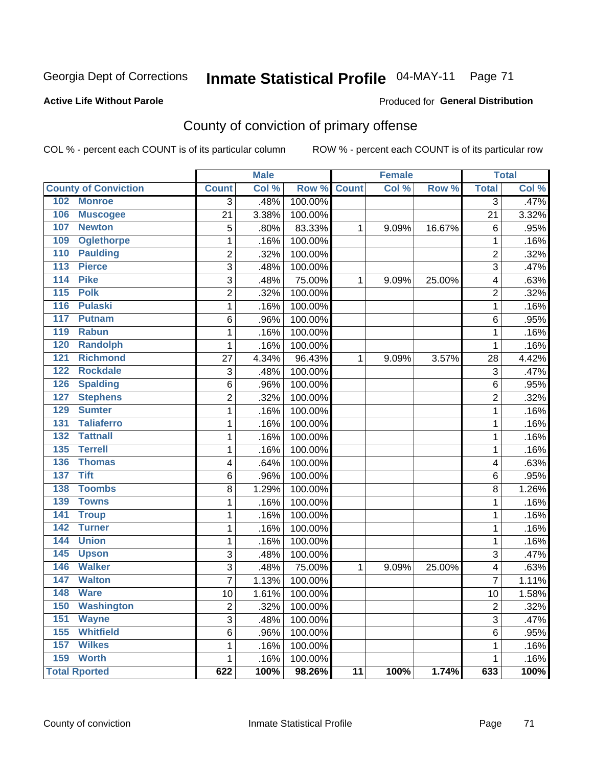Georgia Dept of Corrections **Inmate Statistical Profile** 04-MAY-11 Page 71

**Active Life Without Parole**

Produced for **General Distribution**

## County of conviction of primary offense

COL % - percent each COUNT is of its particular column

ROW % - percent each COUNT is of its particular row

| | Male | | | Female | | | Total | |
|---|---|---|---|---|---|---|---|---|
| **County of Conviction** | **Count** | **Col %** | **Row %** | **Count** | **Col %** | **Row %** | **Total** | **Col %** |
| 102 Monroe | 3 | .48% | 100.00% | | | | 3 | .47% |
| 106 Muscogee | 21 | 3.38% | 100.00% | | | | 21 | 3.32% |
| 107 Newton | 5 | .80% | 83.33% | 1 | 9.09% | 16.67% | 6 | .95% |
| 109 Oglethorpe | 1 | .16% | 100.00% | | | | 1 | .16% |
| 110 Paulding | 2 | .32% | 100.00% | | | | 2 | .32% |
| 113 Pierce | 3 | .48% | 100.00% | | | | 3 | .47% |
| 114 Pike | 3 | .48% | 75.00% | 1 | 9.09% | 25.00% | 4 | .63% |
| 115 Polk | 2 | .32% | 100.00% | | | | 2 | .32% |
| 116 Pulaski | 1 | .16% | 100.00% | | | | 1 | .16% |
| 117 Putnam | 6 | .96% | 100.00% | | | | 6 | .95% |
| 119 Rabun | 1 | .16% | 100.00% | | | | 1 | .16% |
| 120 Randolph | 1 | .16% | 100.00% | | | | 1 | .16% |
| 121 Richmond | 27 | 4.34% | 96.43% | 1 | 9.09% | 3.57% | 28 | 4.42% |
| 122 Rockdale | 3 | .48% | 100.00% | | | | 3 | .47% |
| 126 Spalding | 6 | .96% | 100.00% | | | | 6 | .95% |
| 127 Stephens | 2 | .32% | 100.00% | | | | 2 | .32% |
| 129 Sumter | 1 | .16% | 100.00% | | | | 1 | .16% |
| 131 Taliaferro | 1 | .16% | 100.00% | | | | 1 | .16% |
| 132 Tattnall | 1 | .16% | 100.00% | | | | 1 | .16% |
| 135 Terrell | 1 | .16% | 100.00% | | | | 1 | .16% |
| 136 Thomas | 4 | .64% | 100.00% | | | | 4 | .63% |
| 137 Tift | 6 | .96% | 100.00% | | | | 6 | .95% |
| 138 Toombs | 8 | 1.29% | 100.00% | | | | 8 | 1.26% |
| 139 Towns | 1 | .16% | 100.00% | | | | 1 | .16% |
| 141 Troup | 1 | .16% | 100.00% | | | | 1 | .16% |
| 142 Turner | 1 | .16% | 100.00% | | | | 1 | .16% |
| 144 Union | 1 | .16% | 100.00% | | | | 1 | .16% |
| 145 Upson | 3 | .48% | 100.00% | | | | 3 | .47% |
| 146 Walker | 3 | .48% | 75.00% | 1 | 9.09% | 25.00% | 4 | .63% |
| 147 Walton | 7 | 1.13% | 100.00% | | | | 7 | 1.11% |
| 148 Ware | 10 | 1.61% | 100.00% | | | | 10 | 1.58% |
| 150 Washington | 2 | .32% | 100.00% | | | | 2 | .32% |
| 151 Wayne | 3 | .48% | 100.00% | | | | 3 | .47% |
| 155 Whitfield | 6 | .96% | 100.00% | | | | 6 | .95% |
| 157 Wilkes | 1 | .16% | 100.00% | | | | 1 | .16% |
| 159 Worth | 1 | .16% | 100.00% | | | | 1 | .16% |
| **Total Rported** | **622** | **100%** | **98.26%** | **11** | **100%** | **1.74%** | **633** | **100%** |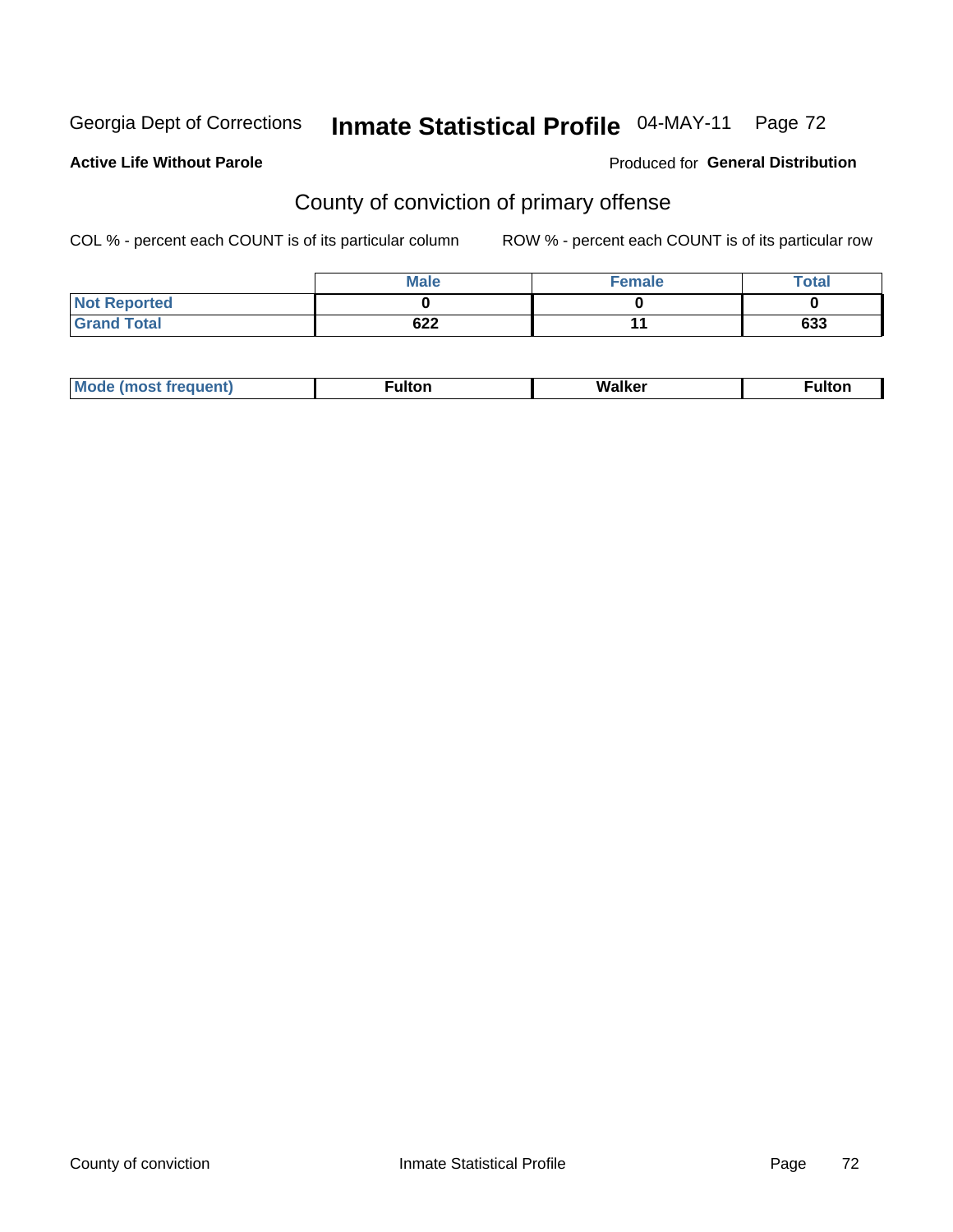Georgia Dept of Corrections **Inmate Statistical Profile** 04-MAY-11

**Active Life Without Parole**

Produced for **General Distribution**

## County of conviction of primary offense

COL % - percent each COUNT is of its particular column ROW % - percent each COUNT is of its particular row

| | Male | Female | Total |
|---|---|---|---|
| Not Reported | 0 | 0 | 0 |
| Grand Total | 622 | 11 | 633 |

| | | | |
|---|---|---|---|
| Mode (most frequent) | Fulton | Walker | Fulton |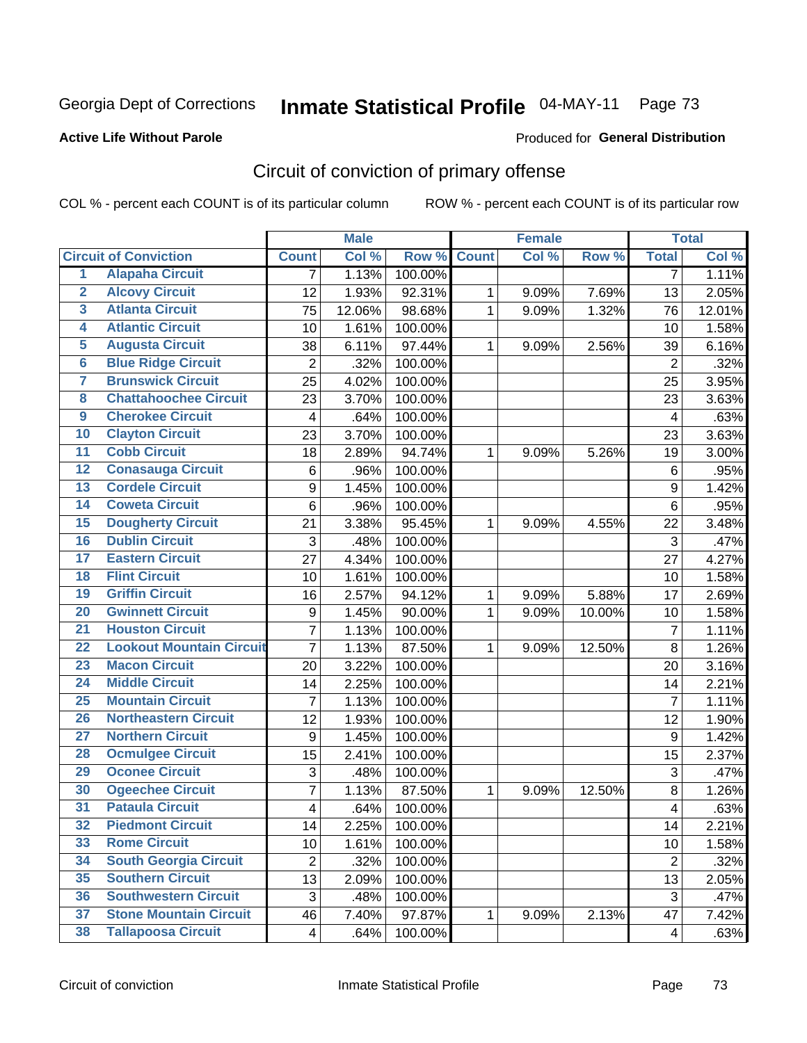Georgia Dept of Corrections **Inmate Statistical Profile** 04-MAY-11 Page 73

**Active Life Without Parole**

Produced for **General Distribution**

## Circuit of conviction of primary offense

COL % - percent each COUNT is of its particular column ROW % - percent each COUNT is of its particular row

| | | Male | | | Female | | | Total | |
|---|---|---|---|---|---|---|---|---|---|
| **Circuit of Conviction** | | **Count** | **Col %** | **Row %** | **Count** | **Col %** | **Row %** | **Total** | **Col %** |
| 1 | Alapaha Circuit | 7 | 1.13% | 100.00% | | | | 7 | 1.11% |
| 2 | Alcovy Circuit | 12 | 1.93% | 92.31% | 1 | 9.09% | 7.69% | 13 | 2.05% |
| 3 | Atlanta Circuit | 75 | 12.06% | 98.68% | 1 | 9.09% | 1.32% | 76 | 12.01% |
| 4 | Atlantic Circuit | 10 | 1.61% | 100.00% | | | | 10 | 1.58% |
| 5 | Augusta Circuit | 38 | 6.11% | 97.44% | 1 | 9.09% | 2.56% | 39 | 6.16% |
| 6 | Blue Ridge Circuit | 2 | .32% | 100.00% | | | | 2 | .32% |
| 7 | Brunswick Circuit | 25 | 4.02% | 100.00% | | | | 25 | 3.95% |
| 8 | Chattahoochee Circuit | 23 | 3.70% | 100.00% | | | | 23 | 3.63% |
| 9 | Cherokee Circuit | 4 | .64% | 100.00% | | | | 4 | .63% |
| 10 | Clayton Circuit | 23 | 3.70% | 100.00% | | | | 23 | 3.63% |
| 11 | Cobb Circuit | 18 | 2.89% | 94.74% | 1 | 9.09% | 5.26% | 19 | 3.00% |
| 12 | Conasauga Circuit | 6 | .96% | 100.00% | | | | 6 | .95% |
| 13 | Cordele Circuit | 9 | 1.45% | 100.00% | | | | 9 | 1.42% |
| 14 | Coweta Circuit | 6 | .96% | 100.00% | | | | 6 | .95% |
| 15 | Dougherty Circuit | 21 | 3.38% | 95.45% | 1 | 9.09% | 4.55% | 22 | 3.48% |
| 16 | Dublin Circuit | 3 | .48% | 100.00% | | | | 3 | .47% |
| 17 | Eastern Circuit | 27 | 4.34% | 100.00% | | | | 27 | 4.27% |
| 18 | Flint Circuit | 10 | 1.61% | 100.00% | | | | 10 | 1.58% |
| 19 | Griffin Circuit | 16 | 2.57% | 94.12% | 1 | 9.09% | 5.88% | 17 | 2.69% |
| 20 | Gwinnett Circuit | 9 | 1.45% | 90.00% | 1 | 9.09% | 10.00% | 10 | 1.58% |
| 21 | Houston Circuit | 7 | 1.13% | 100.00% | | | | 7 | 1.11% |
| 22 | Lookout Mountain Circuit | 7 | 1.13% | 87.50% | 1 | 9.09% | 12.50% | 8 | 1.26% |
| 23 | Macon Circuit | 20 | 3.22% | 100.00% | | | | 20 | 3.16% |
| 24 | Middle Circuit | 14 | 2.25% | 100.00% | | | | 14 | 2.21% |
| 25 | Mountain Circuit | 7 | 1.13% | 100.00% | | | | 7 | 1.11% |
| 26 | Northeastern Circuit | 12 | 1.93% | 100.00% | | | | 12 | 1.90% |
| 27 | Northern Circuit | 9 | 1.45% | 100.00% | | | | 9 | 1.42% |
| 28 | Ocmulgee Circuit | 15 | 2.41% | 100.00% | | | | 15 | 2.37% |
| 29 | Oconee Circuit | 3 | .48% | 100.00% | | | | 3 | .47% |
| 30 | Ogeechee Circuit | 7 | 1.13% | 87.50% | 1 | 9.09% | 12.50% | 8 | 1.26% |
| 31 | Pataula Circuit | 4 | .64% | 100.00% | | | | 4 | .63% |
| 32 | Piedmont Circuit | 14 | 2.25% | 100.00% | | | | 14 | 2.21% |
| 33 | Rome Circuit | 10 | 1.61% | 100.00% | | | | 10 | 1.58% |
| 34 | South Georgia Circuit | 2 | .32% | 100.00% | | | | 2 | .32% |
| 35 | Southern Circuit | 13 | 2.09% | 100.00% | | | | 13 | 2.05% |
| 36 | Southwestern Circuit | 3 | .48% | 100.00% | | | | 3 | .47% |
| 37 | Stone Mountain Circuit | 46 | 7.40% | 97.87% | 1 | 9.09% | 2.13% | 47 | 7.42% |
| 38 | Tallapoosa Circuit | 4 | .64% | 100.00% | | | | 4 | .63% |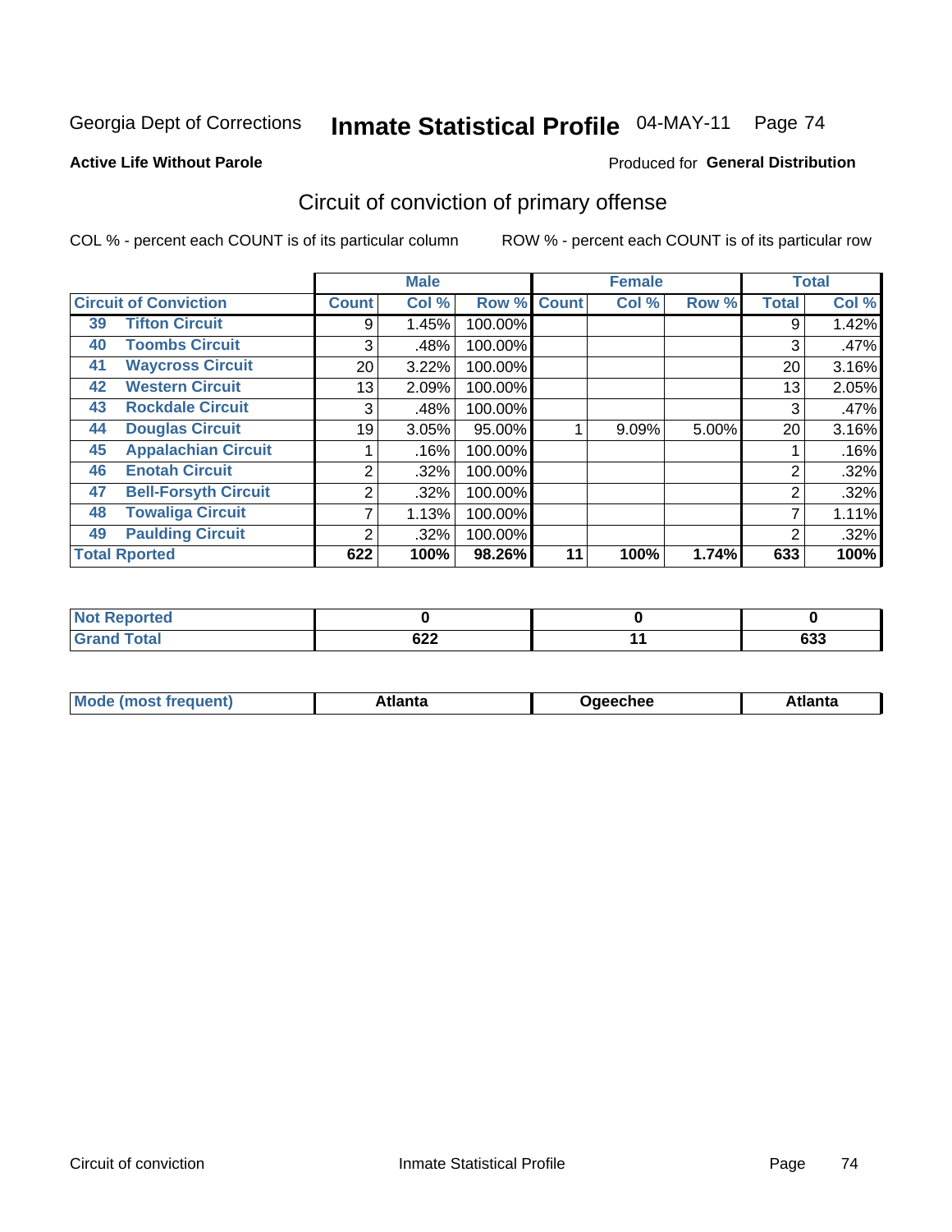Georgia Dept of Corrections **Inmate Statistical Profile** 04-MAY-11

**Active Life Without Parole**

Produced for **General Distribution**

## Circuit of conviction of primary offense

COL % - percent each COUNT is of its particular column

ROW % - percent each COUNT is of its particular row

| Circuit of Conviction | | Male | | | Female | | | Total | |
|---|---|---|---|---|---|---|---|---|---|
| | | Count | Col % | Row % | Count | Col % | Row % | Total | Col % |
| 39 | Tifton Circuit | 9 | 1.45% | 100.00% | | | | 9 | 1.42% |
| 40 | Toombs Circuit | 3 | .48% | 100.00% | | | | 3 | .47% |
| 41 | Waycross Circuit | 20 | 3.22% | 100.00% | | | | 20 | 3.16% |
| 42 | Western Circuit | 13 | 2.09% | 100.00% | | | | 13 | 2.05% |
| 43 | Rockdale Circuit | 3 | .48% | 100.00% | | | | 3 | .47% |
| 44 | Douglas Circuit | 19 | 3.05% | 95.00% | 1 | 9.09% | 5.00% | 20 | 3.16% |
| 45 | Appalachian Circuit | 1 | .16% | 100.00% | | | | 1 | .16% |
| 46 | Enotah Circuit | 2 | .32% | 100.00% | | | | 2 | .32% |
| 47 | Bell-Forsyth Circuit | 2 | .32% | 100.00% | | | | 2 | .32% |
| 48 | Towaliga Circuit | 7 | 1.13% | 100.00% | | | | 7 | 1.11% |
| 49 | Paulding Circuit | 2 | .32% | 100.00% | | | | 2 | .32% |
| **Total Rported** | | **622** | **100%** | **98.26%** | **11** | **100%** | **1.74%** | **633** | **100%** |

| | Male | Female | Total |
|---|---|---|---|
| Not Reported | 0 | 0 | 0 |
| Grand Total | 622 | 11 | 633 |

| | Male | Female | Total |
|---|---|---|---|
| Mode (most frequent) | Atlanta | Ogeechee | Atlanta |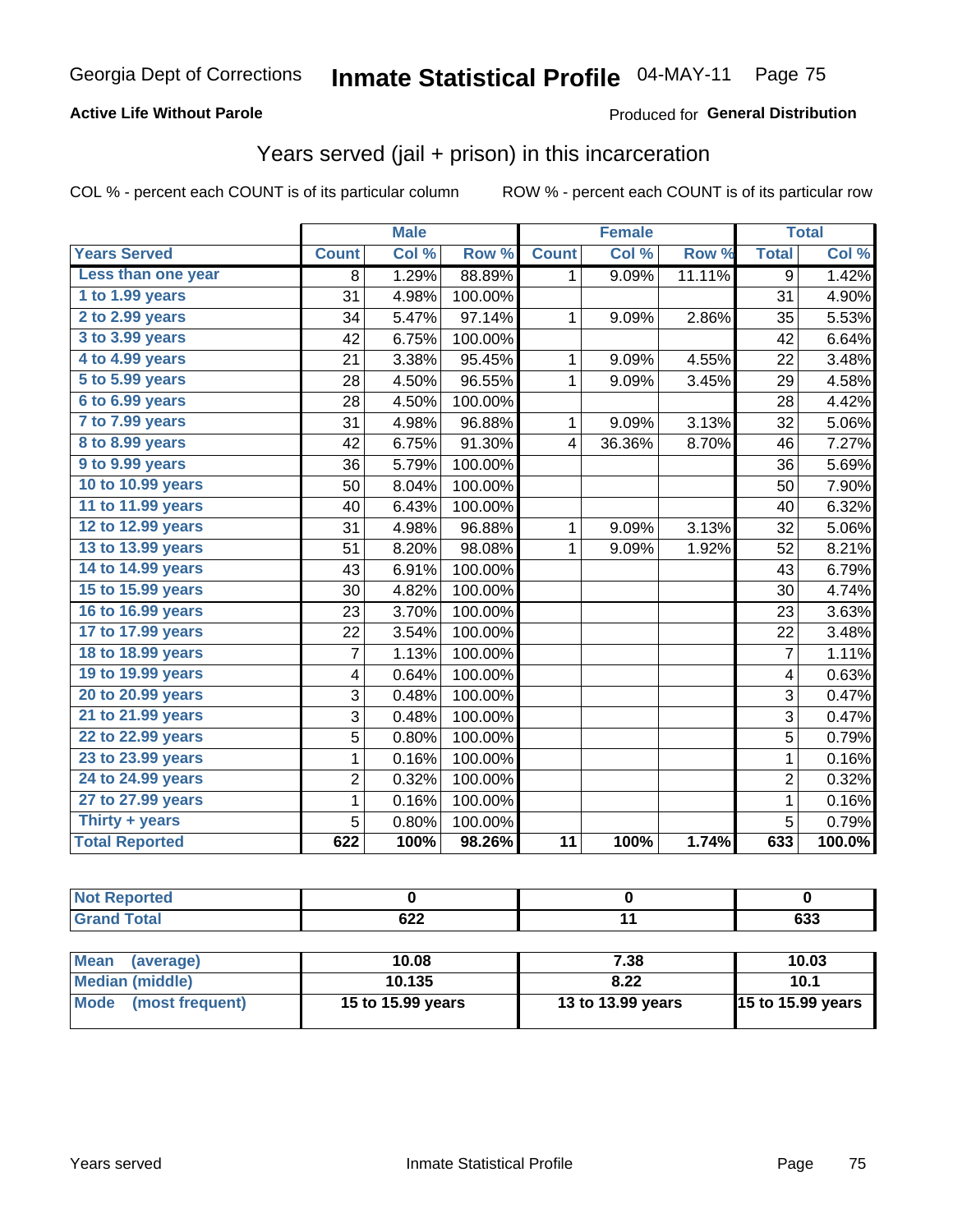Georgia Dept of Corrections **Inmate Statistical Profile** 04-MAY-11 Page 75

**Active Life Without Parole**

Produced for **General Distribution**

## Years served (jail + prison) in this incarceration

COL % - percent each COUNT is of its particular column

ROW % - percent each COUNT is of its particular row

| | Male | | | Female | | | Total | |
|---|---|---|---|---|---|---|---|---|
| **Years Served** | **Count** | **Col %** | **Row %** | **Count** | **Col %** | **Row %** | **Total** | **Col %** |
| **Less than one year** | 8 | 1.29% | 88.89% | 1 | 9.09% | 11.11% | 9 | 1.42% |
| **1 to 1.99 years** | 31 | 4.98% | 100.00% | | | | 31 | 4.90% |
| **2 to 2.99 years** | 34 | 5.47% | 97.14% | 1 | 9.09% | 2.86% | 35 | 5.53% |
| **3 to 3.99 years** | 42 | 6.75% | 100.00% | | | | 42 | 6.64% |
| **4 to 4.99 years** | 21 | 3.38% | 95.45% | 1 | 9.09% | 4.55% | 22 | 3.48% |
| **5 to 5.99 years** | 28 | 4.50% | 96.55% | 1 | 9.09% | 3.45% | 29 | 4.58% |
| **6 to 6.99 years** | 28 | 4.50% | 100.00% | | | | 28 | 4.42% |
| **7 to 7.99 years** | 31 | 4.98% | 96.88% | 1 | 9.09% | 3.13% | 32 | 5.06% |
| **8 to 8.99 years** | 42 | 6.75% | 91.30% | 4 | 36.36% | 8.70% | 46 | 7.27% |
| **9 to 9.99 years** | 36 | 5.79% | 100.00% | | | | 36 | 5.69% |
| **10 to 10.99 years** | 50 | 8.04% | 100.00% | | | | 50 | 7.90% |
| **11 to 11.99 years** | 40 | 6.43% | 100.00% | | | | 40 | 6.32% |
| **12 to 12.99 years** | 31 | 4.98% | 96.88% | 1 | 9.09% | 3.13% | 32 | 5.06% |
| **13 to 13.99 years** | 51 | 8.20% | 98.08% | 1 | 9.09% | 1.92% | 52 | 8.21% |
| **14 to 14.99 years** | 43 | 6.91% | 100.00% | | | | 43 | 6.79% |
| **15 to 15.99 years** | 30 | 4.82% | 100.00% | | | | 30 | 4.74% |
| **16 to 16.99 years** | 23 | 3.70% | 100.00% | | | | 23 | 3.63% |
| **17 to 17.99 years** | 22 | 3.54% | 100.00% | | | | 22 | 3.48% |
| **18 to 18.99 years** | 7 | 1.13% | 100.00% | | | | 7 | 1.11% |
| **19 to 19.99 years** | 4 | 0.64% | 100.00% | | | | 4 | 0.63% |
| **20 to 20.99 years** | 3 | 0.48% | 100.00% | | | | 3 | 0.47% |
| **21 to 21.99 years** | 3 | 0.48% | 100.00% | | | | 3 | 0.47% |
| **22 to 22.99 years** | 5 | 0.80% | 100.00% | | | | 5 | 0.79% |
| **23 to 23.99 years** | 1 | 0.16% | 100.00% | | | | 1 | 0.16% |
| **24 to 24.99 years** | 2 | 0.32% | 100.00% | | | | 2 | 0.32% |
| **27 to 27.99 years** | 1 | 0.16% | 100.00% | | | | 1 | 0.16% |
| **Thirty + years** | 5 | 0.80% | 100.00% | | | | 5 | 0.79% |
| **Total Reported** | **622** | **100%** | **98.26%** | **11** | **100%** | **1.74%** | **633** | **100.0%** |

| | Male | Female | Total |
|---|---|---|---|
| **Not Reported** | **0** | **0** | **0** |
| **Grand Total** | **622** | **11** | **633** |

| | Male | Female | Total |
|---|---|---|---|
| **Mean (average)** | **10.08** | **7.38** | **10.03** |
| **Median (middle)** | **10.135** | **8.22** | **10.1** |
| **Mode (most frequent)** | **15 to 15.99 years** | **13 to 13.99 years** | **15 to 15.99 years** |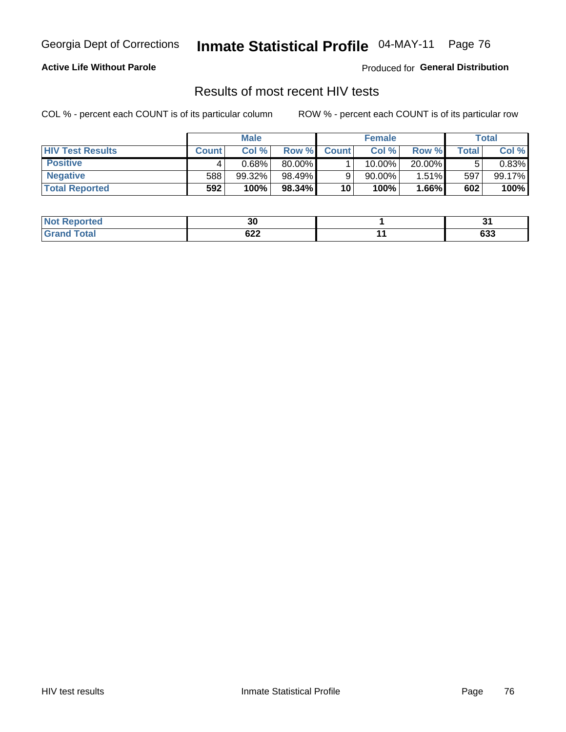# Georgia Dept of Corrections — Inmate Statistical Profile 04-MAY-11

**Active Life Without Parole**

Produced for **General Distribution**

## Results of most recent HIV tests

COL % - percent each COUNT is of its particular column

ROW % - percent each COUNT is of its particular row

| | Male | | | Female | | | Total | |
|---|---|---|---|---|---|---|---|---|
| **HIV Test Results** | **Count** | **Col %** | **Row %** | **Count** | **Col %** | **Row %** | **Total** | **Col %** |
| **Positive** | 4 | 0.68% | 80.00% | 1 | 10.00% | 20.00% | 5 | 0.83% |
| **Negative** | 588 | 99.32% | 98.49% | 9 | 90.00% | 1.51% | 597 | 99.17% |
| **Total Reported** | **592** | **100%** | **98.34%** | **10** | **100%** | **1.66%** | **602** | **100%** |

| | Male | Female | Total |
|---|---|---|---|
| **Not Reported** | **30** | **1** | **31** |
| **Grand Total** | **622** | **11** | **633** |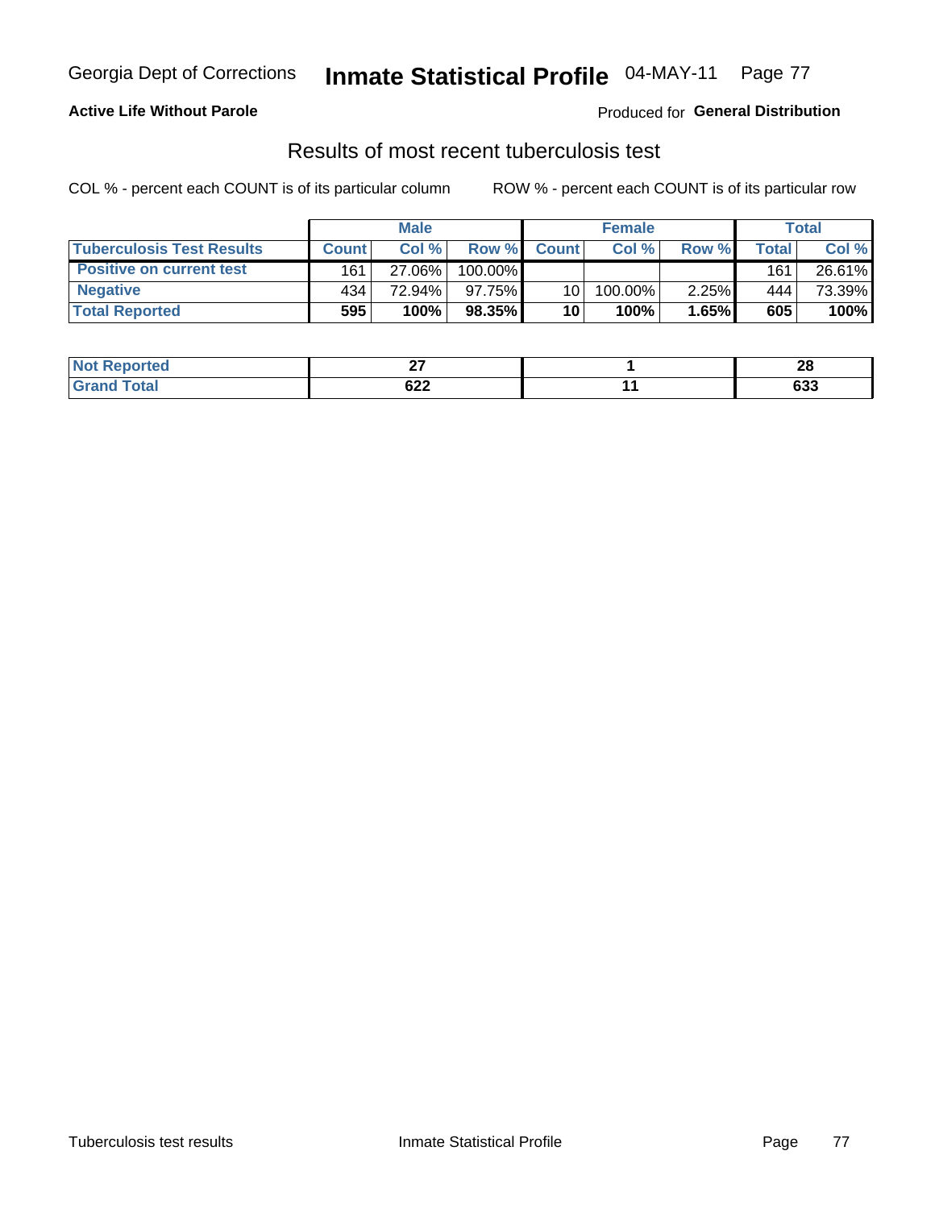Georgia Dept of Corrections **Inmate Statistical Profile** 04-MAY-11

**Active Life Without Parole**

Produced for **General Distribution**

## Results of most recent tuberculosis test

COL % - percent each COUNT is of its particular column ROW % - percent each COUNT is of its particular row

| | Male | | | Female | | | Total | |
|---|---|---|---|---|---|---|---|---|
| **Tuberculosis Test Results** | **Count** | **Col %** | **Row %** | **Count** | **Col %** | **Row %** | **Total** | **Col %** |
| **Positive on current test** | 161 | 27.06% | 100.00% | | | | 161 | 26.61% |
| **Negative** | 434 | 72.94% | 97.75% | 10 | 100.00% | 2.25% | 444 | 73.39% |
| **Total Reported** | **595** | **100%** | **98.35%** | **10** | **100%** | **1.65%** | **605** | **100%** |

| | Male | Female | Total |
|---|---|---|---|
| **Not Reported** | **27** | **1** | **28** |
| **Grand Total** | **622** | **11** | **633** |

Tuberculosis test results Inmate Statistical Profile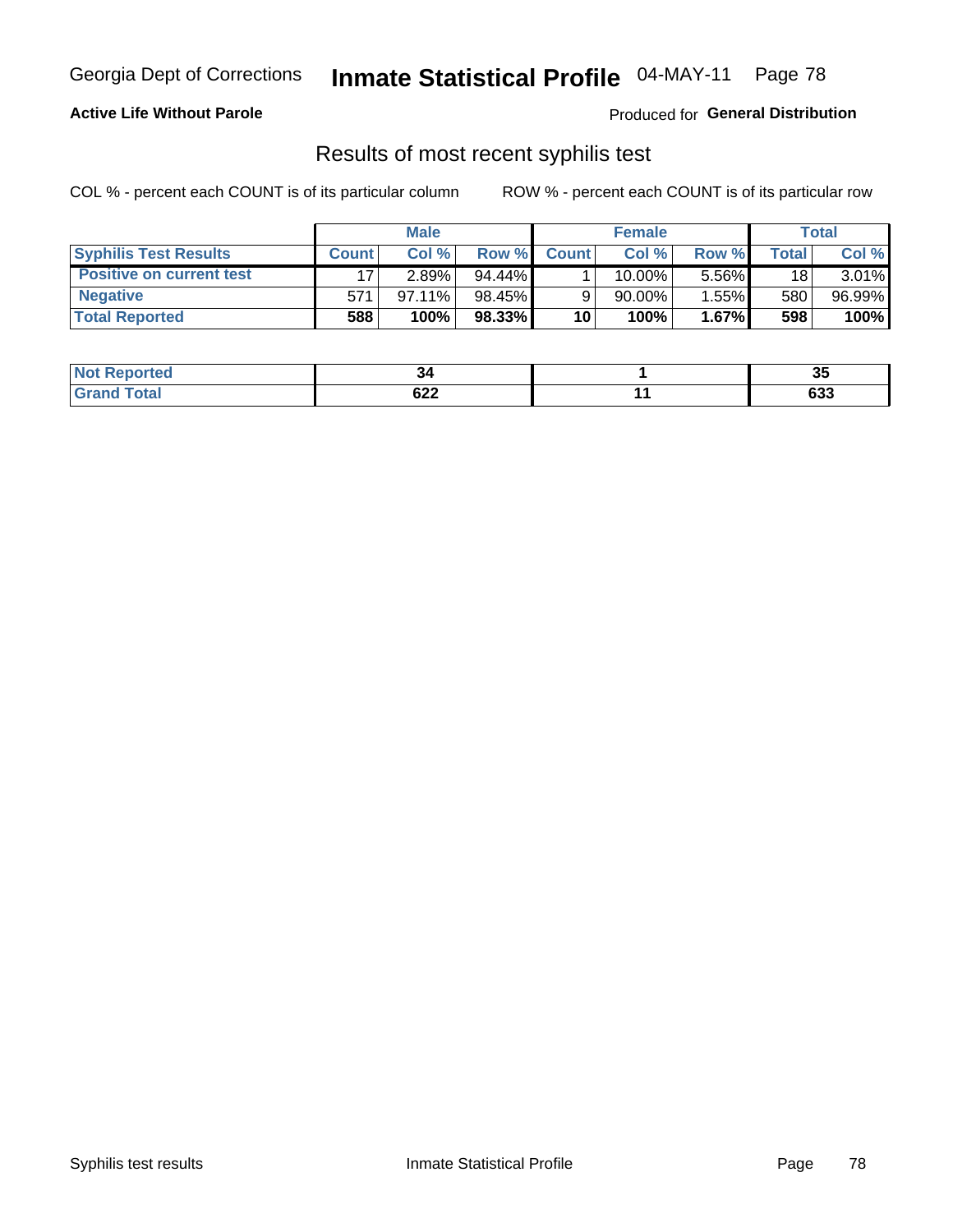Georgia Dept of Corrections **Inmate Statistical Profile** 04-MAY-11

**Active Life Without Parole**

Produced for **General Distribution**

## Results of most recent syphilis test

COL % - percent each COUNT is of its particular column ROW % - percent each COUNT is of its particular row

| | Male | | | Female | | | Total | |
|---|---|---|---|---|---|---|---|---|
| **Syphilis Test Results** | **Count** | **Col %** | **Row %** | **Count** | **Col %** | **Row %** | **Total** | **Col %** |
| **Positive on current test** | 17 | 2.89% | 94.44% | 1 | 10.00% | 5.56% | 18 | 3.01% |
| **Negative** | 571 | 97.11% | 98.45% | 9 | 90.00% | 1.55% | 580 | 96.99% |
| **Total Reported** | **588** | **100%** | **98.33%** | **10** | **100%** | **1.67%** | **598** | **100%** |

| | Male | Female | Total |
|---|---|---|---|
| **Not Reported** | **34** | **1** | **35** |
| **Grand Total** | **622** | **11** | **633** |

Syphilis test results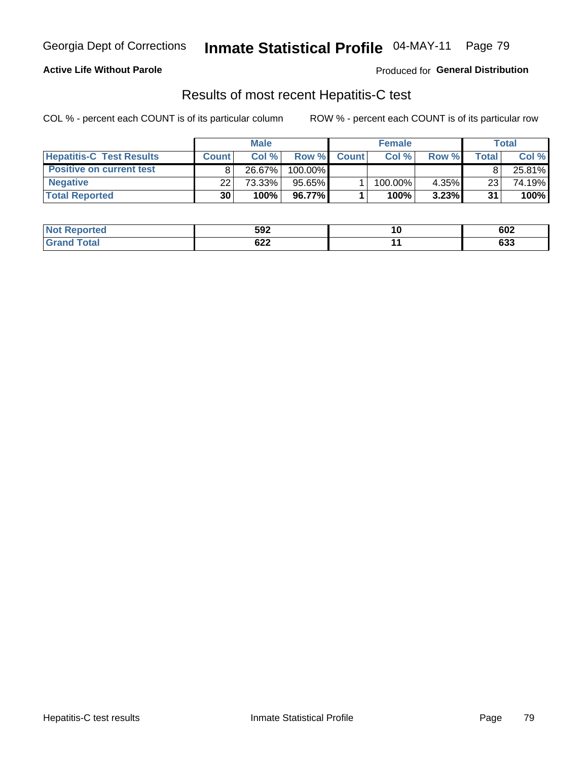Georgia Dept of Corrections **Inmate Statistical Profile** 04-MAY-11

**Active Life Without Parole**

Produced for **General Distribution**

## Results of most recent Hepatitis-C test

COL % - percent each COUNT is of its particular column ROW % - percent each COUNT is of its particular row

| | Male | | | Female | | | Total | |
|---|---|---|---|---|---|---|---|---|
| **Hepatitis-C Test Results** | **Count** | **Col %** | **Row %** | **Count** | **Col %** | **Row %** | **Total** | **Col %** |
| **Positive on current test** | 8 | 26.67% | 100.00% | | | | 8 | 25.81% |
| **Negative** | 22 | 73.33% | 95.65% | 1 | 100.00% | 4.35% | 23 | 74.19% |
| **Total Reported** | **30** | **100%** | **96.77%** | **1** | **100%** | **3.23%** | **31** | **100%** |

| | Male | Female | Total |
|---|---|---|---|
| **Not Reported** | **592** | **10** | **602** |
| **Grand Total** | **622** | **11** | **633** |